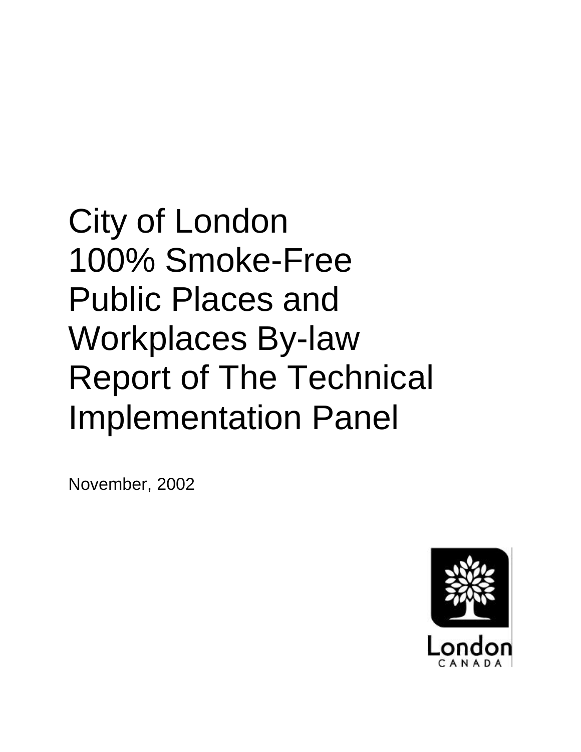# City of London 100% Smoke-Free Public Places and Workplaces By-law Report of The Technical Implementation Panel

November, 2002

London
CANADA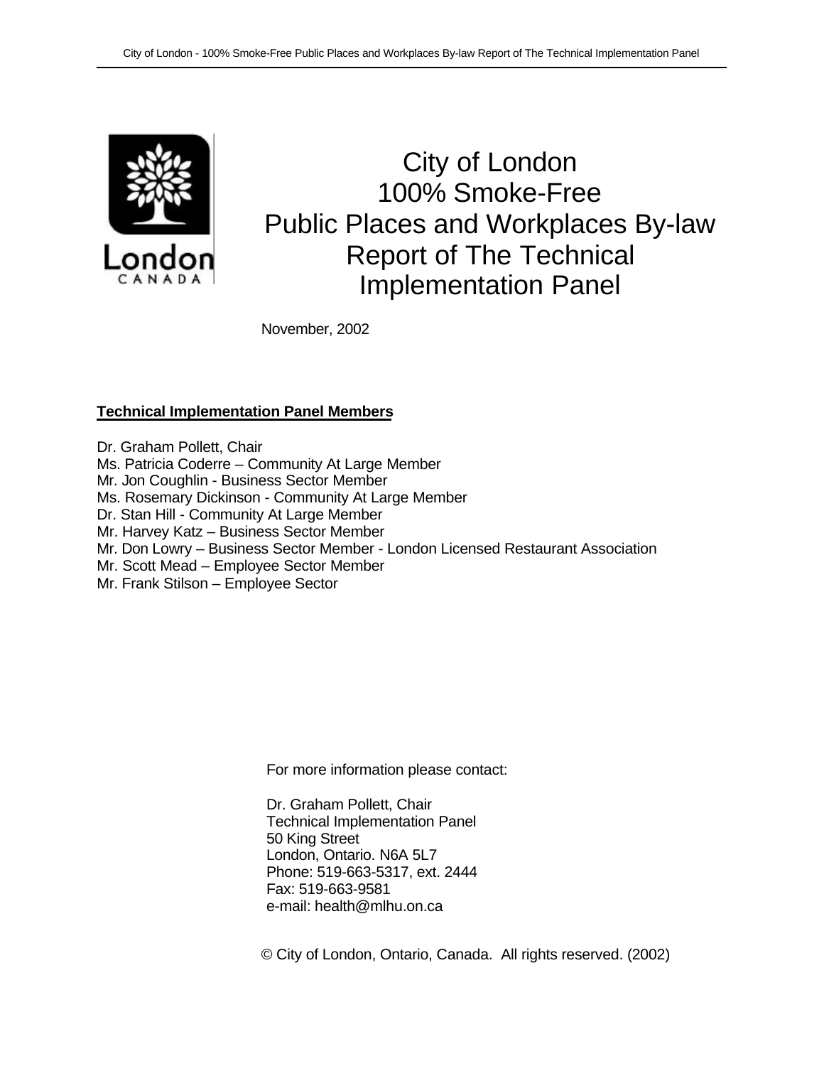# City of London 100% Smoke-Free Public Places and Workplaces By-law Report of The Technical Implementation Panel

November, 2002

**Technical Implementation Panel Members**

Dr. Graham Pollett, Chair
Ms. Patricia Coderre – Community At Large Member
Mr. Jon Coughlin - Business Sector Member
Ms. Rosemary Dickinson - Community At Large Member
Dr. Stan Hill - Community At Large Member
Mr. Harvey Katz – Business Sector Member
Mr. Don Lowry – Business Sector Member - London Licensed Restaurant Association
Mr. Scott Mead – Employee Sector Member
Mr. Frank Stilson – Employee Sector

For more information please contact:

Dr. Graham Pollett, Chair
Technical Implementation Panel
50 King Street
London, Ontario. N6A 5L7
Phone: 519-663-5317, ext. 2444
Fax: 519-663-9581
e-mail: health@mlhu.on.ca

© City of London, Ontario, Canada. All rights reserved. (2002)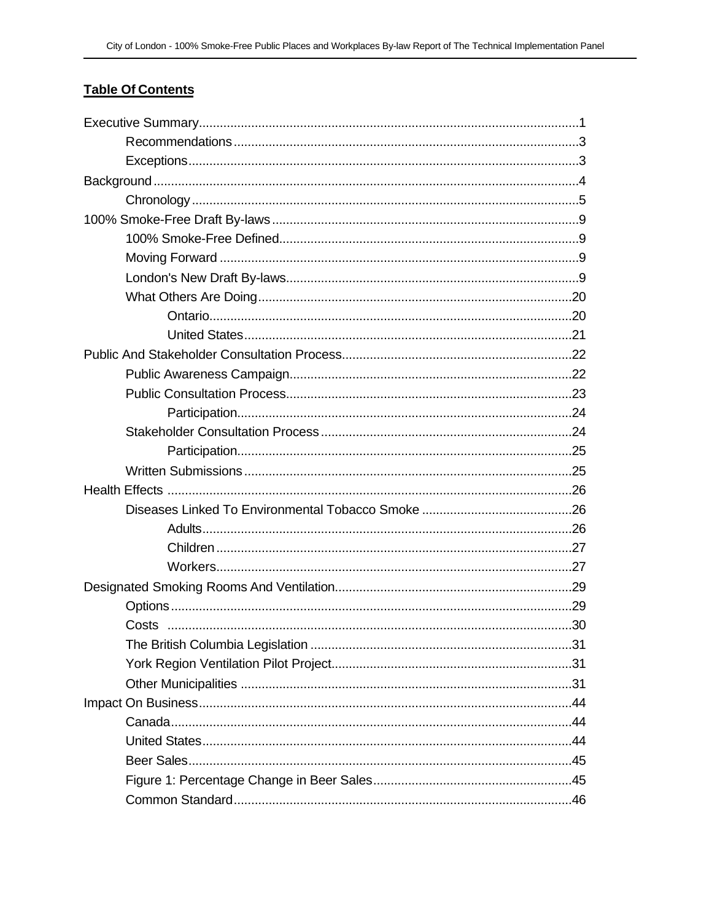**Table Of Contents**

- Executive Summary ........ 1
  - Recommendations ........ 3
  - Exceptions ........ 3
- Background ........ 4
  - Chronology ........ 5
- 100% Smoke-Free Draft By-laws ........ 9
  - 100% Smoke-Free Defined ........ 9
  - Moving Forward ........ 9
  - London's New Draft By-laws ........ 9
  - What Others Are Doing ........ 20
    - Ontario ........ 20
    - United States ........ 21
- Public And Stakeholder Consultation Process ........ 22
  - Public Awareness Campaign ........ 22
  - Public Consultation Process ........ 23
    - Participation ........ 24
  - Stakeholder Consultation Process ........ 24
    - Participation ........ 25
  - Written Submissions ........ 25
- Health Effects ........ 26
  - Diseases Linked To Environmental Tobacco Smoke ........ 26
    - Adults ........ 26
    - Children ........ 27
    - Workers ........ 27
- Designated Smoking Rooms And Ventilation ........ 29
  - Options ........ 29
  - Costs ........ 30
  - The British Columbia Legislation ........ 31
  - York Region Ventilation Pilot Project ........ 31
  - Other Municipalities ........ 31
- Impact On Business ........ 44
  - Canada ........ 44
  - United States ........ 44
  - Beer Sales ........ 45
  - Figure 1: Percentage Change in Beer Sales ........ 45
  - Common Standard ........ 46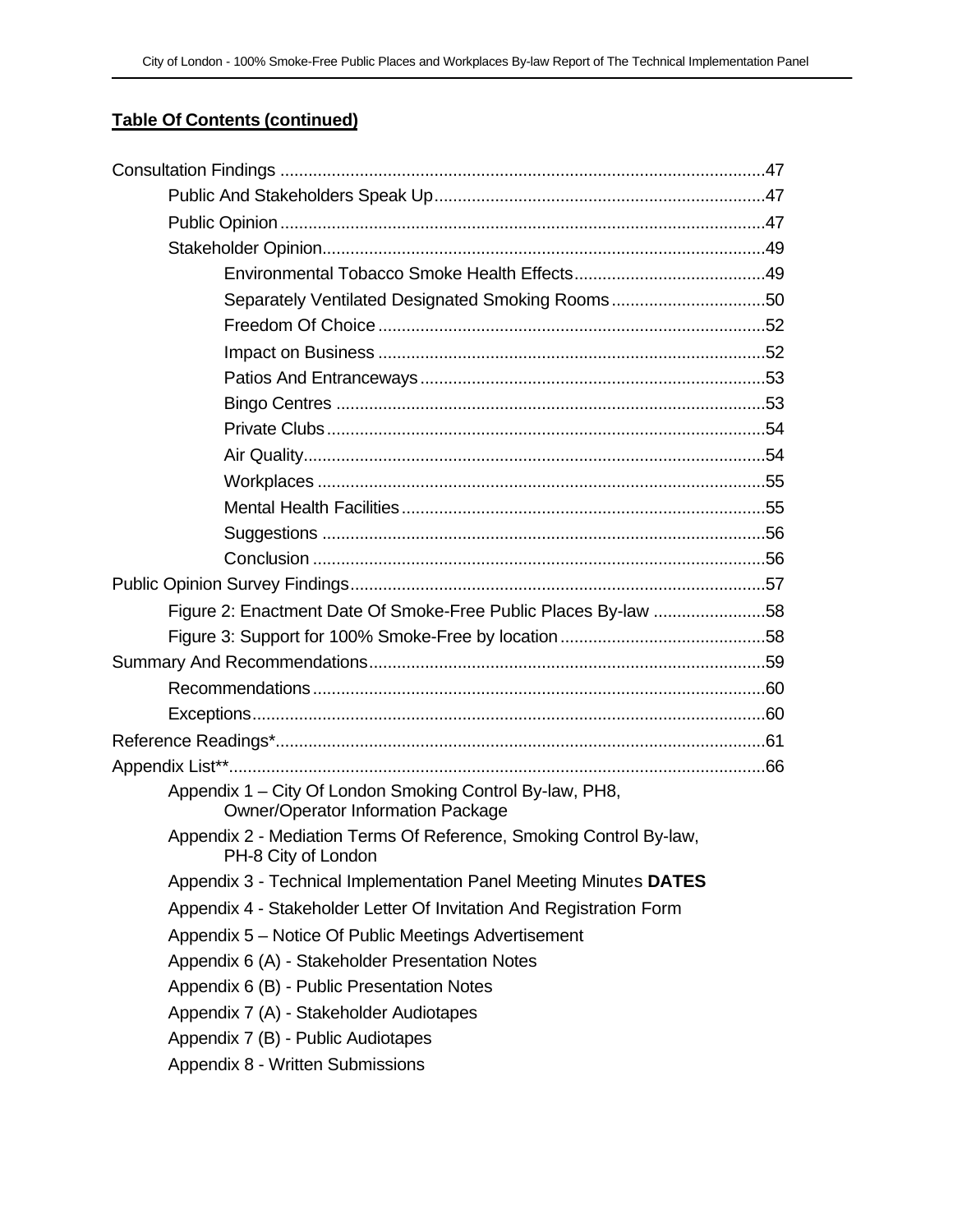**Table Of Contents (continued)**

Consultation Findings .......................................................................................................47

- Public And Stakeholders Speak Up......................................................................47
- Public Opinion.......................................................................................................47
- Stakeholder Opinion..............................................................................................49
  - Environmental Tobacco Smoke Health Effects.........................................49
  - Separately Ventilated Designated Smoking Rooms.................................50
  - Freedom Of Choice ..................................................................................52
  - Impact on Business ..................................................................................52
  - Patios And Entranceways.........................................................................53
  - Bingo Centres ...........................................................................................53
  - Private Clubs.............................................................................................54
  - Air Quality..................................................................................................54
  - Workplaces ...............................................................................................55
  - Mental Health Facilities.............................................................................55
  - Suggestions ..............................................................................................56
  - Conclusion ................................................................................................56

Public Opinion Survey Findings........................................................................................57

- Figure 2: Enactment Date Of Smoke-Free Public Places By-law ........................58
- Figure 3: Support for 100% Smoke-Free by location............................................58

Summary And Recommendations....................................................................................59

- Recommendations................................................................................................60
- Exceptions.............................................................................................................60

Reference Readings*........................................................................................................61

Appendix List**..................................................................................................................66

- Appendix 1 – City Of London Smoking Control By-law, PH8, Owner/Operator Information Package
- Appendix 2 - Mediation Terms Of Reference, Smoking Control By-law, PH-8 City of London
- Appendix 3 - Technical Implementation Panel Meeting Minutes **DATES**
- Appendix 4 - Stakeholder Letter Of Invitation And Registration Form
- Appendix 5 – Notice Of Public Meetings Advertisement
- Appendix 6 (A) - Stakeholder Presentation Notes
- Appendix 6 (B) - Public Presentation Notes
- Appendix 7 (A) - Stakeholder Audiotapes
- Appendix 7 (B) - Public Audiotapes
- Appendix 8 - Written Submissions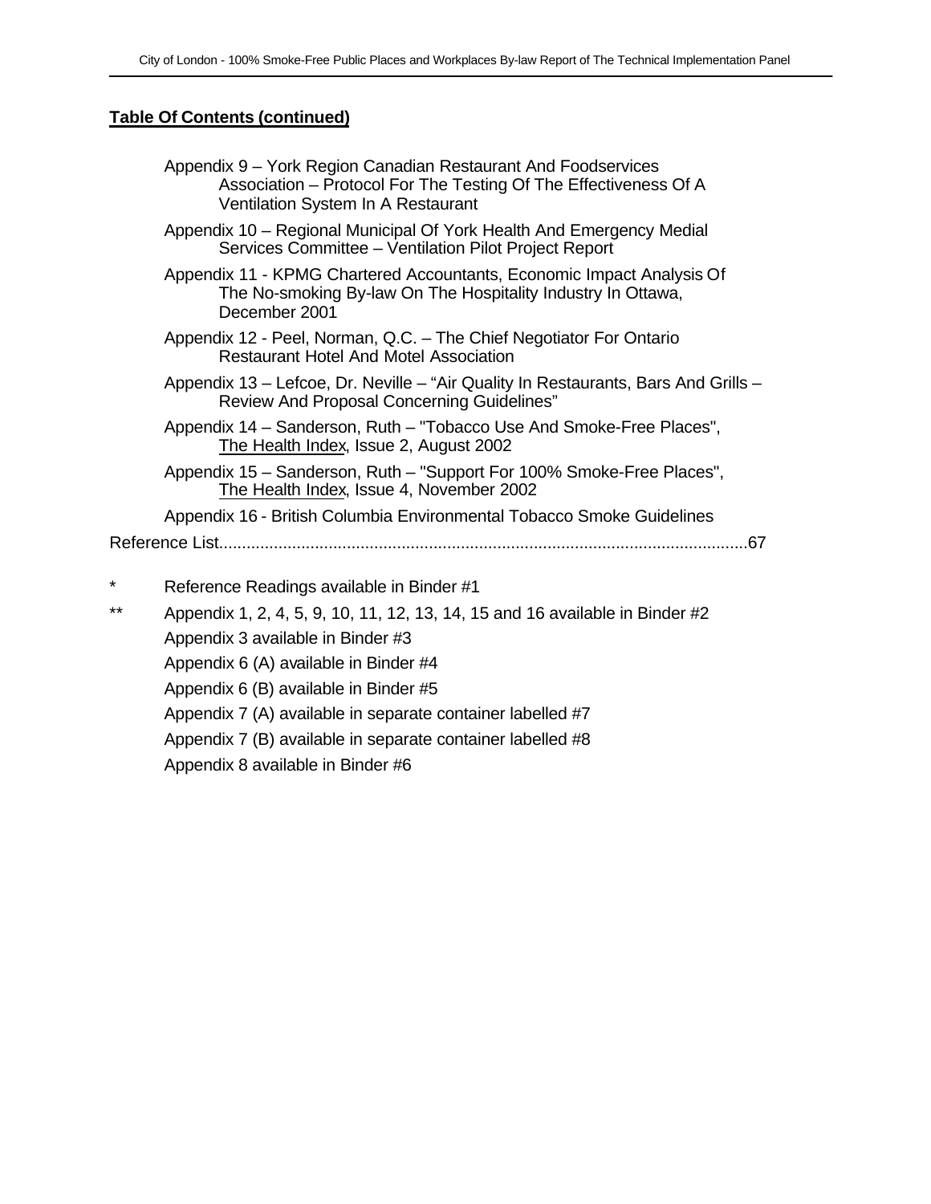**Table Of Contents (continued)**

Appendix 9 – York Region Canadian Restaurant And Foodservices Association – Protocol For The Testing Of The Effectiveness Of A Ventilation System In A Restaurant

Appendix 10 – Regional Municipal Of York Health And Emergency Medial Services Committee – Ventilation Pilot Project Report

Appendix 11 - KPMG Chartered Accountants, Economic Impact Analysis Of The No-smoking By-law On The Hospitality Industry In Ottawa, December 2001

Appendix 12 - Peel, Norman, Q.C. – The Chief Negotiator For Ontario Restaurant Hotel And Motel Association

Appendix 13 – Lefcoe, Dr. Neville – “Air Quality In Restaurants, Bars And Grills – Review And Proposal Concerning Guidelines”

Appendix 14 – Sanderson, Ruth – "Tobacco Use And Smoke-Free Places", The Health Index, Issue 2, August 2002

Appendix 15 – Sanderson, Ruth – "Support For 100% Smoke-Free Places", The Health Index, Issue 4, November 2002

Appendix 16 - British Columbia Environmental Tobacco Smoke Guidelines

Reference List....................................................................................................................67

\* Reference Readings available in Binder #1

\*\* Appendix 1, 2, 4, 5, 9, 10, 11, 12, 13, 14, 15 and 16 available in Binder #2

Appendix 3 available in Binder #3

Appendix 6 (A) available in Binder #4

Appendix 6 (B) available in Binder #5

Appendix 7 (A) available in separate container labelled #7

Appendix 7 (B) available in separate container labelled #8

Appendix 8 available in Binder #6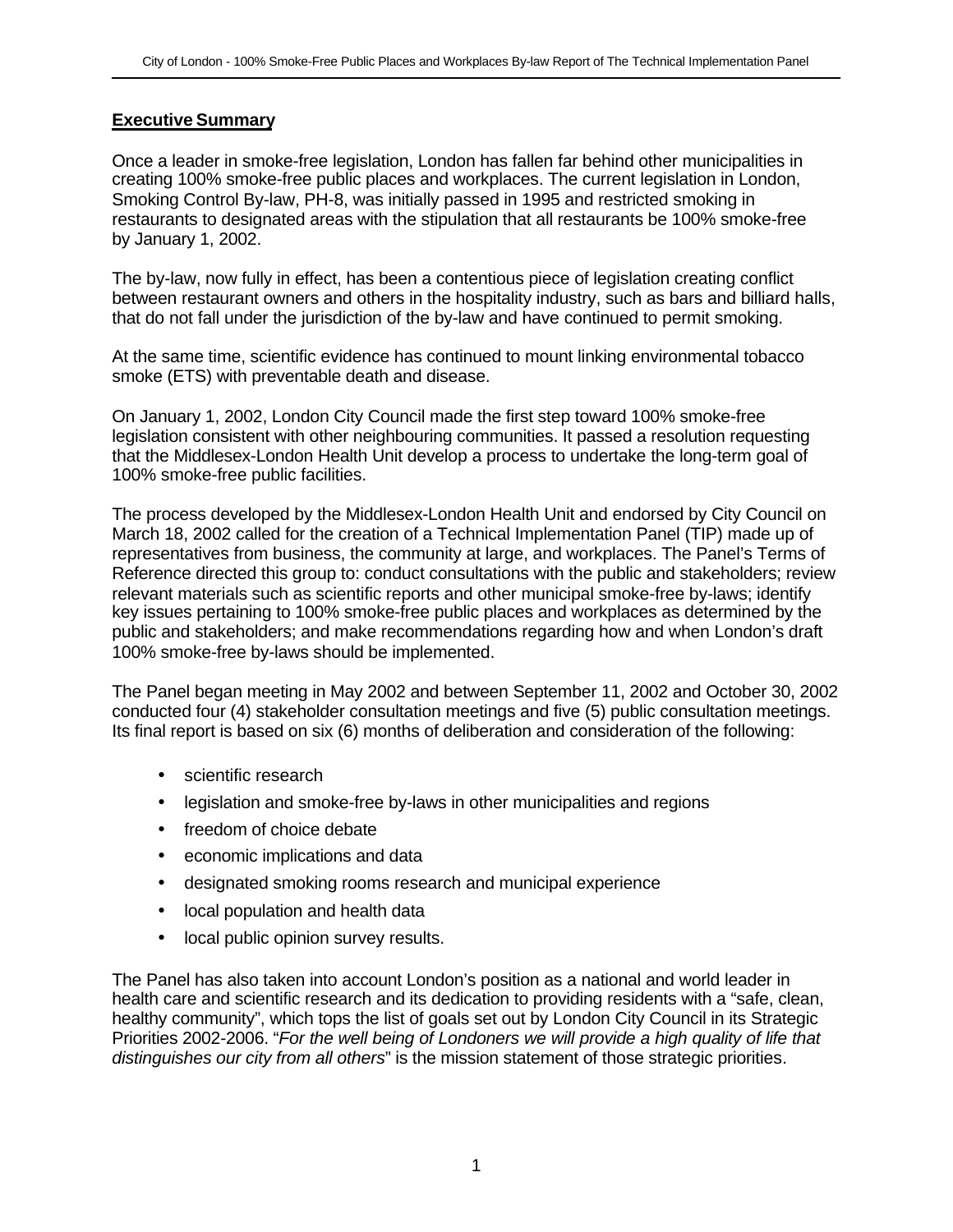## Executive Summary

Once a leader in smoke-free legislation, London has fallen far behind other municipalities in creating 100% smoke-free public places and workplaces. The current legislation in London, Smoking Control By-law, PH-8, was initially passed in 1995 and restricted smoking in restaurants to designated areas with the stipulation that all restaurants be 100% smoke-free by January 1, 2002.

The by-law, now fully in effect, has been a contentious piece of legislation creating conflict between restaurant owners and others in the hospitality industry, such as bars and billiard halls, that do not fall under the jurisdiction of the by-law and have continued to permit smoking.

At the same time, scientific evidence has continued to mount linking environmental tobacco smoke (ETS) with preventable death and disease.

On January 1, 2002, London City Council made the first step toward 100% smoke-free legislation consistent with other neighbouring communities. It passed a resolution requesting that the Middlesex-London Health Unit develop a process to undertake the long-term goal of 100% smoke-free public facilities.

The process developed by the Middlesex-London Health Unit and endorsed by City Council on March 18, 2002 called for the creation of a Technical Implementation Panel (TIP) made up of representatives from business, the community at large, and workplaces. The Panel's Terms of Reference directed this group to: conduct consultations with the public and stakeholders; review relevant materials such as scientific reports and other municipal smoke-free by-laws; identify key issues pertaining to 100% smoke-free public places and workplaces as determined by the public and stakeholders; and make recommendations regarding how and when London's draft 100% smoke-free by-laws should be implemented.

The Panel began meeting in May 2002 and between September 11, 2002 and October 30, 2002 conducted four (4) stakeholder consultation meetings and five (5) public consultation meetings. Its final report is based on six (6) months of deliberation and consideration of the following:

- scientific research
- legislation and smoke-free by-laws in other municipalities and regions
- freedom of choice debate
- economic implications and data
- designated smoking rooms research and municipal experience
- local population and health data
- local public opinion survey results.

The Panel has also taken into account London's position as a national and world leader in health care and scientific research and its dedication to providing residents with a "safe, clean, healthy community", which tops the list of goals set out by London City Council in its Strategic Priorities 2002-2006. "*For the well being of Londoners we will provide a high quality of life that distinguishes our city from all others*" is the mission statement of those strategic priorities.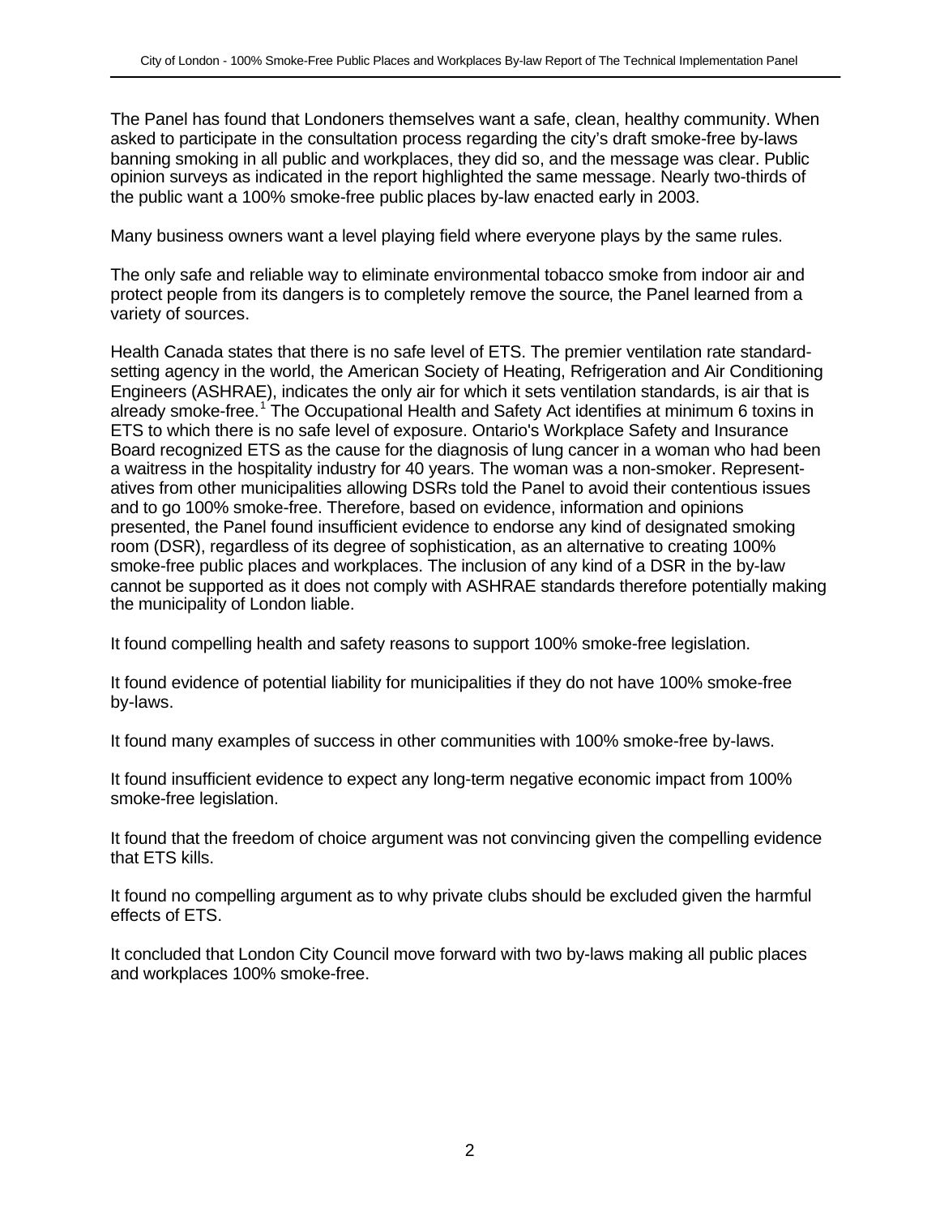The Panel has found that Londoners themselves want a safe, clean, healthy community. When asked to participate in the consultation process regarding the city's draft smoke-free by-laws banning smoking in all public and workplaces, they did so, and the message was clear. Public opinion surveys as indicated in the report highlighted the same message. Nearly two-thirds of the public want a 100% smoke-free public places by-law enacted early in 2003.

Many business owners want a level playing field where everyone plays by the same rules.

The only safe and reliable way to eliminate environmental tobacco smoke from indoor air and protect people from its dangers is to completely remove the source, the Panel learned from a variety of sources.

Health Canada states that there is no safe level of ETS. The premier ventilation rate standard-setting agency in the world, the American Society of Heating, Refrigeration and Air Conditioning Engineers (ASHRAE), indicates the only air for which it sets ventilation standards, is air that is already smoke-free.[1] The Occupational Health and Safety Act identifies at minimum 6 toxins in ETS to which there is no safe level of exposure. Ontario's Workplace Safety and Insurance Board recognized ETS as the cause for the diagnosis of lung cancer in a woman who had been a waitress in the hospitality industry for 40 years. The woman was a non-smoker. Representatives from other municipalities allowing DSRs told the Panel to avoid their contentious issues and to go 100% smoke-free. Therefore, based on evidence, information and opinions presented, the Panel found insufficient evidence to endorse any kind of designated smoking room (DSR), regardless of its degree of sophistication, as an alternative to creating 100% smoke-free public places and workplaces. The inclusion of any kind of a DSR in the by-law cannot be supported as it does not comply with ASHRAE standards therefore potentially making the municipality of London liable.

It found compelling health and safety reasons to support 100% smoke-free legislation.

It found evidence of potential liability for municipalities if they do not have 100% smoke-free by-laws.

It found many examples of success in other communities with 100% smoke-free by-laws.

It found insufficient evidence to expect any long-term negative economic impact from 100% smoke-free legislation.

It found that the freedom of choice argument was not convincing given the compelling evidence that ETS kills.

It found no compelling argument as to why private clubs should be excluded given the harmful effects of ETS.

It concluded that London City Council move forward with two by-laws making all public places and workplaces 100% smoke-free.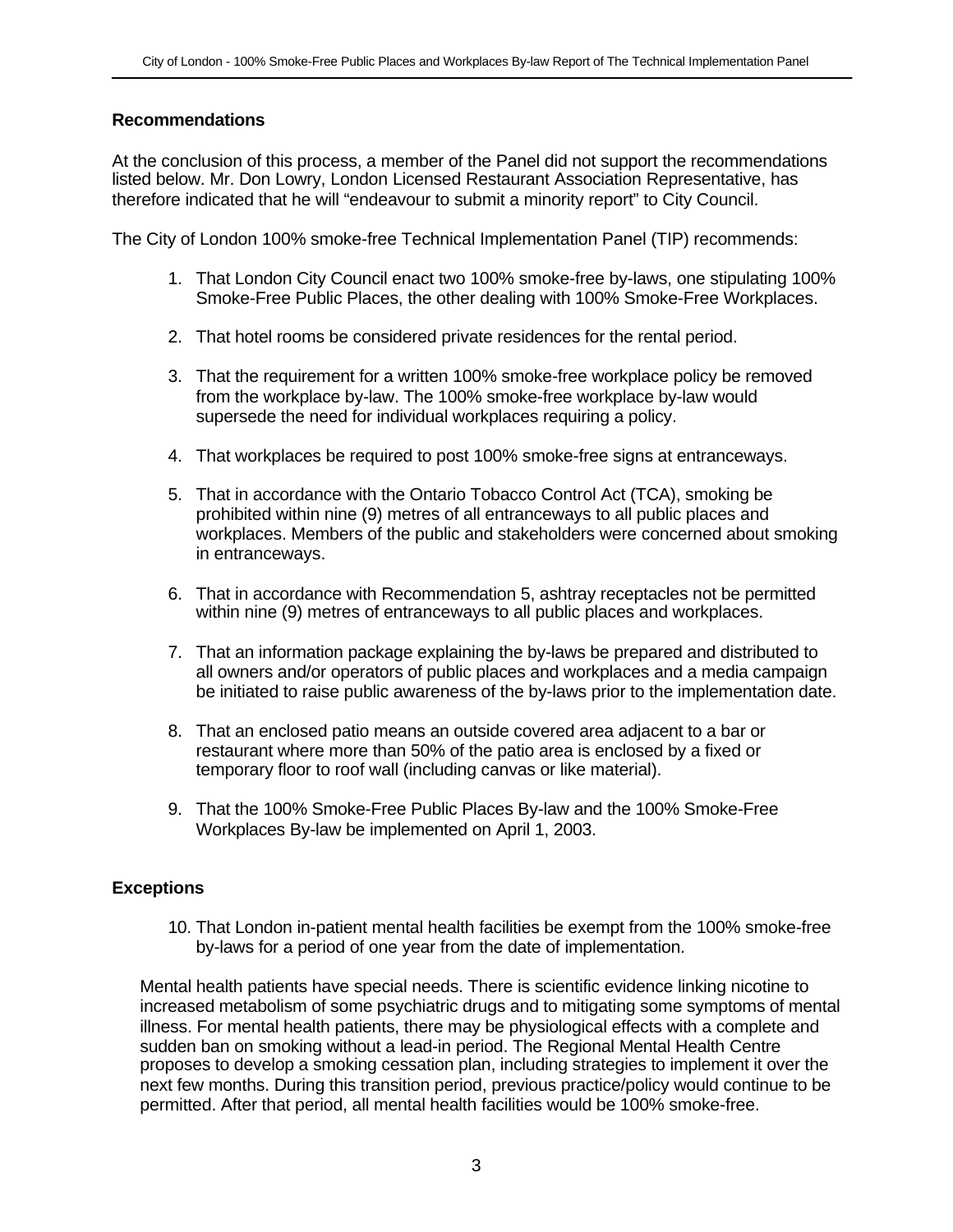## Recommendations

At the conclusion of this process, a member of the Panel did not support the recommendations listed below. Mr. Don Lowry, London Licensed Restaurant Association Representative, has therefore indicated that he will "endeavour to submit a minority report" to City Council.

The City of London 100% smoke-free Technical Implementation Panel (TIP) recommends:

1. That London City Council enact two 100% smoke-free by-laws, one stipulating 100% Smoke-Free Public Places, the other dealing with 100% Smoke-Free Workplaces.
2. That hotel rooms be considered private residences for the rental period.
3. That the requirement for a written 100% smoke-free workplace policy be removed from the workplace by-law. The 100% smoke-free workplace by-law would supersede the need for individual workplaces requiring a policy.
4. That workplaces be required to post 100% smoke-free signs at entranceways.
5. That in accordance with the Ontario Tobacco Control Act (TCA), smoking be prohibited within nine (9) metres of all entranceways to all public places and workplaces. Members of the public and stakeholders were concerned about smoking in entranceways.
6. That in accordance with Recommendation 5, ashtray receptacles not be permitted within nine (9) metres of entranceways to all public places and workplaces.
7. That an information package explaining the by-laws be prepared and distributed to all owners and/or operators of public places and workplaces and a media campaign be initiated to raise public awareness of the by-laws prior to the implementation date.
8. That an enclosed patio means an outside covered area adjacent to a bar or restaurant where more than 50% of the patio area is enclosed by a fixed or temporary floor to roof wall (including canvas or like material).
9. That the 100% Smoke-Free Public Places By-law and the 100% Smoke-Free Workplaces By-law be implemented on April 1, 2003.

## Exceptions

10. That London in-patient mental health facilities be exempt from the 100% smoke-free by-laws for a period of one year from the date of implementation.

Mental health patients have special needs. There is scientific evidence linking nicotine to increased metabolism of some psychiatric drugs and to mitigating some symptoms of mental illness. For mental health patients, there may be physiological effects with a complete and sudden ban on smoking without a lead-in period. The Regional Mental Health Centre proposes to develop a smoking cessation plan, including strategies to implement it over the next few months. During this transition period, previous practice/policy would continue to be permitted. After that period, all mental health facilities would be 100% smoke-free.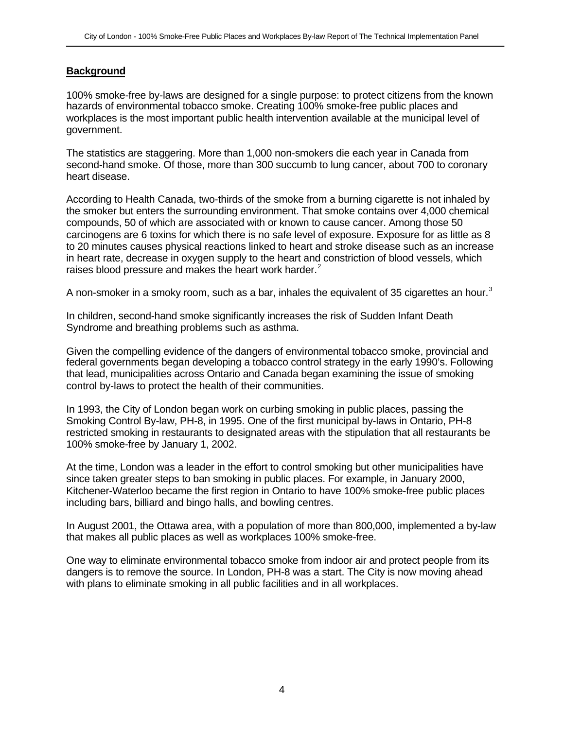## Background

100% smoke-free by-laws are designed for a single purpose: to protect citizens from the known hazards of environmental tobacco smoke. Creating 100% smoke-free public places and workplaces is the most important public health intervention available at the municipal level of government.

The statistics are staggering. More than 1,000 non-smokers die each year in Canada from second-hand smoke. Of those, more than 300 succumb to lung cancer, about 700 to coronary heart disease.

According to Health Canada, two-thirds of the smoke from a burning cigarette is not inhaled by the smoker but enters the surrounding environment. That smoke contains over 4,000 chemical compounds, 50 of which are associated with or known to cause cancer. Among those 50 carcinogens are 6 toxins for which there is no safe level of exposure. Exposure for as little as 8 to 20 minutes causes physical reactions linked to heart and stroke disease such as an increase in heart rate, decrease in oxygen supply to the heart and constriction of blood vessels, which raises blood pressure and makes the heart work harder.[2]

A non-smoker in a smoky room, such as a bar, inhales the equivalent of 35 cigarettes an hour.[3]

In children, second-hand smoke significantly increases the risk of Sudden Infant Death Syndrome and breathing problems such as asthma.

Given the compelling evidence of the dangers of environmental tobacco smoke, provincial and federal governments began developing a tobacco control strategy in the early 1990's. Following that lead, municipalities across Ontario and Canada began examining the issue of smoking control by-laws to protect the health of their communities.

In 1993, the City of London began work on curbing smoking in public places, passing the Smoking Control By-law, PH-8, in 1995. One of the first municipal by-laws in Ontario, PH-8 restricted smoking in restaurants to designated areas with the stipulation that all restaurants be 100% smoke-free by January 1, 2002.

At the time, London was a leader in the effort to control smoking but other municipalities have since taken greater steps to ban smoking in public places. For example, in January 2000, Kitchener-Waterloo became the first region in Ontario to have 100% smoke-free public places including bars, billiard and bingo halls, and bowling centres.

In August 2001, the Ottawa area, with a population of more than 800,000, implemented a by-law that makes all public places as well as workplaces 100% smoke-free.

One way to eliminate environmental tobacco smoke from indoor air and protect people from its dangers is to remove the source. In London, PH-8 was a start. The City is now moving ahead with plans to eliminate smoking in all public facilities and in all workplaces.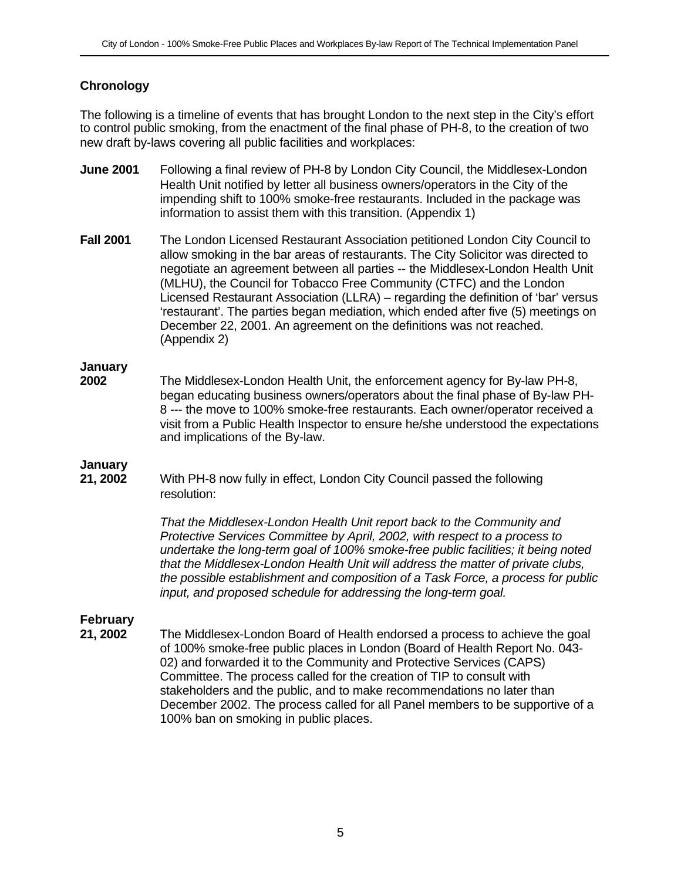## Chronology

The following is a timeline of events that has brought London to the next step in the City's effort to control public smoking, from the enactment of the final phase of PH-8, to the creation of two new draft by-laws covering all public facilities and workplaces:

**June 2001** Following a final review of PH-8 by London City Council, the Middlesex-London Health Unit notified by letter all business owners/operators in the City of the impending shift to 100% smoke-free restaurants. Included in the package was information to assist them with this transition. (Appendix 1)

**Fall 2001** The London Licensed Restaurant Association petitioned London City Council to allow smoking in the bar areas of restaurants. The City Solicitor was directed to negotiate an agreement between all parties -- the Middlesex-London Health Unit (MLHU), the Council for Tobacco Free Community (CTFC) and the London Licensed Restaurant Association (LLRA) – regarding the definition of 'bar' versus 'restaurant'. The parties began mediation, which ended after five (5) meetings on December 22, 2001. An agreement on the definitions was not reached. (Appendix 2)

**January 2002** The Middlesex-London Health Unit, the enforcement agency for By-law PH-8, began educating business owners/operators about the final phase of By-law PH-8 --- the move to 100% smoke-free restaurants. Each owner/operator received a visit from a Public Health Inspector to ensure he/she understood the expectations and implications of the By-law.

**January 21, 2002** With PH-8 now fully in effect, London City Council passed the following resolution:

*That the Middlesex-London Health Unit report back to the Community and Protective Services Committee by April, 2002, with respect to a process to undertake the long-term goal of 100% smoke-free public facilities; it being noted that the Middlesex-London Health Unit will address the matter of private clubs, the possible establishment and composition of a Task Force, a process for public input, and proposed schedule for addressing the long-term goal.*

**February 21, 2002** The Middlesex-London Board of Health endorsed a process to achieve the goal of 100% smoke-free public places in London (Board of Health Report No. 043-02) and forwarded it to the Community and Protective Services (CAPS) Committee. The process called for the creation of TIP to consult with stakeholders and the public, and to make recommendations no later than December 2002. The process called for all Panel members to be supportive of a 100% ban on smoking in public places.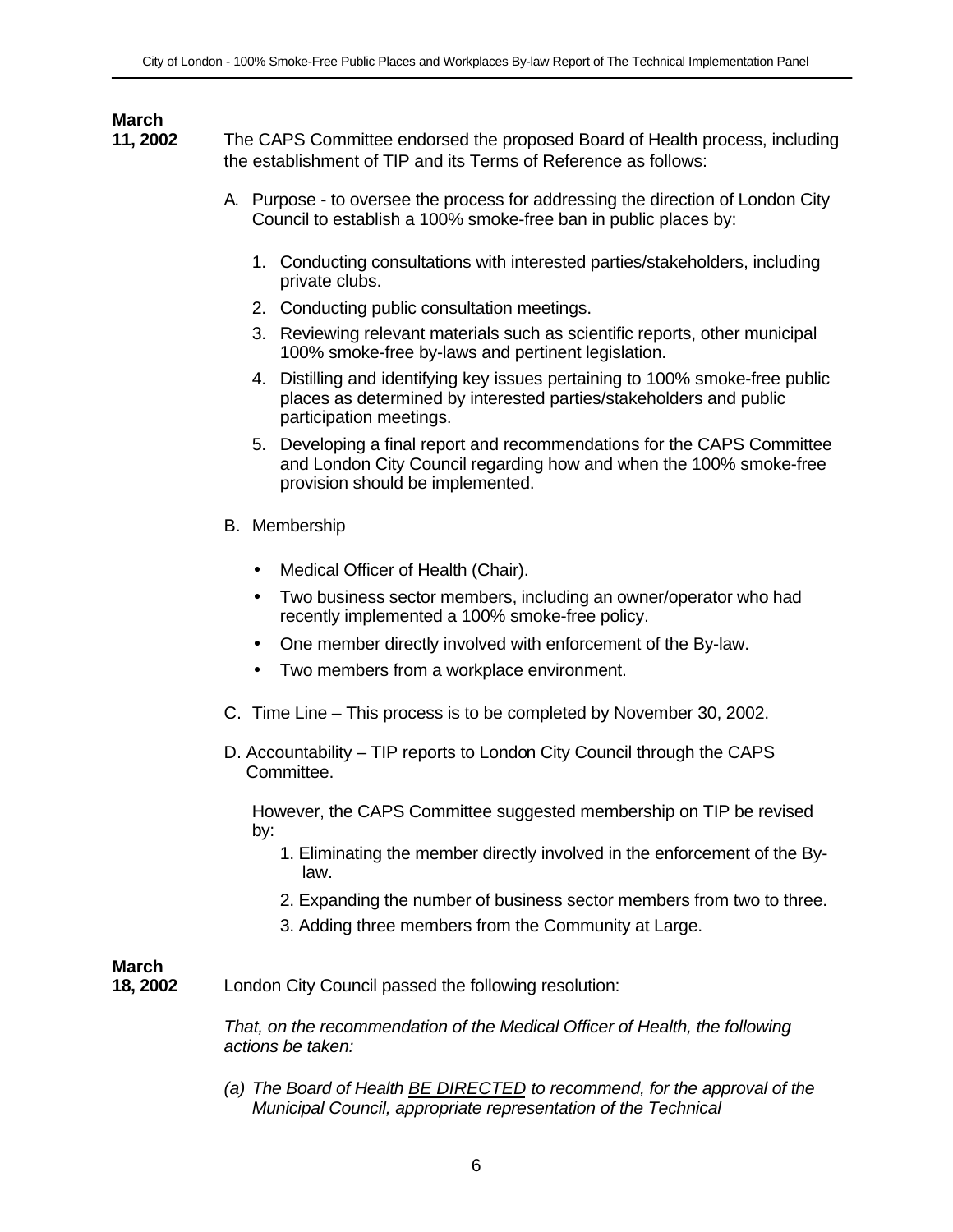**March 11, 2002** The CAPS Committee endorsed the proposed Board of Health process, including the establishment of TIP and its Terms of Reference as follows:

A. Purpose - to oversee the process for addressing the direction of London City Council to establish a 100% smoke-free ban in public places by:

   1. Conducting consultations with interested parties/stakeholders, including private clubs.
   2. Conducting public consultation meetings.
   3. Reviewing relevant materials such as scientific reports, other municipal 100% smoke-free by-laws and pertinent legislation.
   4. Distilling and identifying key issues pertaining to 100% smoke-free public places as determined by interested parties/stakeholders and public participation meetings.
   5. Developing a final report and recommendations for the CAPS Committee and London City Council regarding how and when the 100% smoke-free provision should be implemented.

B. Membership

   - Medical Officer of Health (Chair).
   - Two business sector members, including an owner/operator who had recently implemented a 100% smoke-free policy.
   - One member directly involved with enforcement of the By-law.
   - Two members from a workplace environment.

C. Time Line – This process is to be completed by November 30, 2002.

D. Accountability – TIP reports to London City Council through the CAPS Committee.

   However, the CAPS Committee suggested membership on TIP be revised by:

   1. Eliminating the member directly involved in the enforcement of the By-law.
   2. Expanding the number of business sector members from two to three.
   3. Adding three members from the Community at Large.

**March 18, 2002** London City Council passed the following resolution:

*That, on the recommendation of the Medical Officer of Health, the following actions be taken:*

*(a) The Board of Health* <u>*BE DIRECTED*</u> *to recommend, for the approval of the Municipal Council, appropriate representation of the Technical*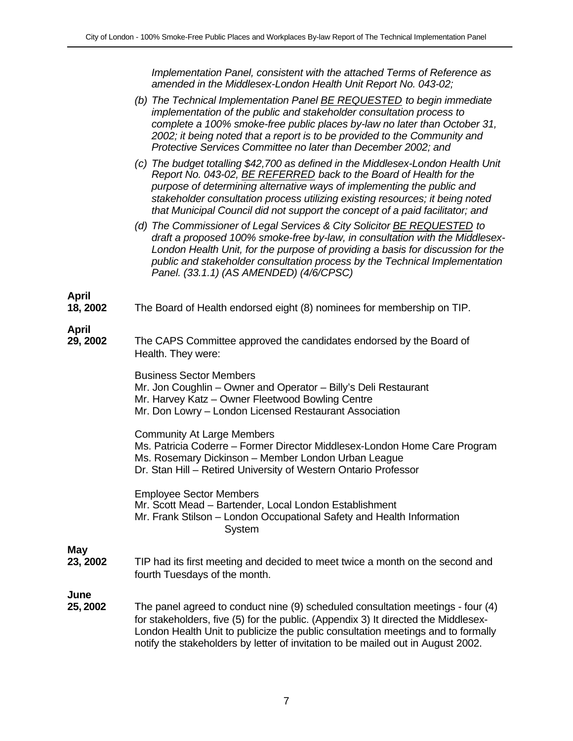*Implementation Panel, consistent with the attached Terms of Reference as amended in the Middlesex-London Health Unit Report No. 043-02;*

*(b) The Technical Implementation Panel BE REQUESTED to begin immediate implementation of the public and stakeholder consultation process to complete a 100% smoke-free public places by-law no later than October 31, 2002; it being noted that a report is to be provided to the Community and Protective Services Committee no later than December 2002; and*

*(c) The budget totalling $42,700 as defined in the Middlesex-London Health Unit Report No. 043-02, BE REFERRED back to the Board of Health for the purpose of determining alternative ways of implementing the public and stakeholder consultation process utilizing existing resources; it being noted that Municipal Council did not support the concept of a paid facilitator; and*

*(d) The Commissioner of Legal Services & City Solicitor BE REQUESTED to draft a proposed 100% smoke-free by-law, in consultation with the Middlesex-London Health Unit, for the purpose of providing a basis for discussion for the public and stakeholder consultation process by the Technical Implementation Panel. (33.1.1) (AS AMENDED) (4/6/CPSC)*

**April 18, 2002**

The Board of Health endorsed eight (8) nominees for membership on TIP.

**April 29, 2002**

The CAPS Committee approved the candidates endorsed by the Board of Health. They were:

Business Sector Members
Mr. Jon Coughlin – Owner and Operator – Billy's Deli Restaurant
Mr. Harvey Katz – Owner Fleetwood Bowling Centre
Mr. Don Lowry – London Licensed Restaurant Association

Community At Large Members
Ms. Patricia Coderre – Former Director Middlesex-London Home Care Program
Ms. Rosemary Dickinson – Member London Urban League
Dr. Stan Hill – Retired University of Western Ontario Professor

Employee Sector Members
Mr. Scott Mead – Bartender, Local London Establishment
Mr. Frank Stilson – London Occupational Safety and Health Information System

**May 23, 2002**

TIP had its first meeting and decided to meet twice a month on the second and fourth Tuesdays of the month.

**June 25, 2002**

The panel agreed to conduct nine (9) scheduled consultation meetings - four (4) for stakeholders, five (5) for the public. (Appendix 3) It directed the Middlesex-London Health Unit to publicize the public consultation meetings and to formally notify the stakeholders by letter of invitation to be mailed out in August 2002.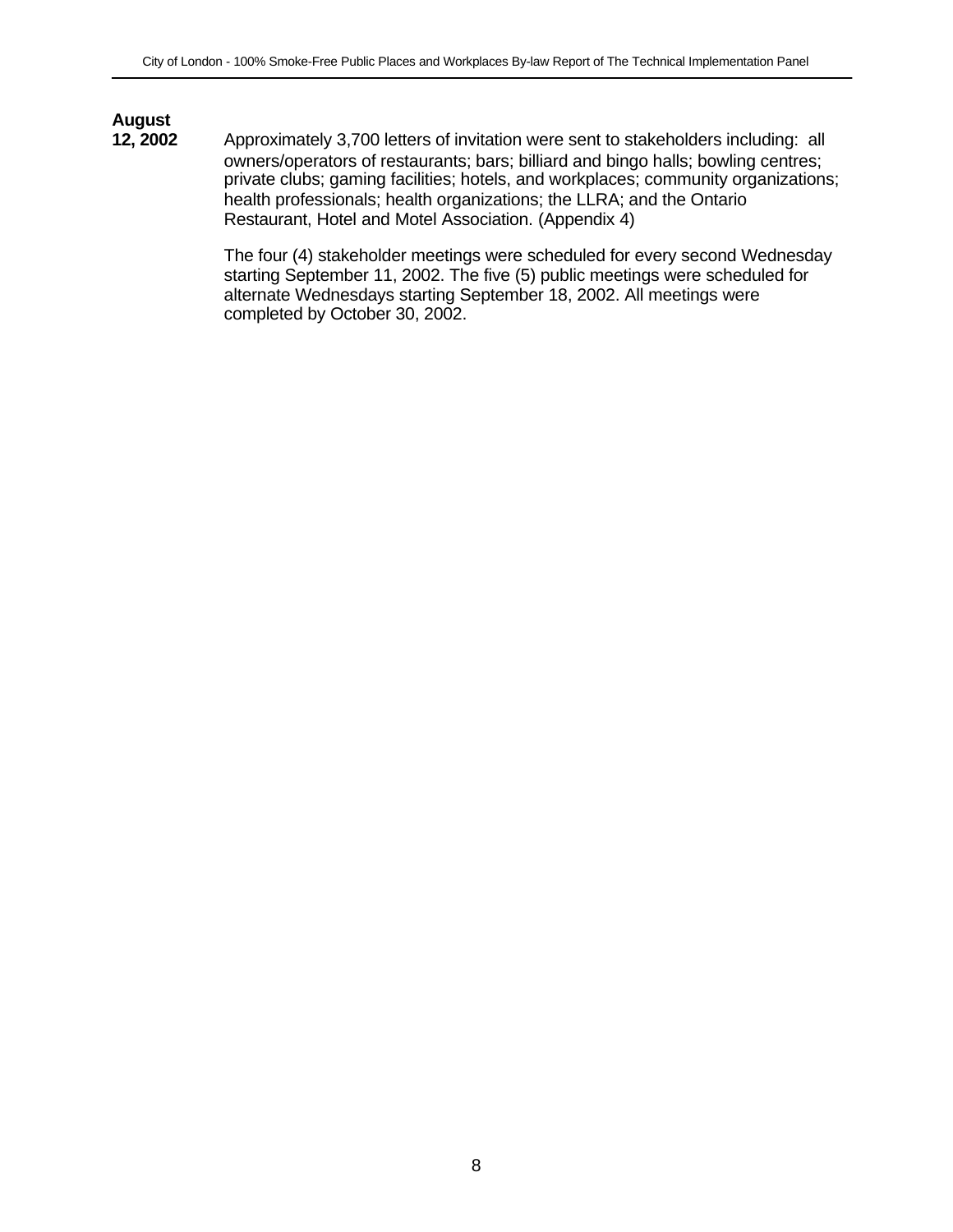**August 12, 2002**

Approximately 3,700 letters of invitation were sent to stakeholders including: all owners/operators of restaurants; bars; billiard and bingo halls; bowling centres; private clubs; gaming facilities; hotels, and workplaces; community organizations; health professionals; health organizations; the LLRA; and the Ontario Restaurant, Hotel and Motel Association. (Appendix 4)

The four (4) stakeholder meetings were scheduled for every second Wednesday starting September 11, 2002. The five (5) public meetings were scheduled for alternate Wednesdays starting September 18, 2002. All meetings were completed by October 30, 2002.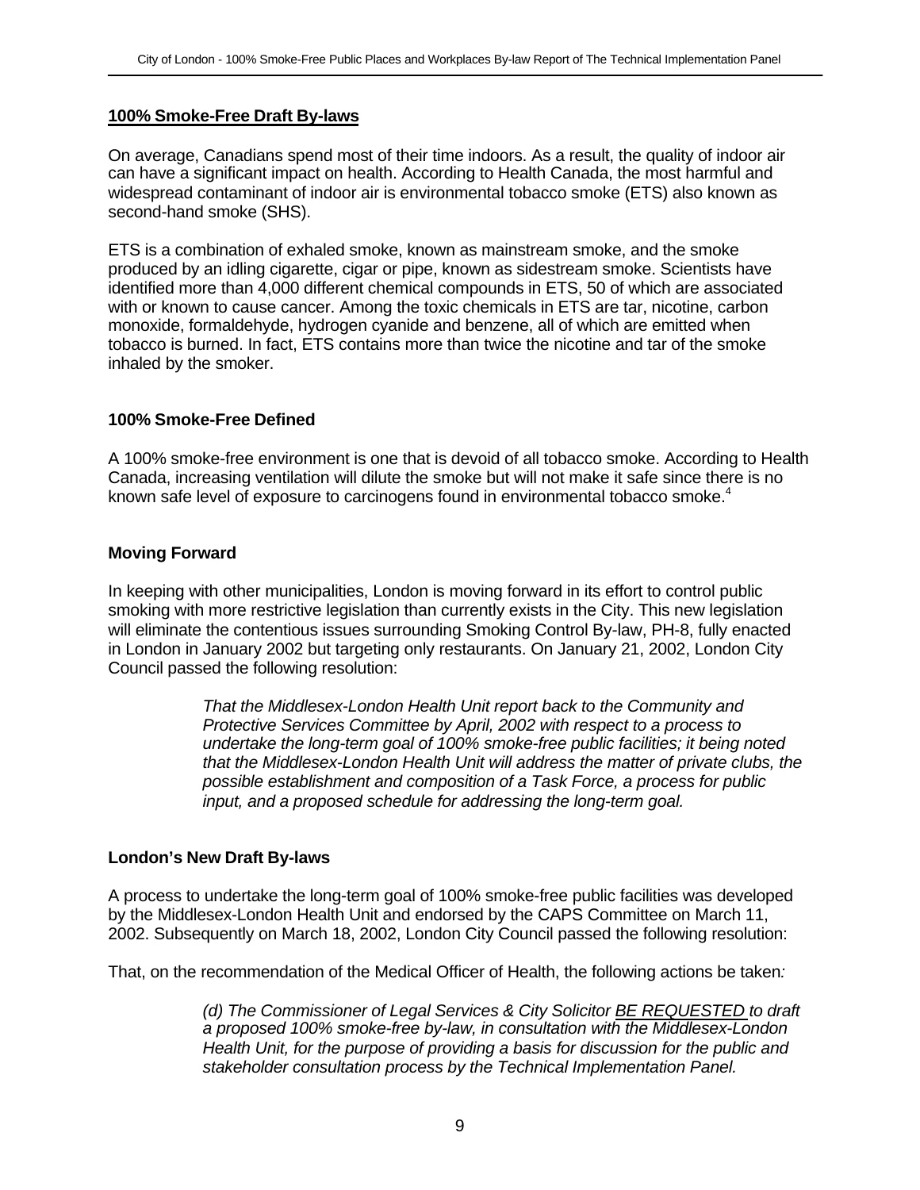## 100% Smoke-Free Draft By-laws

On average, Canadians spend most of their time indoors. As a result, the quality of indoor air can have a significant impact on health. According to Health Canada, the most harmful and widespread contaminant of indoor air is environmental tobacco smoke (ETS) also known as second-hand smoke (SHS).

ETS is a combination of exhaled smoke, known as mainstream smoke, and the smoke produced by an idling cigarette, cigar or pipe, known as sidestream smoke. Scientists have identified more than 4,000 different chemical compounds in ETS, 50 of which are associated with or known to cause cancer. Among the toxic chemicals in ETS are tar, nicotine, carbon monoxide, formaldehyde, hydrogen cyanide and benzene, all of which are emitted when tobacco is burned. In fact, ETS contains more than twice the nicotine and tar of the smoke inhaled by the smoker.

### 100% Smoke-Free Defined

A 100% smoke-free environment is one that is devoid of all tobacco smoke. According to Health Canada, increasing ventilation will dilute the smoke but will not make it safe since there is no known safe level of exposure to carcinogens found in environmental tobacco smoke.[4]

### Moving Forward

In keeping with other municipalities, London is moving forward in its effort to control public smoking with more restrictive legislation than currently exists in the City. This new legislation will eliminate the contentious issues surrounding Smoking Control By-law, PH-8, fully enacted in London in January 2002 but targeting only restaurants. On January 21, 2002, London City Council passed the following resolution:

> *That the Middlesex-London Health Unit report back to the Community and Protective Services Committee by April, 2002 with respect to a process to undertake the long-term goal of 100% smoke-free public facilities; it being noted that the Middlesex-London Health Unit will address the matter of private clubs, the possible establishment and composition of a Task Force, a process for public input, and a proposed schedule for addressing the long-term goal.*

### London's New Draft By-laws

A process to undertake the long-term goal of 100% smoke-free public facilities was developed by the Middlesex-London Health Unit and endorsed by the CAPS Committee on March 11, 2002. Subsequently on March 18, 2002, London City Council passed the following resolution:

That, on the recommendation of the Medical Officer of Health, the following actions be taken*:*

> *(d) The Commissioner of Legal Services & City Solicitor <u>BE REQUESTED</u> to draft a proposed 100% smoke-free by-law, in consultation with the Middlesex-London Health Unit, for the purpose of providing a basis for discussion for the public and stakeholder consultation process by the Technical Implementation Panel.*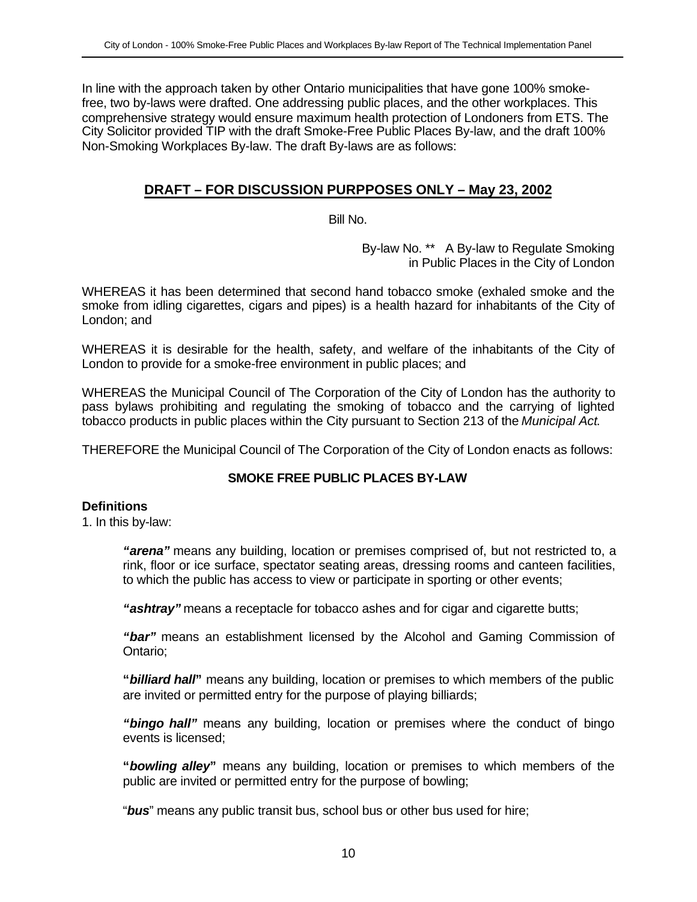In line with the approach taken by other Ontario municipalities that have gone 100% smoke-free, two by-laws were drafted. One addressing public places, and the other workplaces. This comprehensive strategy would ensure maximum health protection of Londoners from ETS. The City Solicitor provided TIP with the draft Smoke-Free Public Places By-law, and the draft 100% Non-Smoking Workplaces By-law. The draft By-laws are as follows:

## DRAFT – FOR DISCUSSION PURPPOSES ONLY – May 23, 2002

Bill No.

By-law No. ** A By-law to Regulate Smoking in Public Places in the City of London

WHEREAS it has been determined that second hand tobacco smoke (exhaled smoke and the smoke from idling cigarettes, cigars and pipes) is a health hazard for inhabitants of the City of London; and

WHEREAS it is desirable for the health, safety, and welfare of the inhabitants of the City of London to provide for a smoke-free environment in public places; and

WHEREAS the Municipal Council of The Corporation of the City of London has the authority to pass bylaws prohibiting and regulating the smoking of tobacco and the carrying of lighted tobacco products in public places within the City pursuant to Section 213 of the *Municipal Act*.

THEREFORE the Municipal Council of The Corporation of the City of London enacts as follows:

### SMOKE FREE PUBLIC PLACES BY-LAW

**Definitions**

1. In this by-law:

***"arena"*** means any building, location or premises comprised of, but not restricted to, a rink, floor or ice surface, spectator seating areas, dressing rooms and canteen facilities, to which the public has access to view or participate in sporting or other events;

***"ashtray"*** means a receptacle for tobacco ashes and for cigar and cigarette butts;

***"bar"*** means an establishment licensed by the Alcohol and Gaming Commission of Ontario;

**"*billiard hall*"** means any building, location or premises to which members of the public are invited or permitted entry for the purpose of playing billiards;

***"bingo hall"*** means any building, location or premises where the conduct of bingo events is licensed;

**"*bowling alley*"** means any building, location or premises to which members of the public are invited or permitted entry for the purpose of bowling;

"***bus***" means any public transit bus, school bus or other bus used for hire;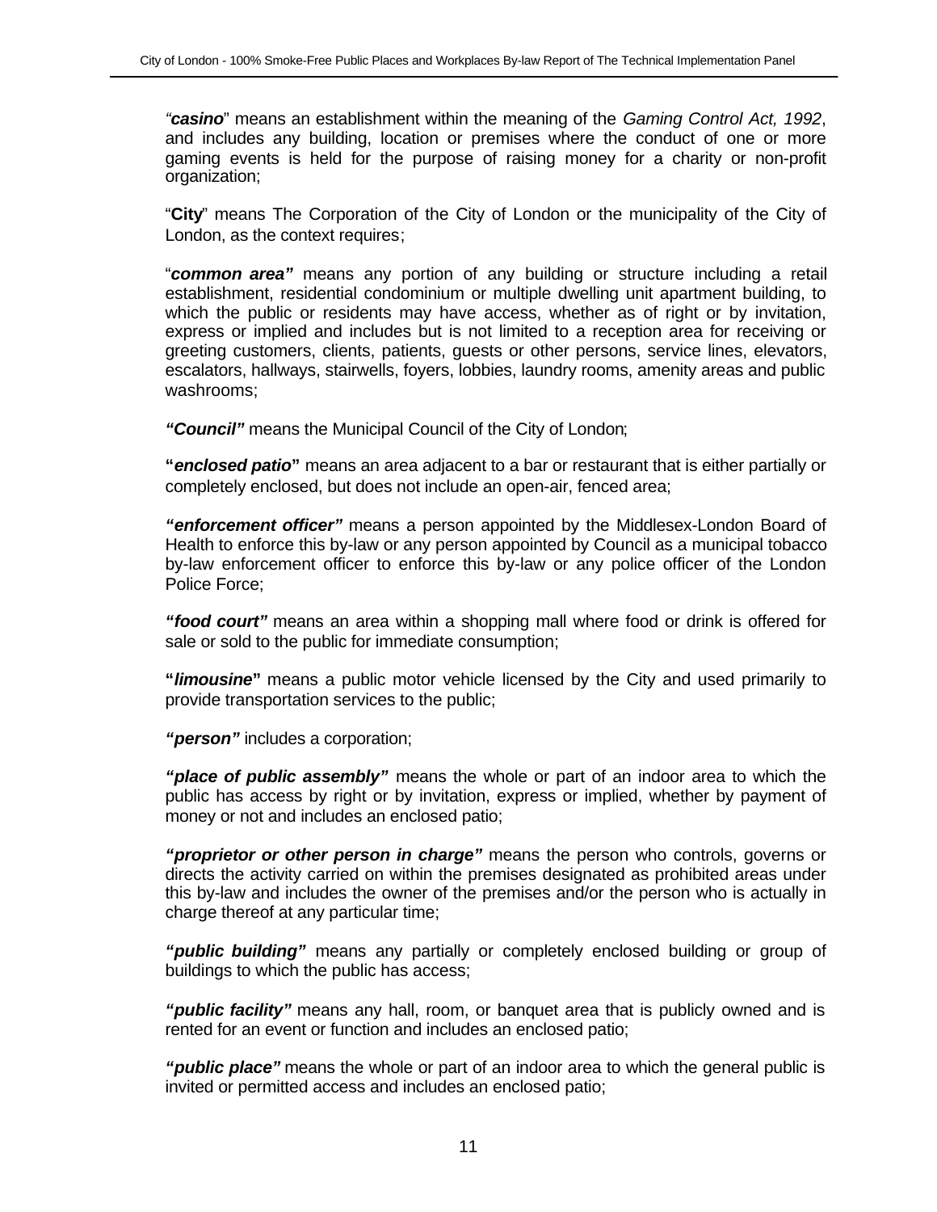*"**casino**"* means an establishment within the meaning of the *Gaming Control Act, 1992*, and includes any building, location or premises where the conduct of one or more gaming events is held for the purpose of raising money for a charity or non-profit organization;

"**City**" means The Corporation of the City of London or the municipality of the City of London, as the context requires;

"***common area"*** means any portion of any building or structure including a retail establishment, residential condominium or multiple dwelling unit apartment building, to which the public or residents may have access, whether as of right or by invitation, express or implied and includes but is not limited to a reception area for receiving or greeting customers, clients, patients, guests or other persons, service lines, elevators, escalators, hallways, stairwells, foyers, lobbies, laundry rooms, amenity areas and public washrooms;

***"Council"*** means the Municipal Council of the City of London;

**"*enclosed patio*"** means an area adjacent to a bar or restaurant that is either partially or completely enclosed, but does not include an open-air, fenced area;

***"enforcement officer"*** means a person appointed by the Middlesex-London Board of Health to enforce this by-law or any person appointed by Council as a municipal tobacco by-law enforcement officer to enforce this by-law or any police officer of the London Police Force;

***"food court"*** means an area within a shopping mall where food or drink is offered for sale or sold to the public for immediate consumption;

**"*limousine*"** means a public motor vehicle licensed by the City and used primarily to provide transportation services to the public;

***"person"*** includes a corporation;

***"place of public assembly"*** means the whole or part of an indoor area to which the public has access by right or by invitation, express or implied, whether by payment of money or not and includes an enclosed patio;

***"proprietor or other person in charge"*** means the person who controls, governs or directs the activity carried on within the premises designated as prohibited areas under this by-law and includes the owner of the premises and/or the person who is actually in charge thereof at any particular time;

***"public building"*** means any partially or completely enclosed building or group of buildings to which the public has access;

***"public facility"*** means any hall, room, or banquet area that is publicly owned and is rented for an event or function and includes an enclosed patio;

***"public place"*** means the whole or part of an indoor area to which the general public is invited or permitted access and includes an enclosed patio;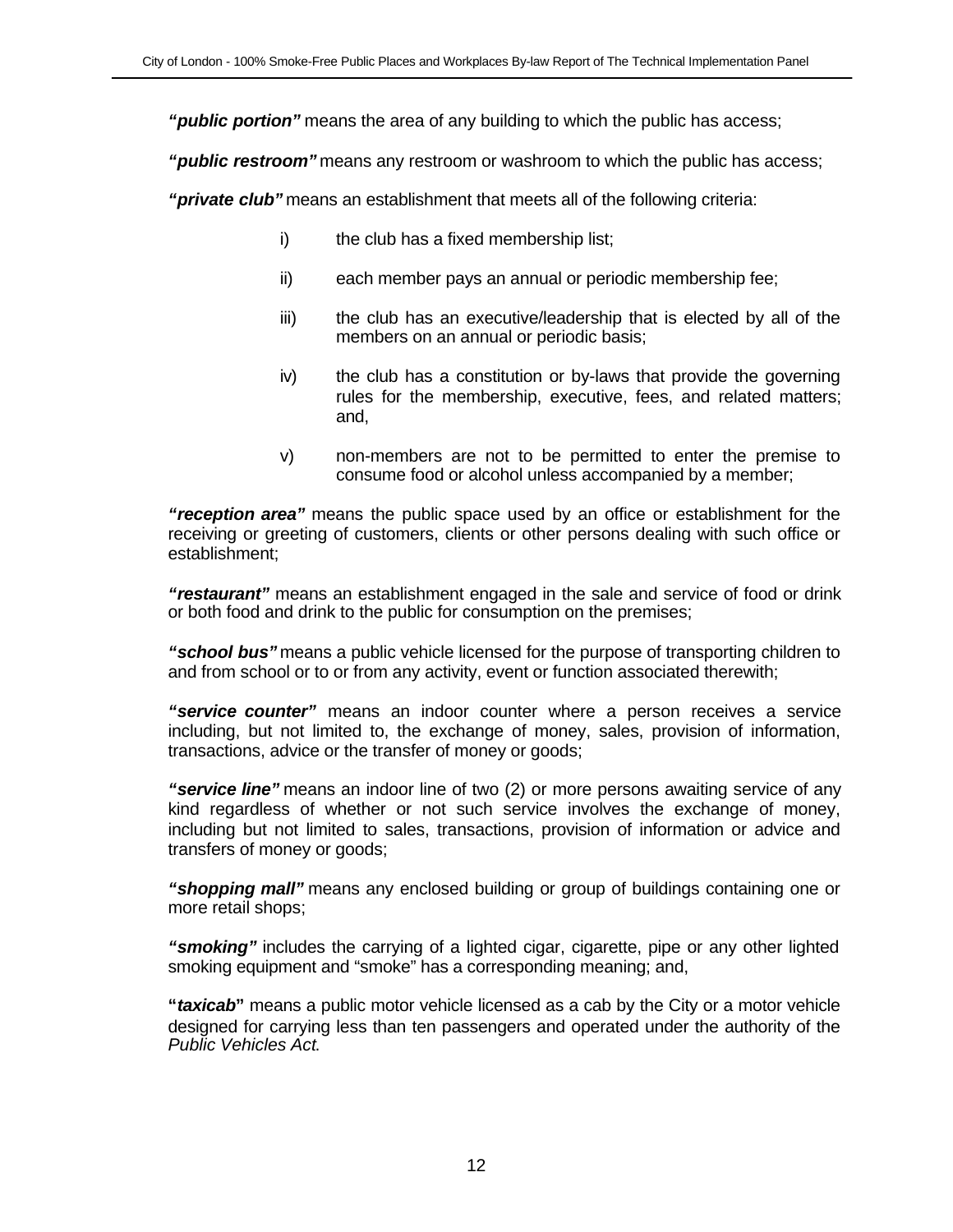***"public portion"*** means the area of any building to which the public has access;

***"public restroom"*** means any restroom or washroom to which the public has access;

***"private club"*** means an establishment that meets all of the following criteria:

i) the club has a fixed membership list;

ii) each member pays an annual or periodic membership fee;

iii) the club has an executive/leadership that is elected by all of the members on an annual or periodic basis;

iv) the club has a constitution or by-laws that provide the governing rules for the membership, executive, fees, and related matters; and,

v) non-members are not to be permitted to enter the premise to consume food or alcohol unless accompanied by a member;

***"reception area"*** means the public space used by an office or establishment for the receiving or greeting of customers, clients or other persons dealing with such office or establishment;

***"restaurant"*** means an establishment engaged in the sale and service of food or drink or both food and drink to the public for consumption on the premises;

***"school bus"*** means a public vehicle licensed for the purpose of transporting children to and from school or to or from any activity, event or function associated therewith;

***"service counter"*** means an indoor counter where a person receives a service including, but not limited to, the exchange of money, sales, provision of information, transactions, advice or the transfer of money or goods;

***"service line"*** means an indoor line of two (2) or more persons awaiting service of any kind regardless of whether or not such service involves the exchange of money, including but not limited to sales, transactions, provision of information or advice and transfers of money or goods;

***"shopping mall"*** means any enclosed building or group of buildings containing one or more retail shops;

***"smoking"*** includes the carrying of a lighted cigar, cigarette, pipe or any other lighted smoking equipment and "smoke" has a corresponding meaning; and,

**"*taxicab*"** means a public motor vehicle licensed as a cab by the City or a motor vehicle designed for carrying less than ten passengers and operated under the authority of the *Public Vehicles Act*.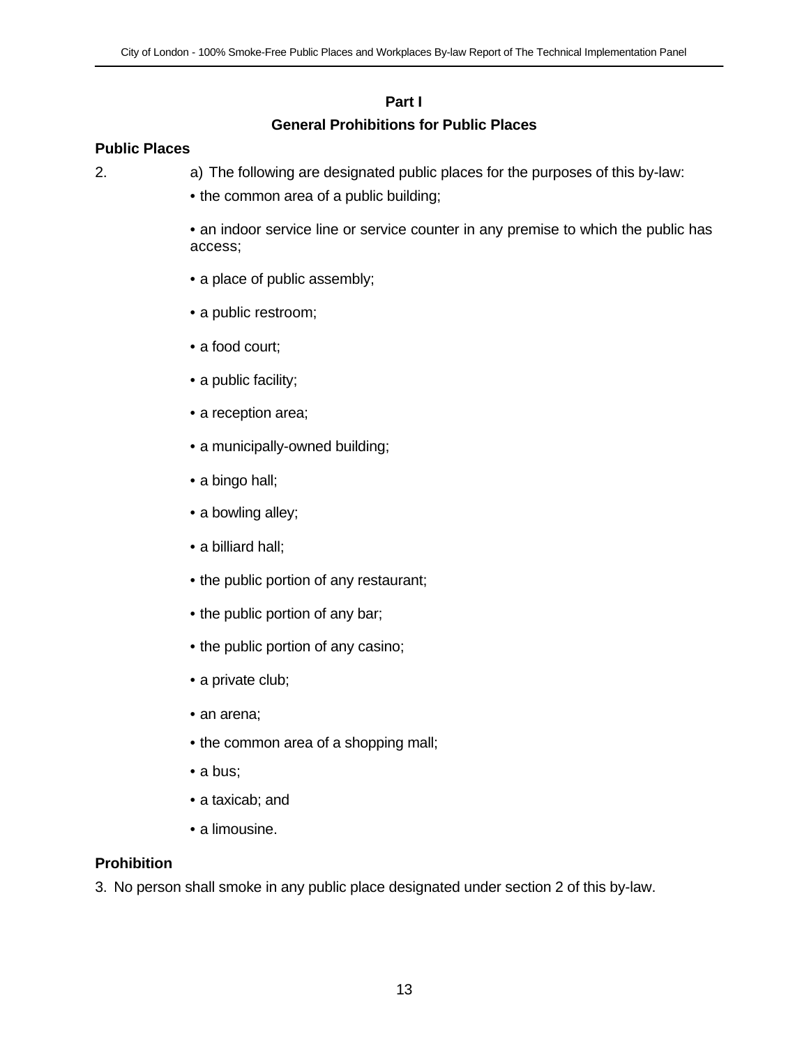## Part I

## General Prohibitions for Public Places

**Public Places**

2. a) The following are designated public places for the purposes of this by-law:

- the common area of a public building;
- an indoor service line or service counter in any premise to which the public has access;
- a place of public assembly;
- a public restroom;
- a food court;
- a public facility;
- a reception area;
- a municipally-owned building;
- a bingo hall;
- a bowling alley;
- a billiard hall;
- the public portion of any restaurant;
- the public portion of any bar;
- the public portion of any casino;
- a private club;
- an arena;
- the common area of a shopping mall;
- a bus;
- a taxicab; and
- a limousine.

**Prohibition**

3. No person shall smoke in any public place designated under section 2 of this by-law.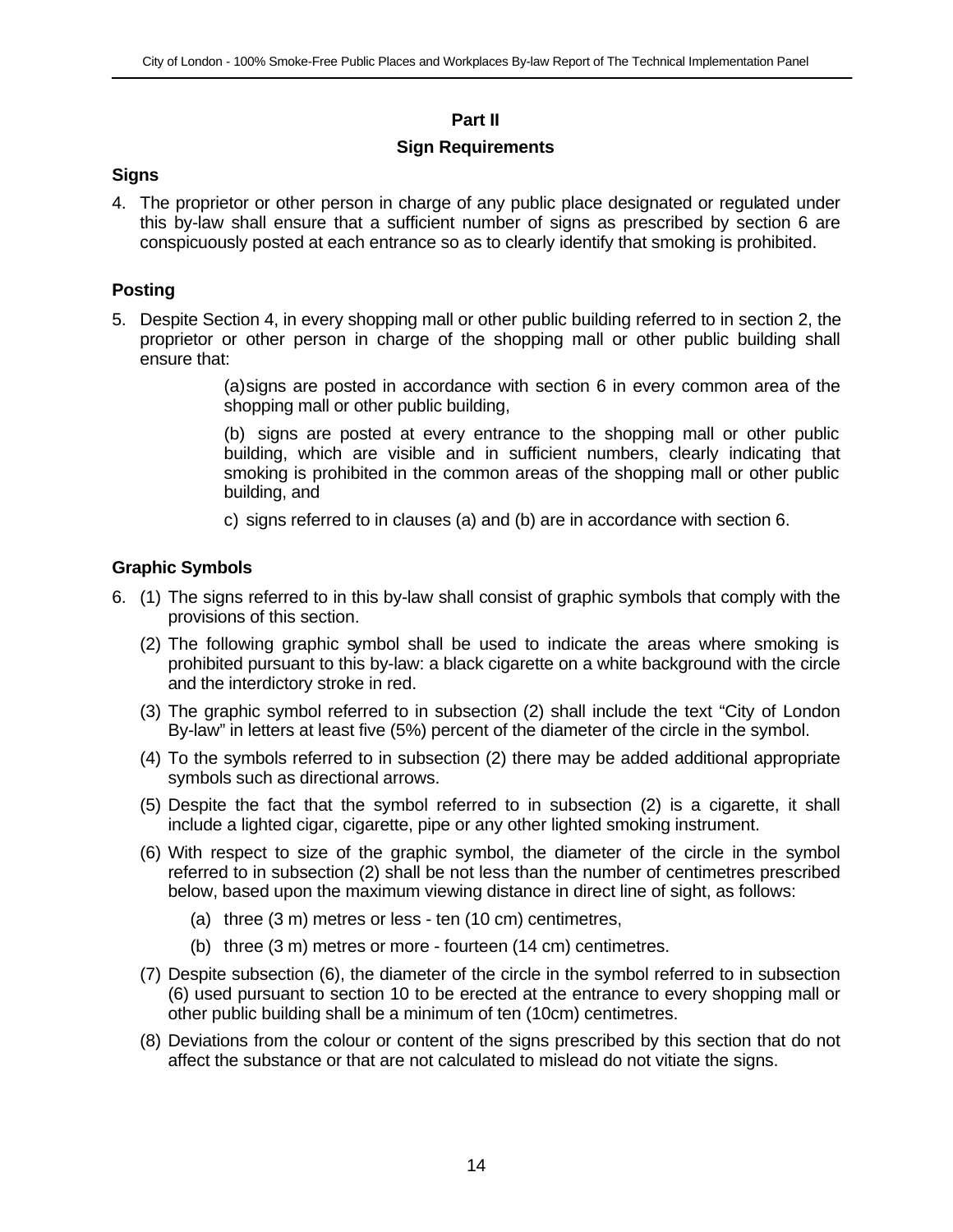## Part II

## Sign Requirements

### Signs

4. The proprietor or other person in charge of any public place designated or regulated under this by-law shall ensure that a sufficient number of signs as prescribed by section 6 are conspicuously posted at each entrance so as to clearly identify that smoking is prohibited.

### Posting

5. Despite Section 4, in every shopping mall or other public building referred to in section 2, the proprietor or other person in charge of the shopping mall or other public building shall ensure that:

   (a) signs are posted in accordance with section 6 in every common area of the shopping mall or other public building,

   (b) signs are posted at every entrance to the shopping mall or other public building, which are visible and in sufficient numbers, clearly indicating that smoking is prohibited in the common areas of the shopping mall or other public building, and

   c) signs referred to in clauses (a) and (b) are in accordance with section 6.

### Graphic Symbols

6. (1) The signs referred to in this by-law shall consist of graphic symbols that comply with the provisions of this section.

   (2) The following graphic symbol shall be used to indicate the areas where smoking is prohibited pursuant to this by-law: a black cigarette on a white background with the circle and the interdictory stroke in red.

   (3) The graphic symbol referred to in subsection (2) shall include the text "City of London By-law" in letters at least five (5%) percent of the diameter of the circle in the symbol.

   (4) To the symbols referred to in subsection (2) there may be added additional appropriate symbols such as directional arrows.

   (5) Despite the fact that the symbol referred to in subsection (2) is a cigarette, it shall include a lighted cigar, cigarette, pipe or any other lighted smoking instrument.

   (6) With respect to size of the graphic symbol, the diameter of the circle in the symbol referred to in subsection (2) shall be not less than the number of centimetres prescribed below, based upon the maximum viewing distance in direct line of sight, as follows:

      (a) three (3 m) metres or less - ten (10 cm) centimetres,

      (b) three (3 m) metres or more - fourteen (14 cm) centimetres.

   (7) Despite subsection (6), the diameter of the circle in the symbol referred to in subsection (6) used pursuant to section 10 to be erected at the entrance to every shopping mall or other public building shall be a minimum of ten (10cm) centimetres.

   (8) Deviations from the colour or content of the signs prescribed by this section that do not affect the substance or that are not calculated to mislead do not vitiate the signs.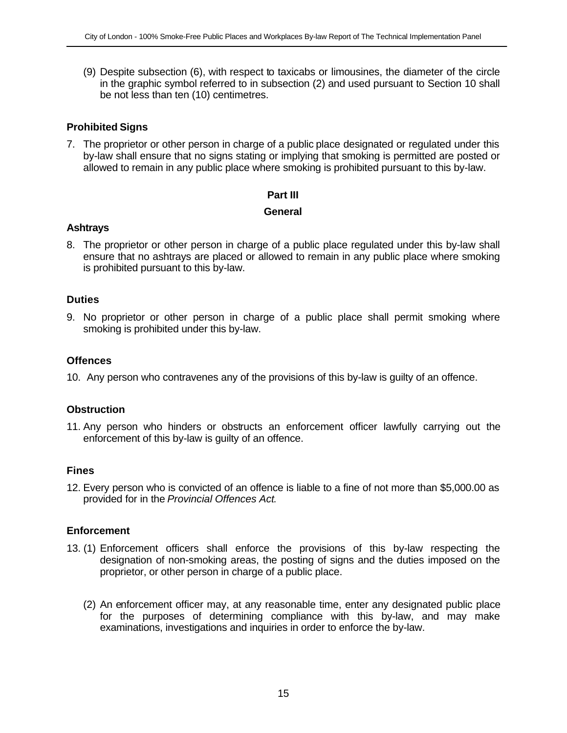(9) Despite subsection (6), with respect to taxicabs or limousines, the diameter of the circle in the graphic symbol referred to in subsection (2) and used pursuant to Section 10 shall be not less than ten (10) centimetres.

### Prohibited Signs

7. The proprietor or other person in charge of a public place designated or regulated under this by-law shall ensure that no signs stating or implying that smoking is permitted are posted or allowed to remain in any public place where smoking is prohibited pursuant to this by-law.

## Part III

## General

### Ashtrays

8. The proprietor or other person in charge of a public place regulated under this by-law shall ensure that no ashtrays are placed or allowed to remain in any public place where smoking is prohibited pursuant to this by-law.

### Duties

9. No proprietor or other person in charge of a public place shall permit smoking where smoking is prohibited under this by-law.

### Offences

10. Any person who contravenes any of the provisions of this by-law is guilty of an offence.

### Obstruction

11. Any person who hinders or obstructs an enforcement officer lawfully carrying out the enforcement of this by-law is guilty of an offence.

### Fines

12. Every person who is convicted of an offence is liable to a fine of not more than $5,000.00 as provided for in the *Provincial Offences Act*.

### Enforcement

13. (1) Enforcement officers shall enforce the provisions of this by-law respecting the designation of non-smoking areas, the posting of signs and the duties imposed on the proprietor, or other person in charge of a public place.

(2) An enforcement officer may, at any reasonable time, enter any designated public place for the purposes of determining compliance with this by-law, and may make examinations, investigations and inquiries in order to enforce the by-law.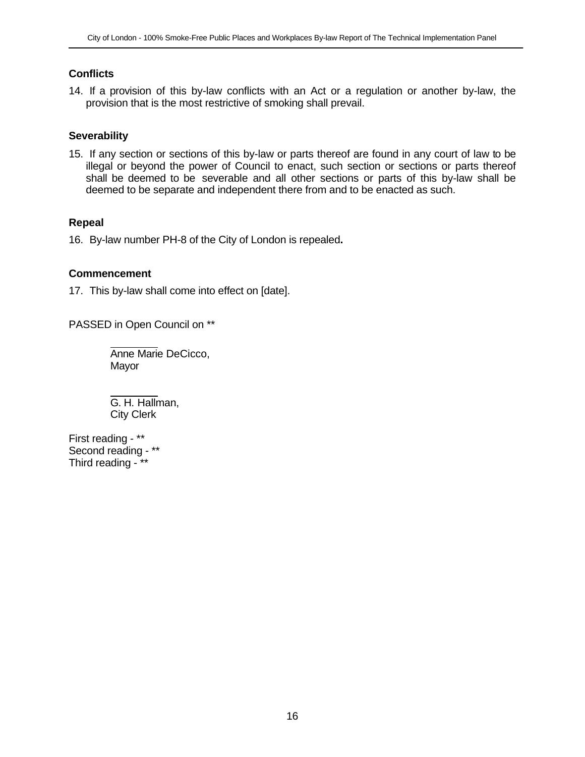**Conflicts**

14. If a provision of this by-law conflicts with an Act or a regulation or another by-law, the provision that is the most restrictive of smoking shall prevail.

**Severability**

15. If any section or sections of this by-law or parts thereof are found in any court of law to be illegal or beyond the power of Council to enact, such section or sections or parts thereof shall be deemed to be severable and all other sections or parts of this by-law shall be deemed to be separate and independent there from and to be enacted as such.

**Repeal**

16. By-law number PH-8 of the City of London is repealed**.**

**Commencement**

17. This by-law shall come into effect on [date].

PASSED in Open Council on **

Anne Marie DeCicco,
Mayor

G. H. Hallman,
City Clerk

First reading - **
Second reading - **
Third reading - **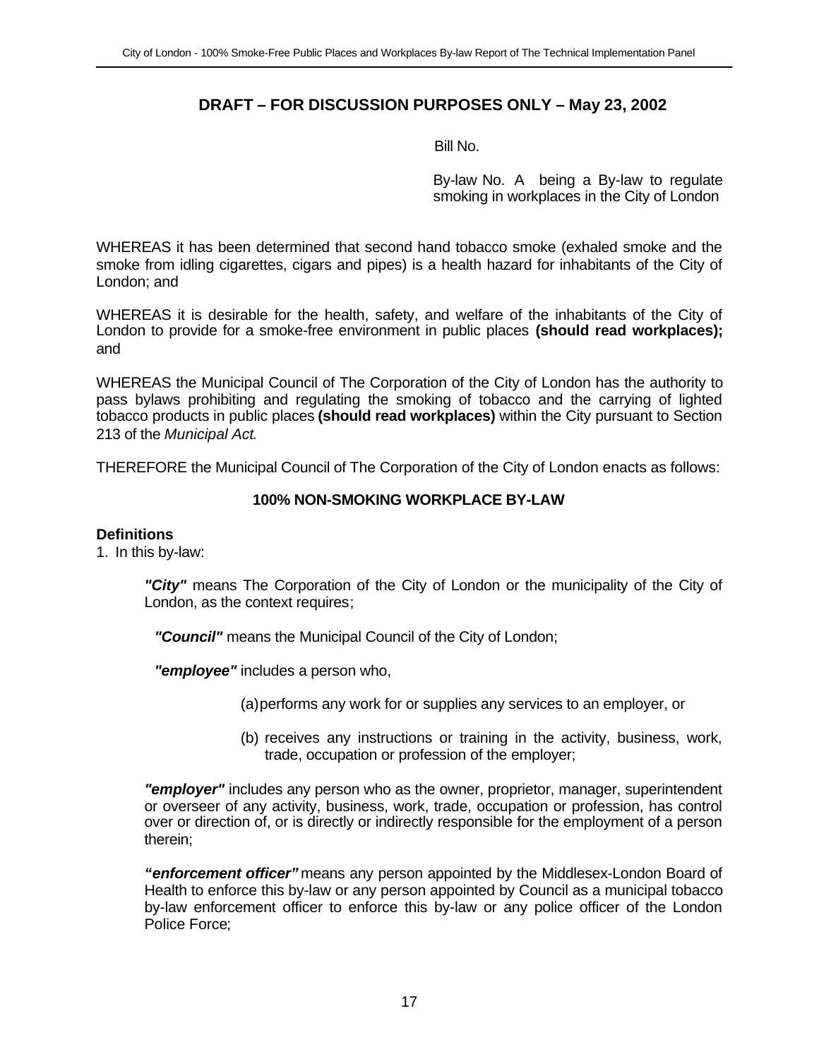**DRAFT – FOR DISCUSSION PURPOSES ONLY – May 23, 2002**

Bill No.

By-law No. A being a By-law to regulate smoking in workplaces in the City of London

WHEREAS it has been determined that second hand tobacco smoke (exhaled smoke and the smoke from idling cigarettes, cigars and pipes) is a health hazard for inhabitants of the City of London; and

WHEREAS it is desirable for the health, safety, and welfare of the inhabitants of the City of London to provide for a smoke-free environment in public places **(should read workplaces);** and

WHEREAS the Municipal Council of The Corporation of the City of London has the authority to pass bylaws prohibiting and regulating the smoking of tobacco and the carrying of lighted tobacco products in public places **(should read workplaces)** within the City pursuant to Section 213 of the *Municipal Act.*

THEREFORE the Municipal Council of The Corporation of the City of London enacts as follows:

**100% NON-SMOKING WORKPLACE BY-LAW**

**Definitions**

1. In this by-law:

***"City"*** means The Corporation of the City of London or the municipality of the City of London, as the context requires;

***"Council"*** means the Municipal Council of the City of London;

***"employee"*** includes a person who,

(a) performs any work for or supplies any services to an employer, or

(b) receives any instructions or training in the activity, business, work, trade, occupation or profession of the employer;

***"employer"*** includes any person who as the owner, proprietor, manager, superintendent or overseer of any activity, business, work, trade, occupation or profession, has control over or direction of, or is directly or indirectly responsible for the employment of a person therein;

***"enforcement officer"*** means any person appointed by the Middlesex-London Board of Health to enforce this by-law or any person appointed by Council as a municipal tobacco by-law enforcement officer to enforce this by-law or any police officer of the London Police Force;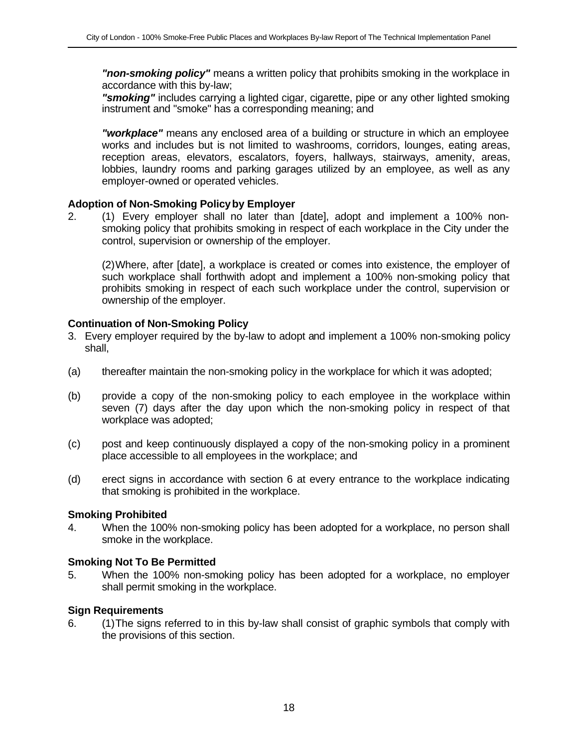***"non-smoking policy"*** means a written policy that prohibits smoking in the workplace in accordance with this by-law;

***"smoking"*** includes carrying a lighted cigar, cigarette, pipe or any other lighted smoking instrument and "smoke" has a corresponding meaning; and

***"workplace"*** means any enclosed area of a building or structure in which an employee works and includes but is not limited to washrooms, corridors, lounges, eating areas, reception areas, elevators, escalators, foyers, hallways, stairways, amenity, areas, lobbies, laundry rooms and parking garages utilized by an employee, as well as any employer-owned or operated vehicles.

**Adoption of Non-Smoking Policy by Employer**

2. (1) Every employer shall no later than [date], adopt and implement a 100% non-smoking policy that prohibits smoking in respect of each workplace in the City under the control, supervision or ownership of the employer.

   (2) Where, after [date], a workplace is created or comes into existence, the employer of such workplace shall forthwith adopt and implement a 100% non-smoking policy that prohibits smoking in respect of each such workplace under the control, supervision or ownership of the employer.

**Continuation of Non-Smoking Policy**

3. Every employer required by the by-law to adopt and implement a 100% non-smoking policy shall,

(a) thereafter maintain the non-smoking policy in the workplace for which it was adopted;

(b) provide a copy of the non-smoking policy to each employee in the workplace within seven (7) days after the day upon which the non-smoking policy in respect of that workplace was adopted;

(c) post and keep continuously displayed a copy of the non-smoking policy in a prominent place accessible to all employees in the workplace; and

(d) erect signs in accordance with section 6 at every entrance to the workplace indicating that smoking is prohibited in the workplace.

**Smoking Prohibited**

4. When the 100% non-smoking policy has been adopted for a workplace, no person shall smoke in the workplace.

**Smoking Not To Be Permitted**

5. When the 100% non-smoking policy has been adopted for a workplace, no employer shall permit smoking in the workplace.

**Sign Requirements**

6. (1) The signs referred to in this by-law shall consist of graphic symbols that comply with the provisions of this section.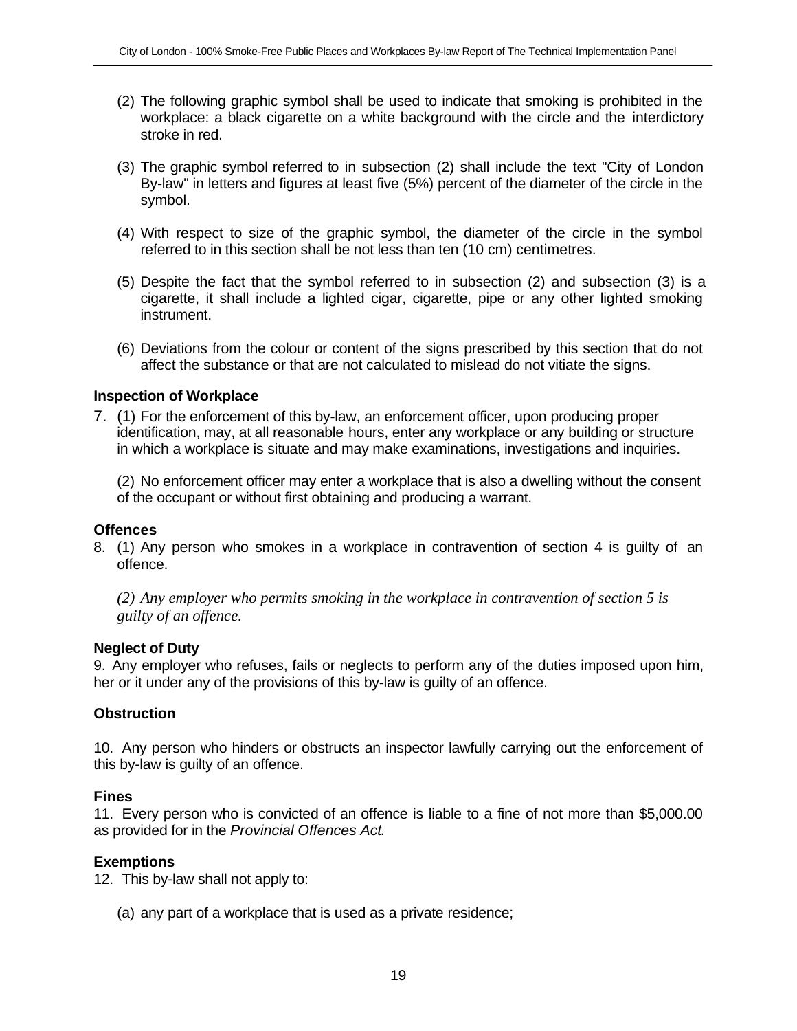(2) The following graphic symbol shall be used to indicate that smoking is prohibited in the workplace: a black cigarette on a white background with the circle and the interdictory stroke in red.

(3) The graphic symbol referred to in subsection (2) shall include the text "City of London By-law" in letters and figures at least five (5%) percent of the diameter of the circle in the symbol.

(4) With respect to size of the graphic symbol, the diameter of the circle in the symbol referred to in this section shall be not less than ten (10 cm) centimetres.

(5) Despite the fact that the symbol referred to in subsection (2) and subsection (3) is a cigarette, it shall include a lighted cigar, cigarette, pipe or any other lighted smoking instrument.

(6) Deviations from the colour or content of the signs prescribed by this section that do not affect the substance or that are not calculated to mislead do not vitiate the signs.

**Inspection of Workplace**

7. (1) For the enforcement of this by-law, an enforcement officer, upon producing proper identification, may, at all reasonable hours, enter any workplace or any building or structure in which a workplace is situate and may make examinations, investigations and inquiries.

   (2) No enforcement officer may enter a workplace that is also a dwelling without the consent of the occupant or without first obtaining and producing a warrant.

**Offences**

8. (1) Any person who smokes in a workplace in contravention of section 4 is guilty of an offence.

   *(2) Any employer who permits smoking in the workplace in contravention of section 5 is guilty of an offence.*

**Neglect of Duty**

9. Any employer who refuses, fails or neglects to perform any of the duties imposed upon him, her or it under any of the provisions of this by-law is guilty of an offence.

**Obstruction**

10. Any person who hinders or obstructs an inspector lawfully carrying out the enforcement of this by-law is guilty of an offence.

**Fines**

11. Every person who is convicted of an offence is liable to a fine of not more than $5,000.00 as provided for in the *Provincial Offences Act*.

**Exemptions**

12. This by-law shall not apply to:

   (a) any part of a workplace that is used as a private residence;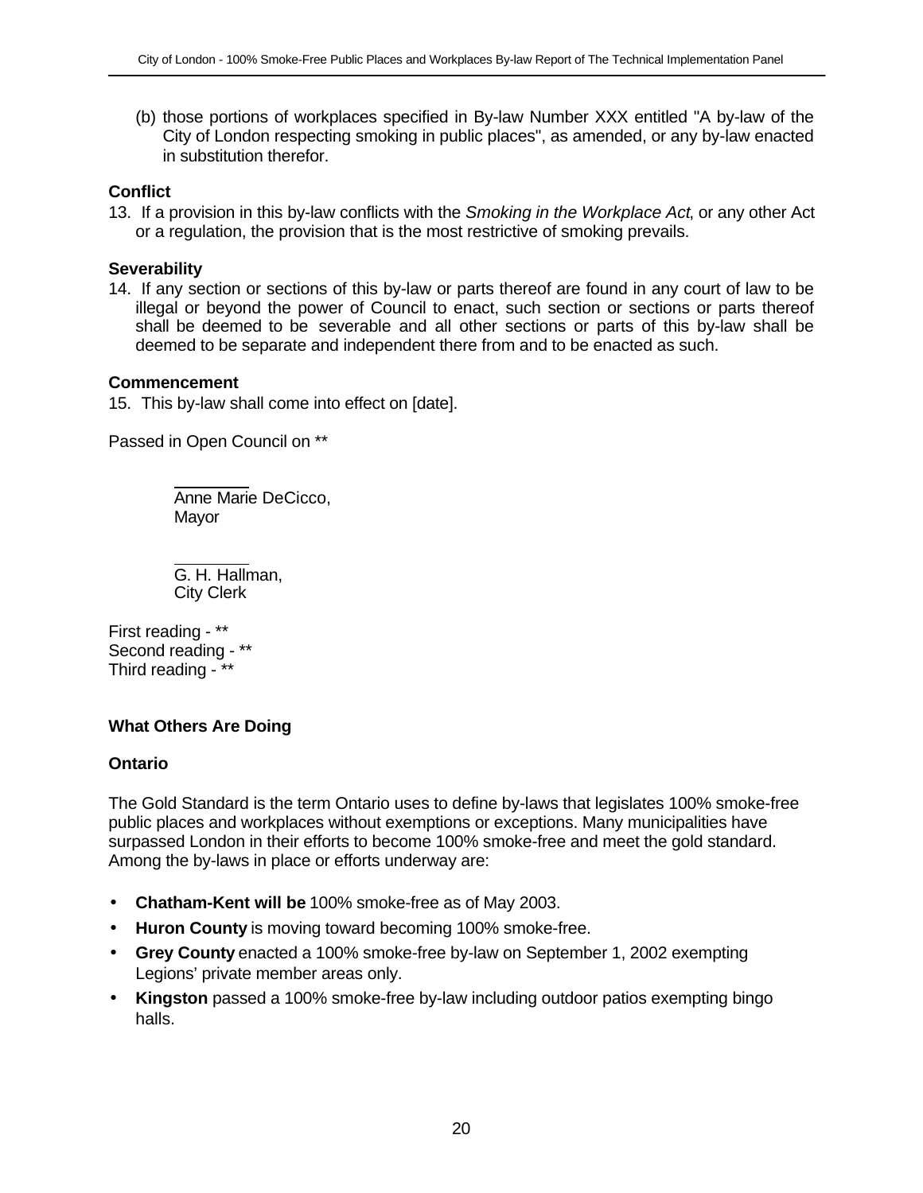(b) those portions of workplaces specified in By-law Number XXX entitled "A by-law of the City of London respecting smoking in public places", as amended, or any by-law enacted in substitution therefor.

**Conflict**

13. If a provision in this by-law conflicts with the *Smoking in the Workplace Act*, or any other Act or a regulation, the provision that is the most restrictive of smoking prevails.

**Severability**

14. If any section or sections of this by-law or parts thereof are found in any court of law to be illegal or beyond the power of Council to enact, such section or sections or parts thereof shall be deemed to be severable and all other sections or parts of this by-law shall be deemed to be separate and independent there from and to be enacted as such.

**Commencement**

15. This by-law shall come into effect on [date].

Passed in Open Council on **

Anne Marie DeCicco,
Mayor

G. H. Hallman,
City Clerk

First reading - **
Second reading - **
Third reading - **

**What Others Are Doing**

**Ontario**

The Gold Standard is the term Ontario uses to define by-laws that legislates 100% smoke-free public places and workplaces without exemptions or exceptions. Many municipalities have surpassed London in their efforts to become 100% smoke-free and meet the gold standard. Among the by-laws in place or efforts underway are:

- **Chatham-Kent will be** 100% smoke-free as of May 2003.
- **Huron County** is moving toward becoming 100% smoke-free.
- **Grey County** enacted a 100% smoke-free by-law on September 1, 2002 exempting Legions' private member areas only.
- **Kingston** passed a 100% smoke-free by-law including outdoor patios exempting bingo halls.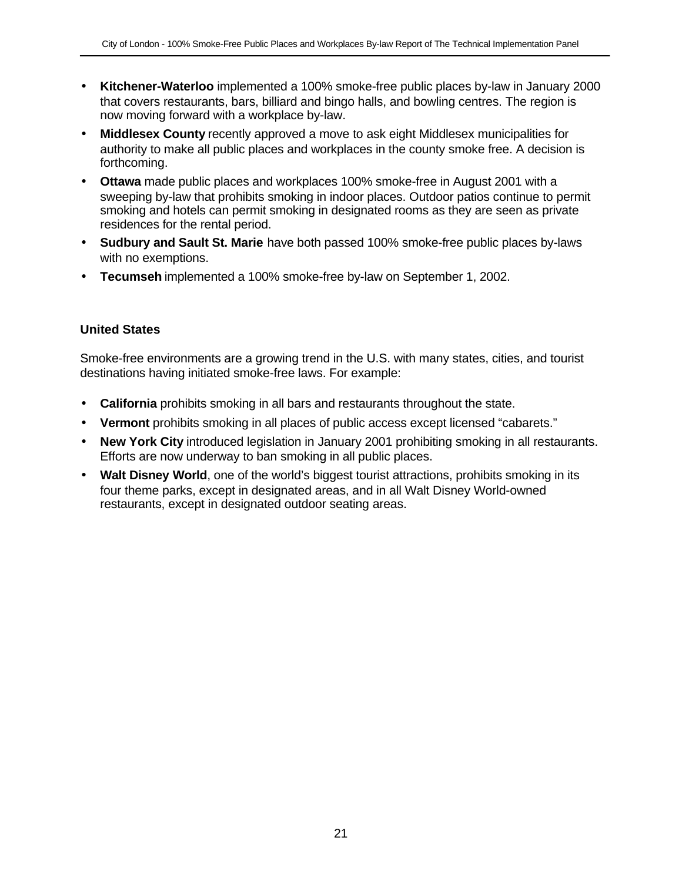- **Kitchener-Waterloo** implemented a 100% smoke-free public places by-law in January 2000 that covers restaurants, bars, billiard and bingo halls, and bowling centres. The region is now moving forward with a workplace by-law.
- **Middlesex County** recently approved a move to ask eight Middlesex municipalities for authority to make all public places and workplaces in the county smoke free. A decision is forthcoming.
- **Ottawa** made public places and workplaces 100% smoke-free in August 2001 with a sweeping by-law that prohibits smoking in indoor places. Outdoor patios continue to permit smoking and hotels can permit smoking in designated rooms as they are seen as private residences for the rental period.
- **Sudbury and Sault St. Marie** have both passed 100% smoke-free public places by-laws with no exemptions.
- **Tecumseh** implemented a 100% smoke-free by-law on September 1, 2002.

**United States**

Smoke-free environments are a growing trend in the U.S. with many states, cities, and tourist destinations having initiated smoke-free laws. For example:

- **California** prohibits smoking in all bars and restaurants throughout the state.
- **Vermont** prohibits smoking in all places of public access except licensed "cabarets."
- **New York City** introduced legislation in January 2001 prohibiting smoking in all restaurants. Efforts are now underway to ban smoking in all public places.
- **Walt Disney World**, one of the world's biggest tourist attractions, prohibits smoking in its four theme parks, except in designated areas, and in all Walt Disney World-owned restaurants, except in designated outdoor seating areas.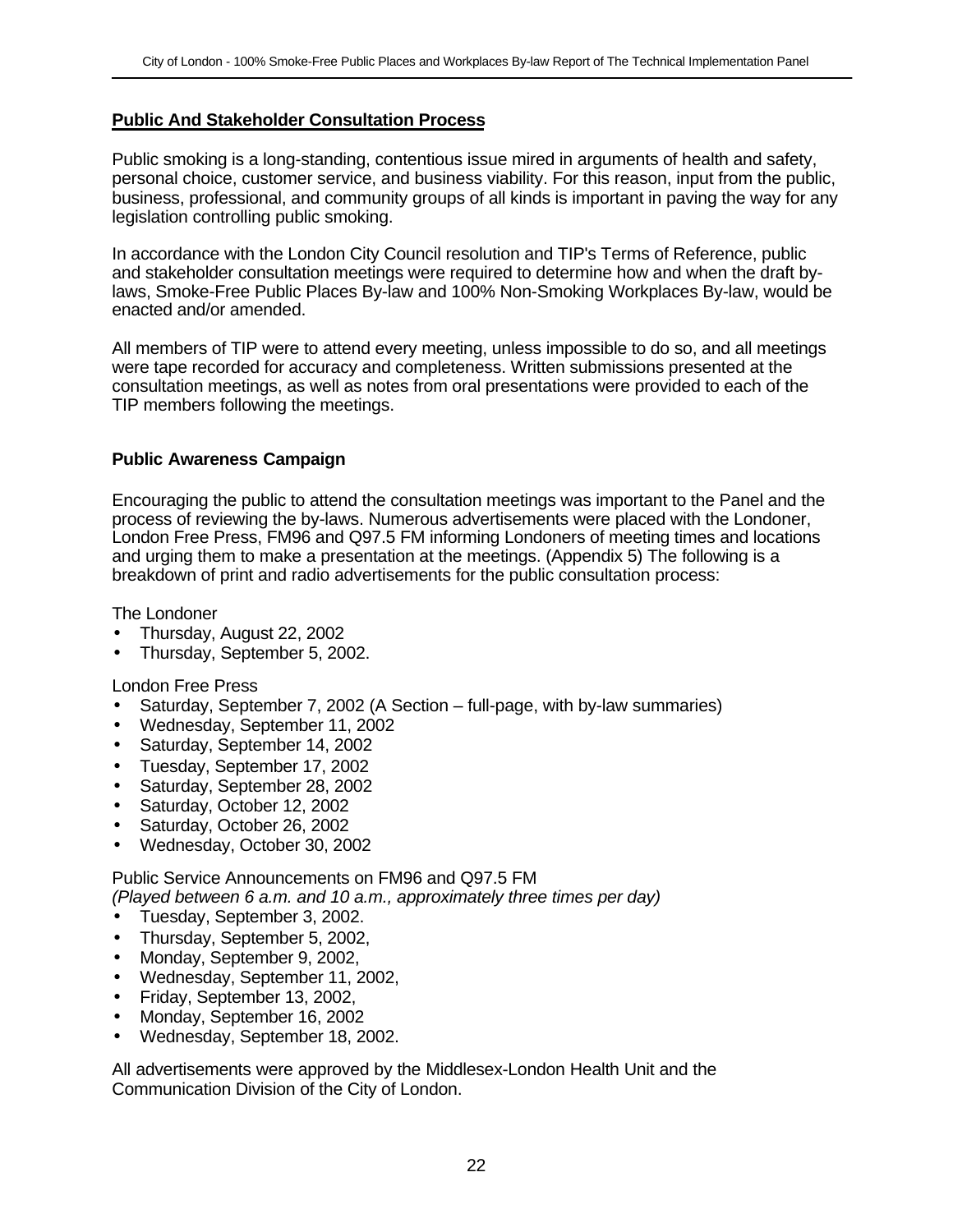## Public And Stakeholder Consultation Process

Public smoking is a long-standing, contentious issue mired in arguments of health and safety, personal choice, customer service, and business viability. For this reason, input from the public, business, professional, and community groups of all kinds is important in paving the way for any legislation controlling public smoking.

In accordance with the London City Council resolution and TIP's Terms of Reference, public and stakeholder consultation meetings were required to determine how and when the draft by-laws, Smoke-Free Public Places By-law and 100% Non-Smoking Workplaces By-law, would be enacted and/or amended.

All members of TIP were to attend every meeting, unless impossible to do so, and all meetings were tape recorded for accuracy and completeness. Written submissions presented at the consultation meetings, as well as notes from oral presentations were provided to each of the TIP members following the meetings.

### Public Awareness Campaign

Encouraging the public to attend the consultation meetings was important to the Panel and the process of reviewing the by-laws. Numerous advertisements were placed with the Londoner, London Free Press, FM96 and Q97.5 FM informing Londoners of meeting times and locations and urging them to make a presentation at the meetings. (Appendix 5) The following is a breakdown of print and radio advertisements for the public consultation process:

The Londoner

- Thursday, August 22, 2002
- Thursday, September 5, 2002.

London Free Press

- Saturday, September 7, 2002 (A Section – full-page, with by-law summaries)
- Wednesday, September 11, 2002
- Saturday, September 14, 2002
- Tuesday, September 17, 2002
- Saturday, September 28, 2002
- Saturday, October 12, 2002
- Saturday, October 26, 2002
- Wednesday, October 30, 2002

Public Service Announcements on FM96 and Q97.5 FM
*(Played between 6 a.m. and 10 a.m., approximately three times per day)*

- Tuesday, September 3, 2002.
- Thursday, September 5, 2002,
- Monday, September 9, 2002,
- Wednesday, September 11, 2002,
- Friday, September 13, 2002,
- Monday, September 16, 2002
- Wednesday, September 18, 2002.

All advertisements were approved by the Middlesex-London Health Unit and the Communication Division of the City of London.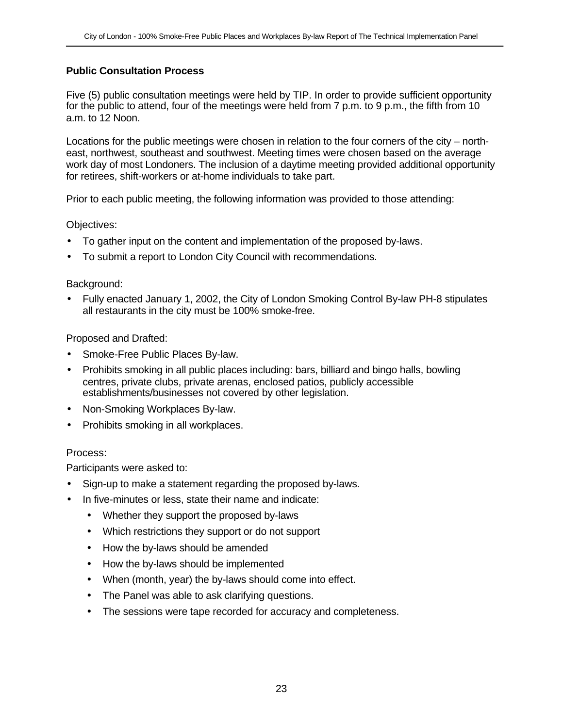## Public Consultation Process

Five (5) public consultation meetings were held by TIP. In order to provide sufficient opportunity for the public to attend, four of the meetings were held from 7 p.m. to 9 p.m., the fifth from 10 a.m. to 12 Noon.

Locations for the public meetings were chosen in relation to the four corners of the city – north-east, northwest, southeast and southwest. Meeting times were chosen based on the average work day of most Londoners. The inclusion of a daytime meeting provided additional opportunity for retirees, shift-workers or at-home individuals to take part.

Prior to each public meeting, the following information was provided to those attending:

Objectives:

- To gather input on the content and implementation of the proposed by-laws.
- To submit a report to London City Council with recommendations.

Background:

- Fully enacted January 1, 2002, the City of London Smoking Control By-law PH-8 stipulates all restaurants in the city must be 100% smoke-free.

Proposed and Drafted:

- Smoke-Free Public Places By-law.
- Prohibits smoking in all public places including: bars, billiard and bingo halls, bowling centres, private clubs, private arenas, enclosed patios, publicly accessible establishments/businesses not covered by other legislation.
- Non-Smoking Workplaces By-law.
- Prohibits smoking in all workplaces.

Process:

Participants were asked to:

- Sign-up to make a statement regarding the proposed by-laws.
- In five-minutes or less, state their name and indicate:
  - Whether they support the proposed by-laws
  - Which restrictions they support or do not support
  - How the by-laws should be amended
  - How the by-laws should be implemented
  - When (month, year) the by-laws should come into effect.
  - The Panel was able to ask clarifying questions.
  - The sessions were tape recorded for accuracy and completeness.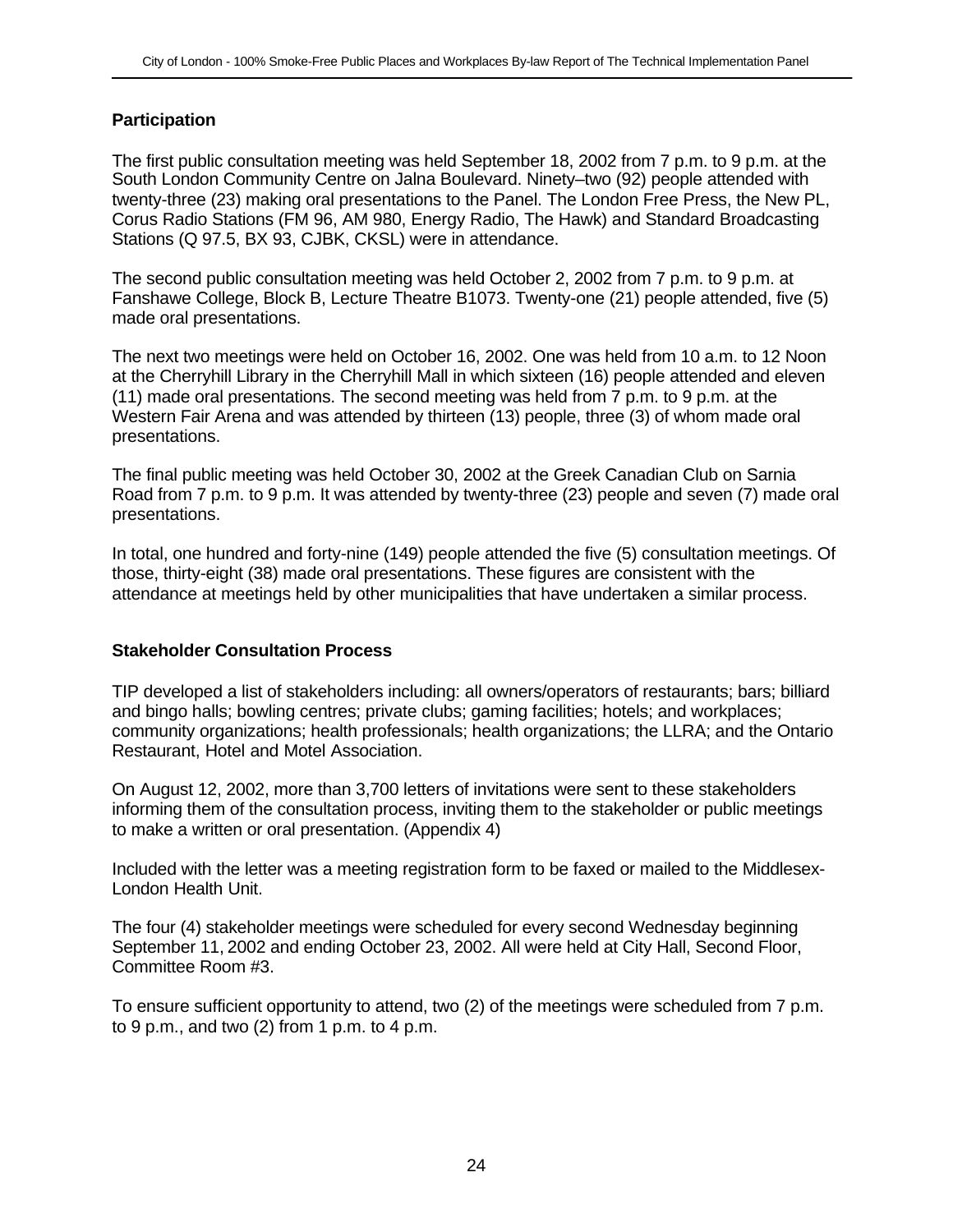### Participation

The first public consultation meeting was held September 18, 2002 from 7 p.m. to 9 p.m. at the South London Community Centre on Jalna Boulevard. Ninety–two (92) people attended with twenty-three (23) making oral presentations to the Panel. The London Free Press, the New PL, Corus Radio Stations (FM 96, AM 980, Energy Radio, The Hawk) and Standard Broadcasting Stations (Q 97.5, BX 93, CJBK, CKSL) were in attendance.

The second public consultation meeting was held October 2, 2002 from 7 p.m. to 9 p.m. at Fanshawe College, Block B, Lecture Theatre B1073. Twenty-one (21) people attended, five (5) made oral presentations.

The next two meetings were held on October 16, 2002. One was held from 10 a.m. to 12 Noon at the Cherryhill Library in the Cherryhill Mall in which sixteen (16) people attended and eleven (11) made oral presentations. The second meeting was held from 7 p.m. to 9 p.m. at the Western Fair Arena and was attended by thirteen (13) people, three (3) of whom made oral presentations.

The final public meeting was held October 30, 2002 at the Greek Canadian Club on Sarnia Road from 7 p.m. to 9 p.m. It was attended by twenty-three (23) people and seven (7) made oral presentations.

In total, one hundred and forty-nine (149) people attended the five (5) consultation meetings. Of those, thirty-eight (38) made oral presentations. These figures are consistent with the attendance at meetings held by other municipalities that have undertaken a similar process.

### Stakeholder Consultation Process

TIP developed a list of stakeholders including: all owners/operators of restaurants; bars; billiard and bingo halls; bowling centres; private clubs; gaming facilities; hotels; and workplaces; community organizations; health professionals; health organizations; the LLRA; and the Ontario Restaurant, Hotel and Motel Association.

On August 12, 2002, more than 3,700 letters of invitations were sent to these stakeholders informing them of the consultation process, inviting them to the stakeholder or public meetings to make a written or oral presentation. (Appendix 4)

Included with the letter was a meeting registration form to be faxed or mailed to the Middlesex-London Health Unit.

The four (4) stakeholder meetings were scheduled for every second Wednesday beginning September 11, 2002 and ending October 23, 2002. All were held at City Hall, Second Floor, Committee Room #3.

To ensure sufficient opportunity to attend, two (2) of the meetings were scheduled from 7 p.m. to 9 p.m., and two (2) from 1 p.m. to 4 p.m.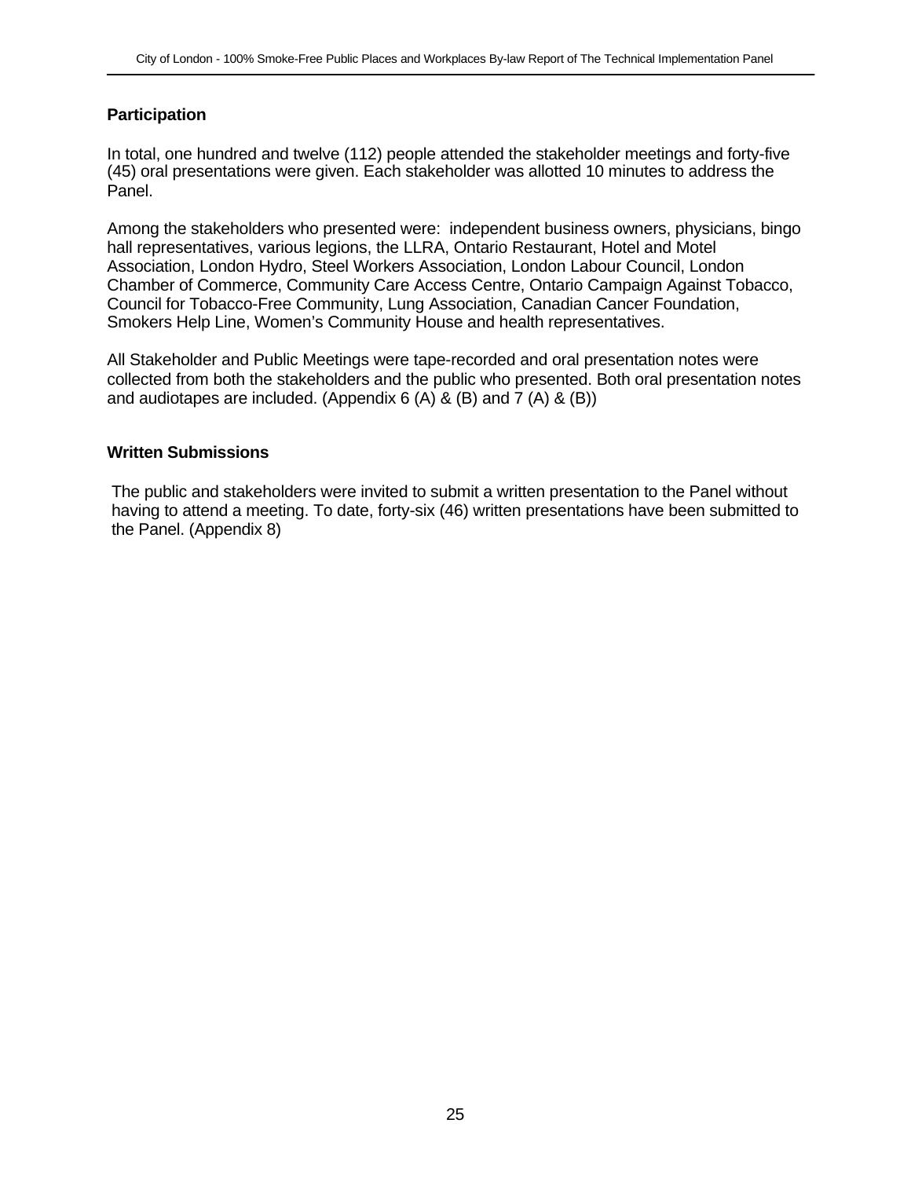### Participation

In total, one hundred and twelve (112) people attended the stakeholder meetings and forty-five (45) oral presentations were given. Each stakeholder was allotted 10 minutes to address the Panel.

Among the stakeholders who presented were: independent business owners, physicians, bingo hall representatives, various legions, the LLRA, Ontario Restaurant, Hotel and Motel Association, London Hydro, Steel Workers Association, London Labour Council, London Chamber of Commerce, Community Care Access Centre, Ontario Campaign Against Tobacco, Council for Tobacco-Free Community, Lung Association, Canadian Cancer Foundation, Smokers Help Line, Women's Community House and health representatives.

All Stakeholder and Public Meetings were tape-recorded and oral presentation notes were collected from both the stakeholders and the public who presented. Both oral presentation notes and audiotapes are included. (Appendix 6 (A) & (B) and 7 (A) & (B))

### Written Submissions

The public and stakeholders were invited to submit a written presentation to the Panel without having to attend a meeting. To date, forty-six (46) written presentations have been submitted to the Panel. (Appendix 8)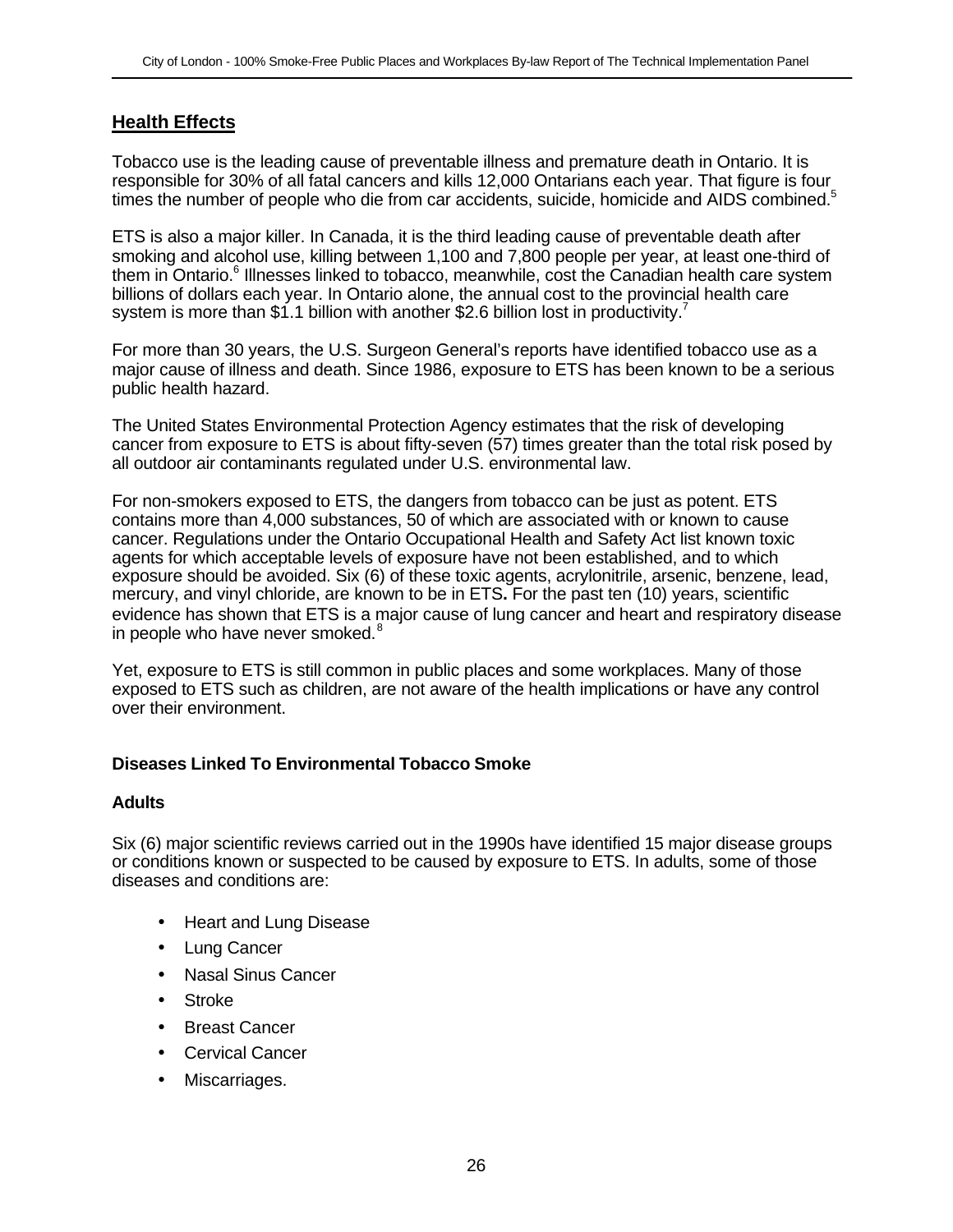## Health Effects

Tobacco use is the leading cause of preventable illness and premature death in Ontario. It is responsible for 30% of all fatal cancers and kills 12,000 Ontarians each year. That figure is four times the number of people who die from car accidents, suicide, homicide and AIDS combined.[5]

ETS is also a major killer. In Canada, it is the third leading cause of preventable death after smoking and alcohol use, killing between 1,100 and 7,800 people per year, at least one-third of them in Ontario.[6] Illnesses linked to tobacco, meanwhile, cost the Canadian health care system billions of dollars each year. In Ontario alone, the annual cost to the provincial health care system is more than $1.1 billion with another $2.6 billion lost in productivity.[7]

For more than 30 years, the U.S. Surgeon General's reports have identified tobacco use as a major cause of illness and death. Since 1986, exposure to ETS has been known to be a serious public health hazard.

The United States Environmental Protection Agency estimates that the risk of developing cancer from exposure to ETS is about fifty-seven (57) times greater than the total risk posed by all outdoor air contaminants regulated under U.S. environmental law.

For non-smokers exposed to ETS, the dangers from tobacco can be just as potent. ETS contains more than 4,000 substances, 50 of which are associated with or known to cause cancer. Regulations under the Ontario Occupational Health and Safety Act list known toxic agents for which acceptable levels of exposure have not been established, and to which exposure should be avoided. Six (6) of these toxic agents, acrylonitrile, arsenic, benzene, lead, mercury, and vinyl chloride, are known to be in ETS**.** For the past ten (10) years, scientific evidence has shown that ETS is a major cause of lung cancer and heart and respiratory disease in people who have never smoked.[8]

Yet, exposure to ETS is still common in public places and some workplaces. Many of those exposed to ETS such as children, are not aware of the health implications or have any control over their environment.

### Diseases Linked To Environmental Tobacco Smoke

#### Adults

Six (6) major scientific reviews carried out in the 1990s have identified 15 major disease groups or conditions known or suspected to be caused by exposure to ETS. In adults, some of those diseases and conditions are:

- Heart and Lung Disease
- Lung Cancer
- Nasal Sinus Cancer
- Stroke
- Breast Cancer
- Cervical Cancer
- Miscarriages.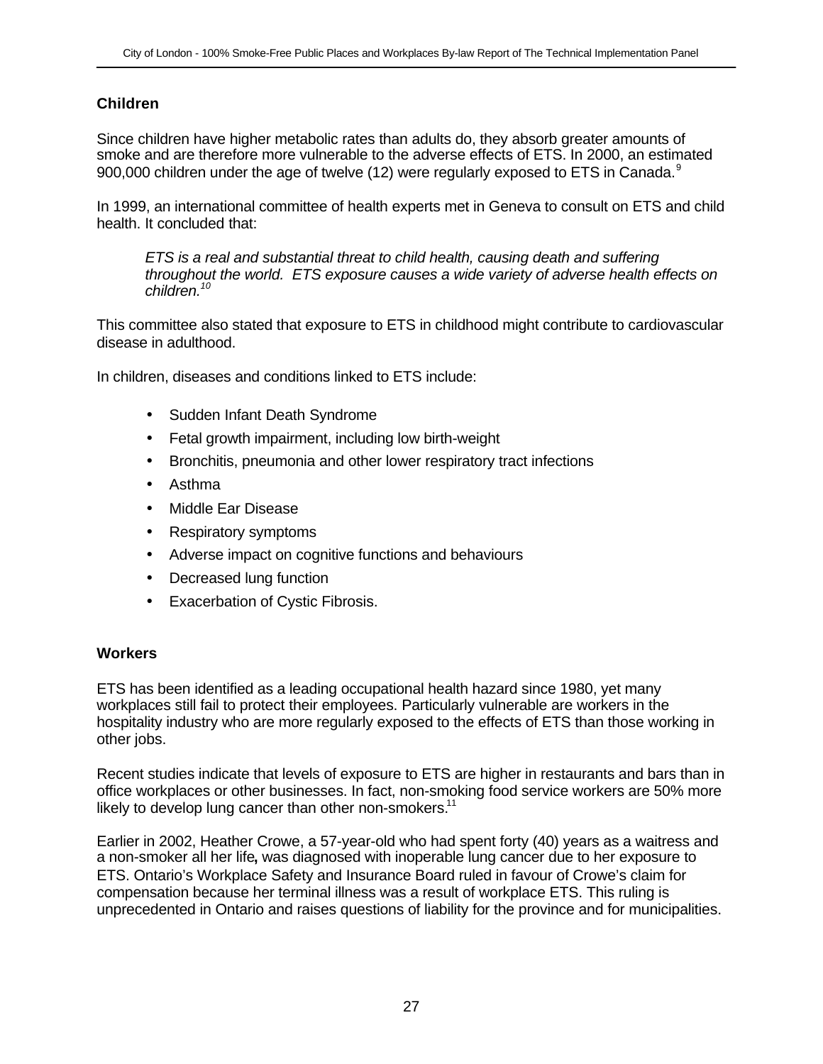### Children

Since children have higher metabolic rates than adults do, they absorb greater amounts of smoke and are therefore more vulnerable to the adverse effects of ETS. In 2000, an estimated 900,000 children under the age of twelve (12) were regularly exposed to ETS in Canada.[9]

In 1999, an international committee of health experts met in Geneva to consult on ETS and child health. It concluded that:

> *ETS is a real and substantial threat to child health, causing death and suffering throughout the world. ETS exposure causes a wide variety of adverse health effects on children.*[10]

This committee also stated that exposure to ETS in childhood might contribute to cardiovascular disease in adulthood.

In children, diseases and conditions linked to ETS include:

- Sudden Infant Death Syndrome
- Fetal growth impairment, including low birth-weight
- Bronchitis, pneumonia and other lower respiratory tract infections
- Asthma
- Middle Ear Disease
- Respiratory symptoms
- Adverse impact on cognitive functions and behaviours
- Decreased lung function
- Exacerbation of Cystic Fibrosis.

### Workers

ETS has been identified as a leading occupational health hazard since 1980, yet many workplaces still fail to protect their employees. Particularly vulnerable are workers in the hospitality industry who are more regularly exposed to the effects of ETS than those working in other jobs.

Recent studies indicate that levels of exposure to ETS are higher in restaurants and bars than in office workplaces or other businesses. In fact, non-smoking food service workers are 50% more likely to develop lung cancer than other non-smokers.[11]

Earlier in 2002, Heather Crowe, a 57-year-old who had spent forty (40) years as a waitress and a non-smoker all her life**,** was diagnosed with inoperable lung cancer due to her exposure to ETS. Ontario's Workplace Safety and Insurance Board ruled in favour of Crowe's claim for compensation because her terminal illness was a result of workplace ETS. This ruling is unprecedented in Ontario and raises questions of liability for the province and for municipalities.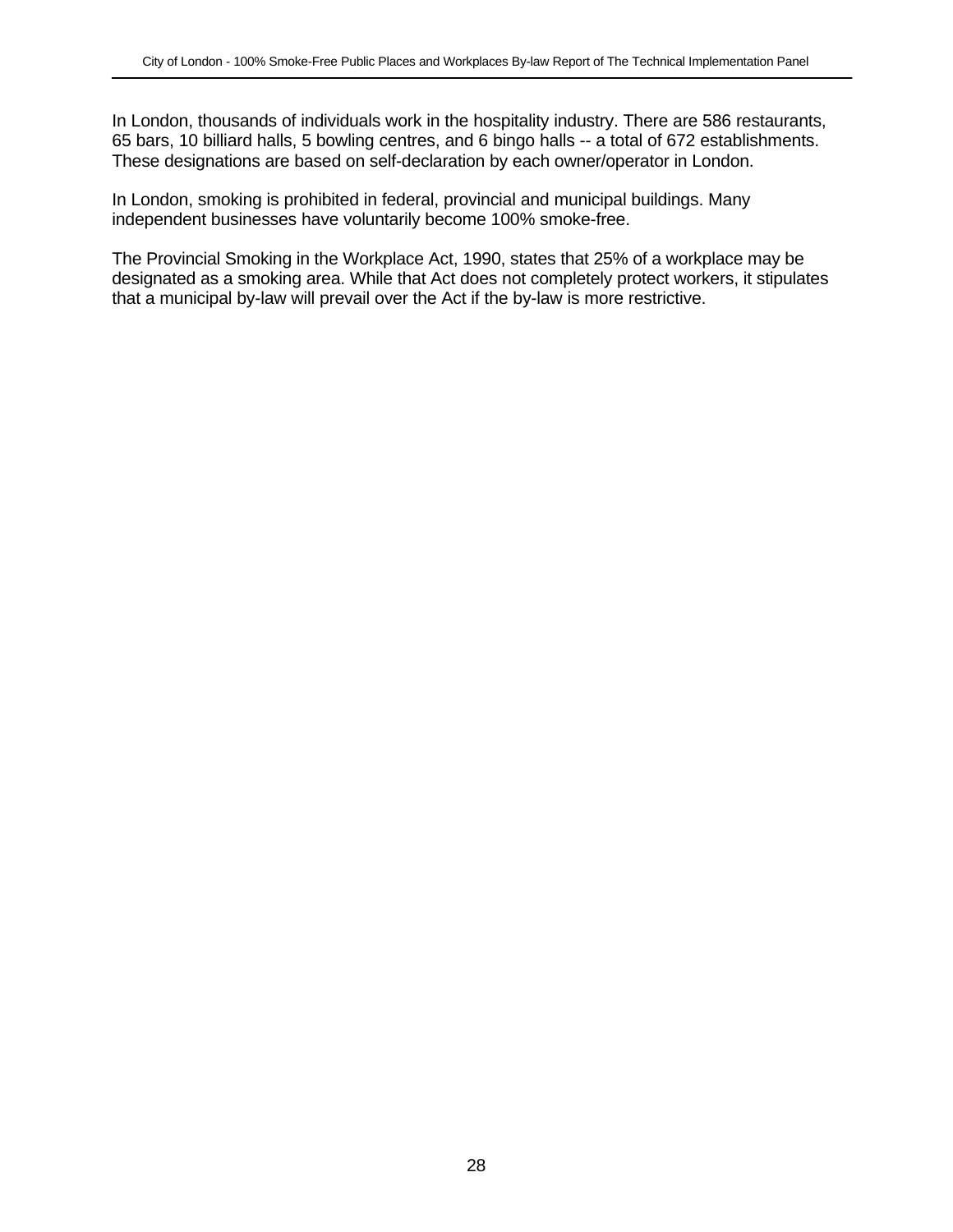In London, thousands of individuals work in the hospitality industry. There are 586 restaurants, 65 bars, 10 billiard halls, 5 bowling centres, and 6 bingo halls -- a total of 672 establishments. These designations are based on self-declaration by each owner/operator in London.

In London, smoking is prohibited in federal, provincial and municipal buildings. Many independent businesses have voluntarily become 100% smoke-free.

The Provincial Smoking in the Workplace Act, 1990, states that 25% of a workplace may be designated as a smoking area. While that Act does not completely protect workers, it stipulates that a municipal by-law will prevail over the Act if the by-law is more restrictive.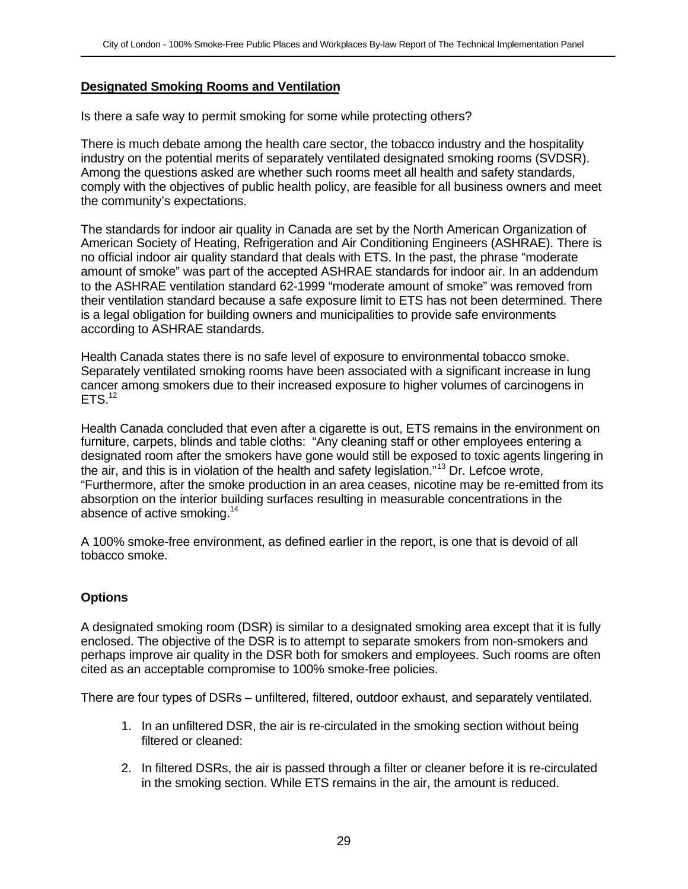**Designated Smoking Rooms and Ventilation**

Is there a safe way to permit smoking for some while protecting others?

There is much debate among the health care sector, the tobacco industry and the hospitality industry on the potential merits of separately ventilated designated smoking rooms (SVDSR). Among the questions asked are whether such rooms meet all health and safety standards, comply with the objectives of public health policy, are feasible for all business owners and meet the community's expectations.

The standards for indoor air quality in Canada are set by the North American Organization of American Society of Heating, Refrigeration and Air Conditioning Engineers (ASHRAE). There is no official indoor air quality standard that deals with ETS. In the past, the phrase "moderate amount of smoke" was part of the accepted ASHRAE standards for indoor air. In an addendum to the ASHRAE ventilation standard 62-1999 "moderate amount of smoke" was removed from their ventilation standard because a safe exposure limit to ETS has not been determined. There is a legal obligation for building owners and municipalities to provide safe environments according to ASHRAE standards.

Health Canada states there is no safe level of exposure to environmental tobacco smoke. Separately ventilated smoking rooms have been associated with a significant increase in lung cancer among smokers due to their increased exposure to higher volumes of carcinogens in ETS.[12]

Health Canada concluded that even after a cigarette is out, ETS remains in the environment on furniture, carpets, blinds and table cloths: "Any cleaning staff or other employees entering a designated room after the smokers have gone would still be exposed to toxic agents lingering in the air, and this is in violation of the health and safety legislation."[13] Dr. Lefcoe wrote, "Furthermore, after the smoke production in an area ceases, nicotine may be re-emitted from its absorption on the interior building surfaces resulting in measurable concentrations in the absence of active smoking.[14]

A 100% smoke-free environment, as defined earlier in the report, is one that is devoid of all tobacco smoke.

**Options**

A designated smoking room (DSR) is similar to a designated smoking area except that it is fully enclosed. The objective of the DSR is to attempt to separate smokers from non-smokers and perhaps improve air quality in the DSR both for smokers and employees. Such rooms are often cited as an acceptable compromise to 100% smoke-free policies.

There are four types of DSRs – unfiltered, filtered, outdoor exhaust, and separately ventilated.

1. In an unfiltered DSR, the air is re-circulated in the smoking section without being filtered or cleaned:
2. In filtered DSRs, the air is passed through a filter or cleaner before it is re-circulated in the smoking section. While ETS remains in the air, the amount is reduced.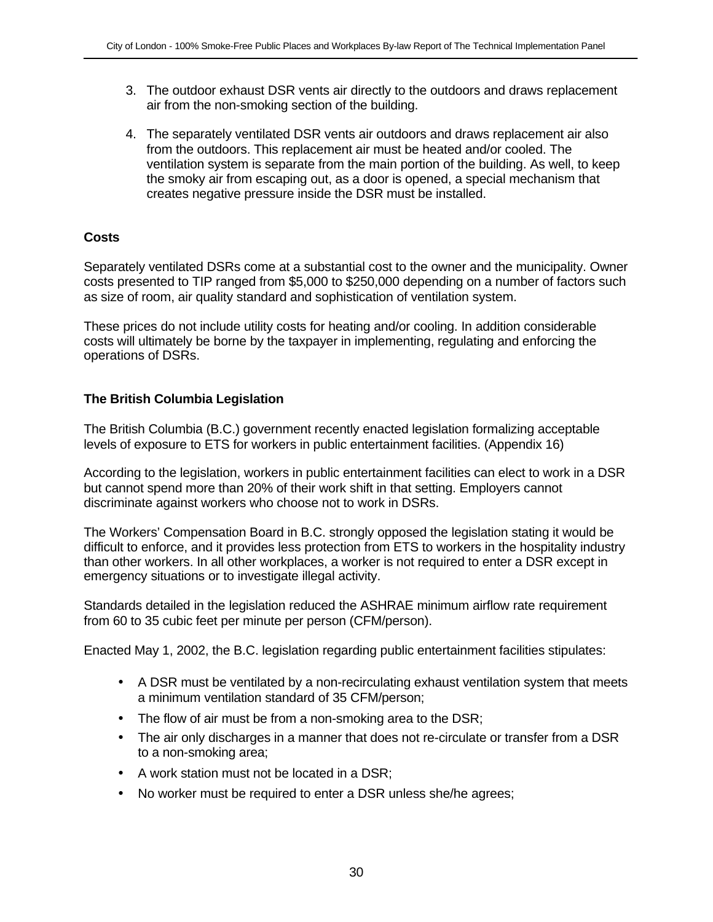3. The outdoor exhaust DSR vents air directly to the outdoors and draws replacement air from the non-smoking section of the building.

4. The separately ventilated DSR vents air outdoors and draws replacement air also from the outdoors. This replacement air must be heated and/or cooled. The ventilation system is separate from the main portion of the building. As well, to keep the smoky air from escaping out, as a door is opened, a special mechanism that creates negative pressure inside the DSR must be installed.

### Costs

Separately ventilated DSRs come at a substantial cost to the owner and the municipality. Owner costs presented to TIP ranged from $5,000 to $250,000 depending on a number of factors such as size of room, air quality standard and sophistication of ventilation system.

These prices do not include utility costs for heating and/or cooling. In addition considerable costs will ultimately be borne by the taxpayer in implementing, regulating and enforcing the operations of DSRs.

### The British Columbia Legislation

The British Columbia (B.C.) government recently enacted legislation formalizing acceptable levels of exposure to ETS for workers in public entertainment facilities. (Appendix 16)

According to the legislation, workers in public entertainment facilities can elect to work in a DSR but cannot spend more than 20% of their work shift in that setting. Employers cannot discriminate against workers who choose not to work in DSRs.

The Workers' Compensation Board in B.C. strongly opposed the legislation stating it would be difficult to enforce, and it provides less protection from ETS to workers in the hospitality industry than other workers. In all other workplaces, a worker is not required to enter a DSR except in emergency situations or to investigate illegal activity.

Standards detailed in the legislation reduced the ASHRAE minimum airflow rate requirement from 60 to 35 cubic feet per minute per person (CFM/person).

Enacted May 1, 2002, the B.C. legislation regarding public entertainment facilities stipulates:

- A DSR must be ventilated by a non-recirculating exhaust ventilation system that meets a minimum ventilation standard of 35 CFM/person;
- The flow of air must be from a non-smoking area to the DSR;
- The air only discharges in a manner that does not re-circulate or transfer from a DSR to a non-smoking area;
- A work station must not be located in a DSR;
- No worker must be required to enter a DSR unless she/he agrees;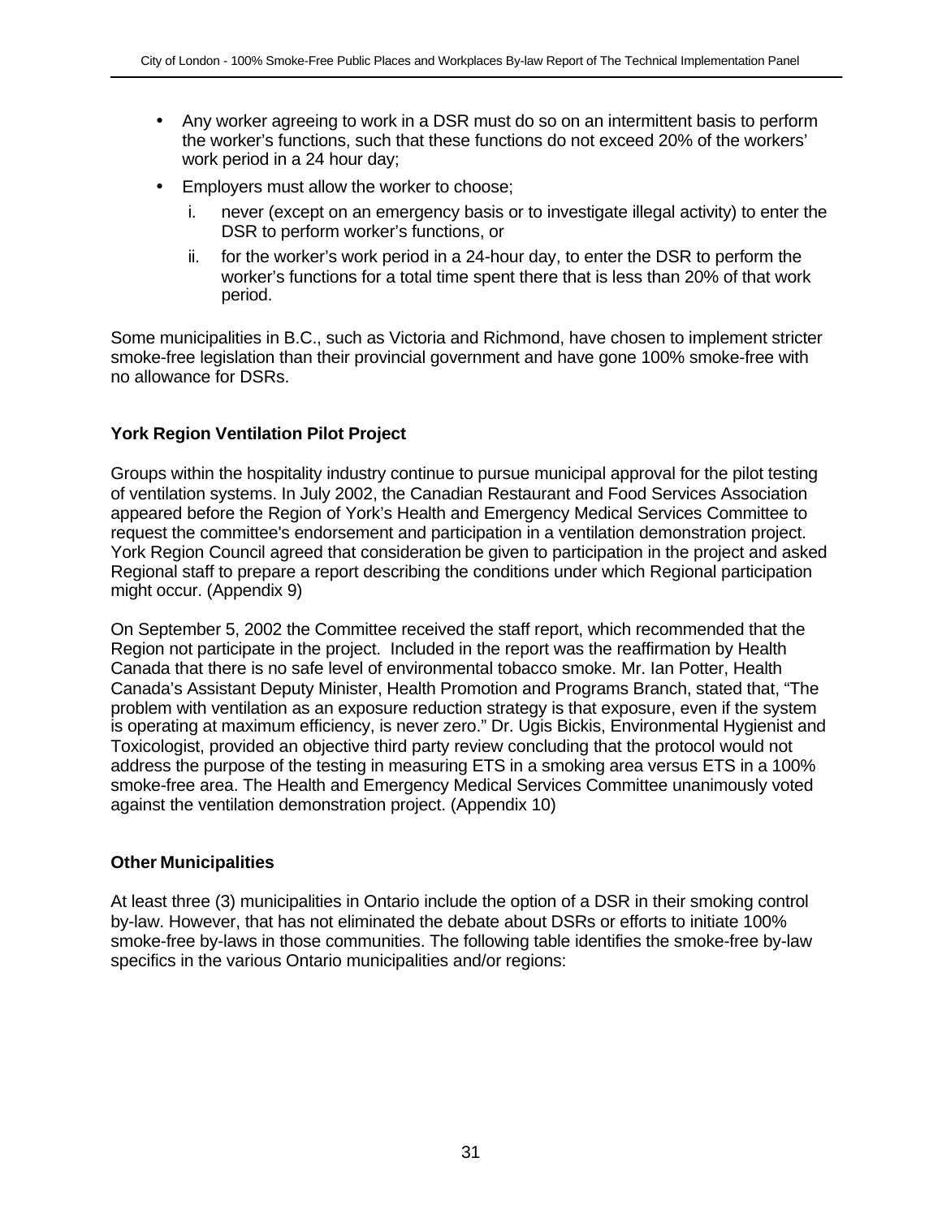- Any worker agreeing to work in a DSR must do so on an intermittent basis to perform the worker's functions, such that these functions do not exceed 20% of the workers' work period in a 24 hour day;
- Employers must allow the worker to choose;
  i. never (except on an emergency basis or to investigate illegal activity) to enter the DSR to perform worker's functions, or
  ii. for the worker's work period in a 24-hour day, to enter the DSR to perform the worker's functions for a total time spent there that is less than 20% of that work period.

Some municipalities in B.C., such as Victoria and Richmond, have chosen to implement stricter smoke-free legislation than their provincial government and have gone 100% smoke-free with no allowance for DSRs.

**York Region Ventilation Pilot Project**

Groups within the hospitality industry continue to pursue municipal approval for the pilot testing of ventilation systems. In July 2002, the Canadian Restaurant and Food Services Association appeared before the Region of York's Health and Emergency Medical Services Committee to request the committee's endorsement and participation in a ventilation demonstration project. York Region Council agreed that consideration be given to participation in the project and asked Regional staff to prepare a report describing the conditions under which Regional participation might occur. (Appendix 9)

On September 5, 2002 the Committee received the staff report, which recommended that the Region not participate in the project. Included in the report was the reaffirmation by Health Canada that there is no safe level of environmental tobacco smoke. Mr. Ian Potter, Health Canada's Assistant Deputy Minister, Health Promotion and Programs Branch, stated that, "The problem with ventilation as an exposure reduction strategy is that exposure, even if the system is operating at maximum efficiency, is never zero." Dr. Ugis Bickis, Environmental Hygienist and Toxicologist, provided an objective third party review concluding that the protocol would not address the purpose of the testing in measuring ETS in a smoking area versus ETS in a 100% smoke-free area. The Health and Emergency Medical Services Committee unanimously voted against the ventilation demonstration project. (Appendix 10)

**Other Municipalities**

At least three (3) municipalities in Ontario include the option of a DSR in their smoking control by-law. However, that has not eliminated the debate about DSRs or efforts to initiate 100% smoke-free by-laws in those communities. The following table identifies the smoke-free by-law specifics in the various Ontario municipalities and/or regions: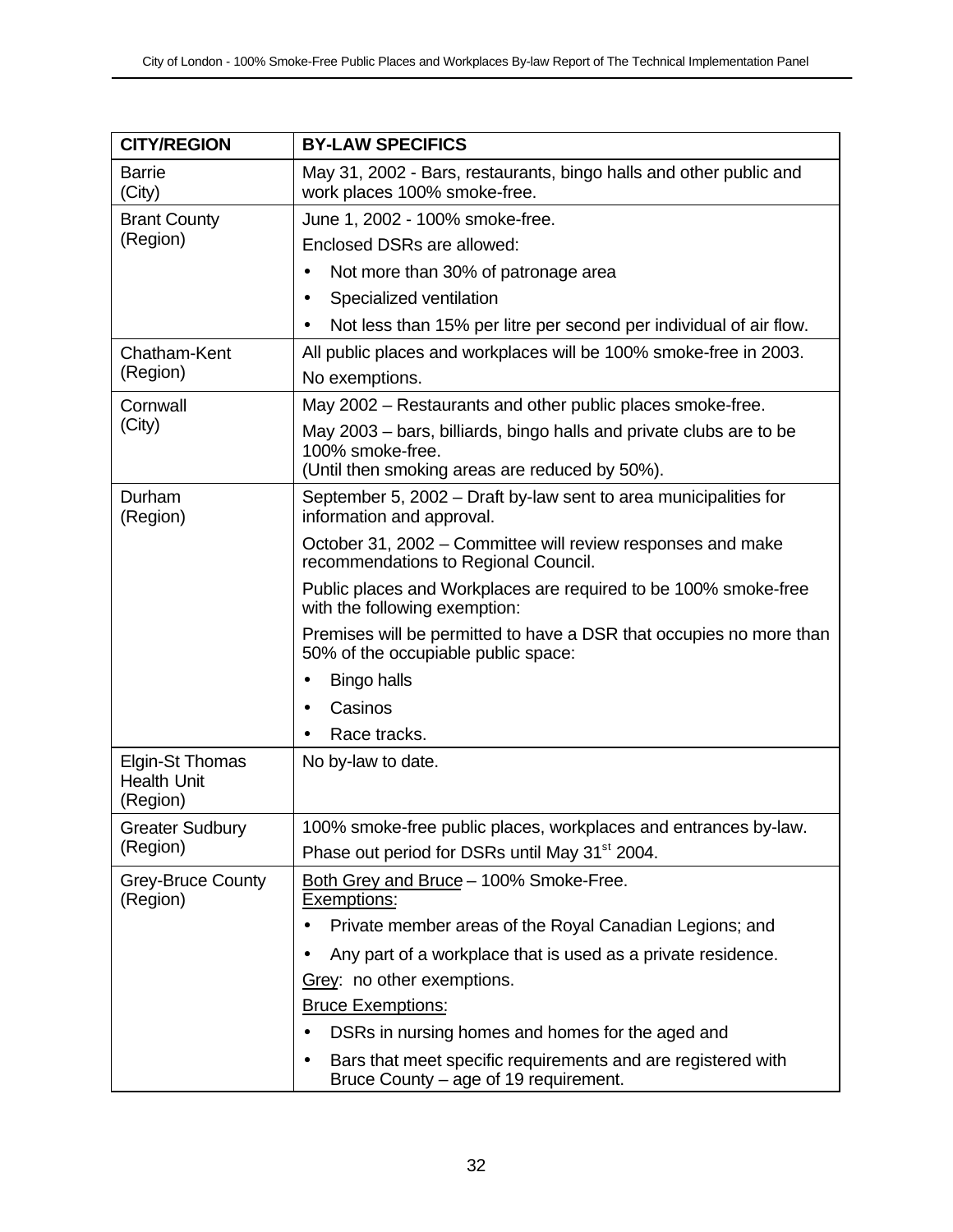| CITY/REGION | BY-LAW SPECIFICS |
|---|---|
| Barrie (City) | May 31, 2002 - Bars, restaurants, bingo halls and other public and work places 100% smoke-free. |
| Brant County (Region) | June 1, 2002 - 100% smoke-free.<br>Enclosed DSRs are allowed:<br>• Not more than 30% of patronage area<br>• Specialized ventilation<br>• Not less than 15% per litre per second per individual of air flow. |
| Chatham-Kent (Region) | All public places and workplaces will be 100% smoke-free in 2003.<br>No exemptions. |
| Cornwall (City) | May 2002 – Restaurants and other public places smoke-free.<br>May 2003 – bars, billiards, bingo halls and private clubs are to be 100% smoke-free.<br>(Until then smoking areas are reduced by 50%). |
| Durham (Region) | September 5, 2002 – Draft by-law sent to area municipalities for information and approval.<br>October 31, 2002 – Committee will review responses and make recommendations to Regional Council.<br>Public places and Workplaces are required to be 100% smoke-free with the following exemption:<br>Premises will be permitted to have a DSR that occupies no more than 50% of the occupiable public space:<br>• Bingo halls<br>• Casinos<br>• Race tracks. |
| Elgin-St Thomas Health Unit (Region) | No by-law to date. |
| Greater Sudbury (Region) | 100% smoke-free public places, workplaces and entrances by-law.<br>Phase out period for DSRs until May 31st 2004. |
| Grey-Bruce County (Region) | Both Grey and Bruce – 100% Smoke-Free.<br>Exemptions:<br>• Private member areas of the Royal Canadian Legions; and<br>• Any part of a workplace that is used as a private residence.<br>Grey: no other exemptions.<br>Bruce Exemptions:<br>• DSRs in nursing homes and homes for the aged and<br>• Bars that meet specific requirements and are registered with Bruce County – age of 19 requirement. |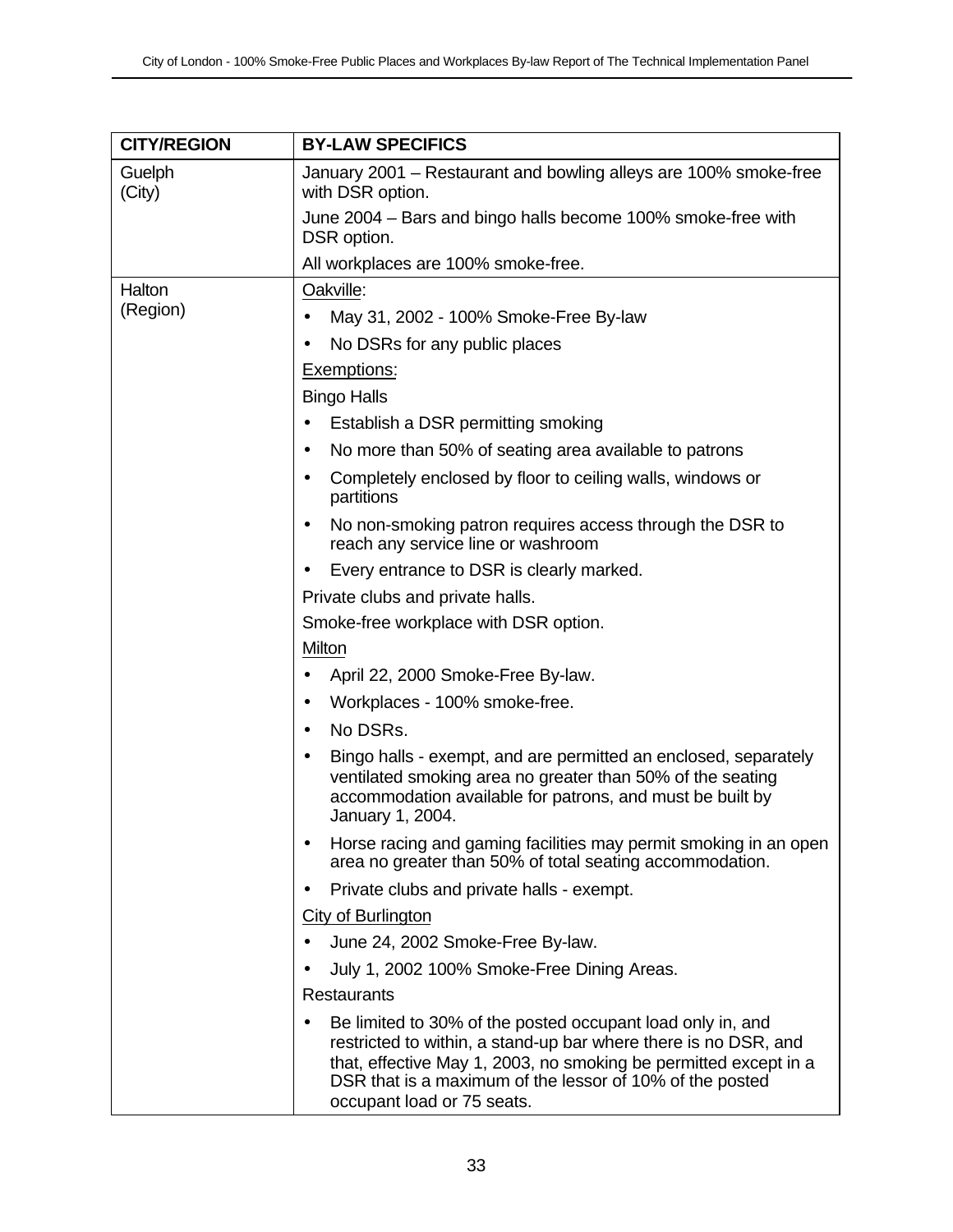| CITY/REGION | BY-LAW SPECIFICS |
|---|---|
| Guelph (City) | January 2001 – Restaurant and bowling alleys are 100% smoke-free with DSR option.<br><br>June 2004 – Bars and bingo halls become 100% smoke-free with DSR option.<br><br>All workplaces are 100% smoke-free. |
| Halton (Region) | <u>Oakville</u>:<br>• May 31, 2002 - 100% Smoke-Free By-law<br>• No DSRs for any public places<br><u>Exemptions:</u><br>Bingo Halls<br>• Establish a DSR permitting smoking<br>• No more than 50% of seating area available to patrons<br>• Completely enclosed by floor to ceiling walls, windows or partitions<br>• No non-smoking patron requires access through the DSR to reach any service line or washroom<br>• Every entrance to DSR is clearly marked.<br>Private clubs and private halls.<br>Smoke-free workplace with DSR option.<br><u>Milton</u><br>• April 22, 2000 Smoke-Free By-law.<br>• Workplaces - 100% smoke-free.<br>• No DSRs.<br>• Bingo halls - exempt, and are permitted an enclosed, separately ventilated smoking area no greater than 50% of the seating accommodation available for patrons, and must be built by January 1, 2004.<br>• Horse racing and gaming facilities may permit smoking in an open area no greater than 50% of total seating accommodation.<br>• Private clubs and private halls - exempt.<br><u>City of Burlington</u><br>• June 24, 2002 Smoke-Free By-law.<br>• July 1, 2002 100% Smoke-Free Dining Areas.<br>Restaurants<br>• Be limited to 30% of the posted occupant load only in, and restricted to within, a stand-up bar where there is no DSR, and that, effective May 1, 2003, no smoking be permitted except in a DSR that is a maximum of the lessor of 10% of the posted occupant load or 75 seats. |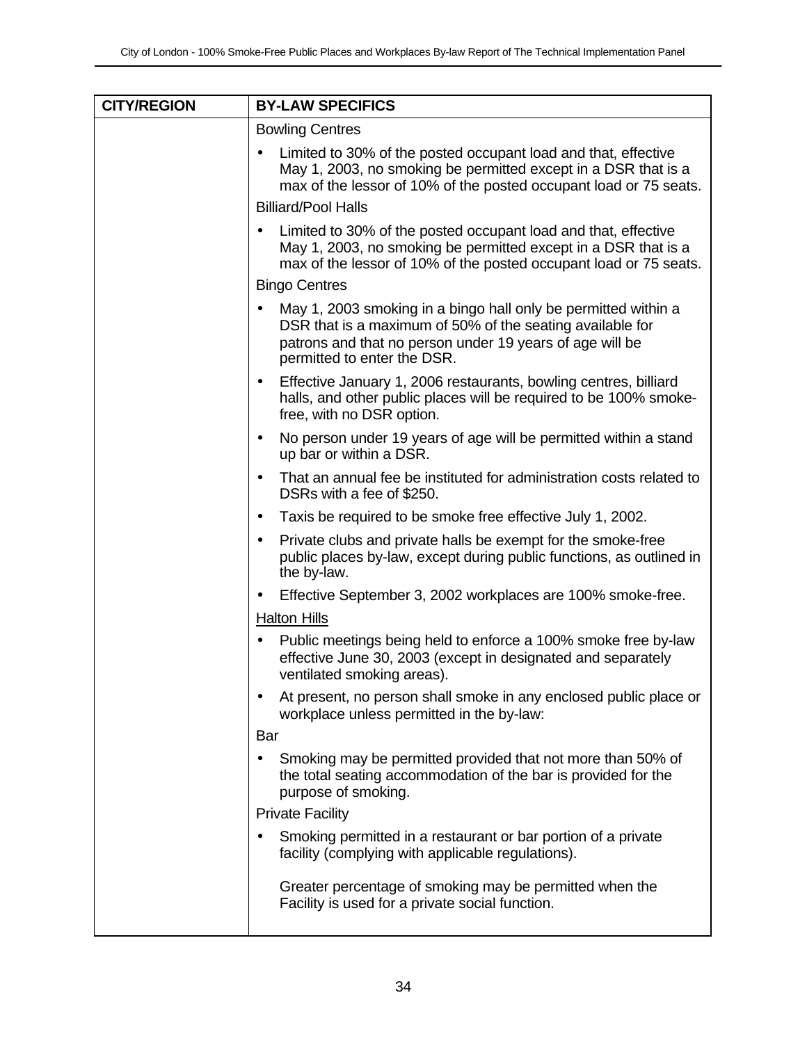| CITY/REGION | BY-LAW SPECIFICS |
|---|---|
| | Bowling Centres<br>• Limited to 30% of the posted occupant load and that, effective May 1, 2003, no smoking be permitted except in a DSR that is a max of the lessor of 10% of the posted occupant load or 75 seats.<br>Billiard/Pool Halls<br>• Limited to 30% of the posted occupant load and that, effective May 1, 2003, no smoking be permitted except in a DSR that is a max of the lessor of 10% of the posted occupant load or 75 seats.<br>Bingo Centres<br>• May 1, 2003 smoking in a bingo hall only be permitted within a DSR that is a maximum of 50% of the seating available for patrons and that no person under 19 years of age will be permitted to enter the DSR.<br>• Effective January 1, 2006 restaurants, bowling centres, billiard halls, and other public places will be required to be 100% smoke-free, with no DSR option.<br>• No person under 19 years of age will be permitted within a stand up bar or within a DSR.<br>• That an annual fee be instituted for administration costs related to DSRs with a fee of $250.<br>• Taxis be required to be smoke free effective July 1, 2002.<br>• Private clubs and private halls be exempt for the smoke-free public places by-law, except during public functions, as outlined in the by-law.<br>• Effective September 3, 2002 workplaces are 100% smoke-free.<br><u>Halton Hills</u><br>• Public meetings being held to enforce a 100% smoke free by-law effective June 30, 2003 (except in designated and separately ventilated smoking areas).<br>• At present, no person shall smoke in any enclosed public place or workplace unless permitted in the by-law:<br>Bar<br>• Smoking may be permitted provided that not more than 50% of the total seating accommodation of the bar is provided for the purpose of smoking.<br>Private Facility<br>• Smoking permitted in a restaurant or bar portion of a private facility (complying with applicable regulations).<br>Greater percentage of smoking may be permitted when the Facility is used for a private social function. |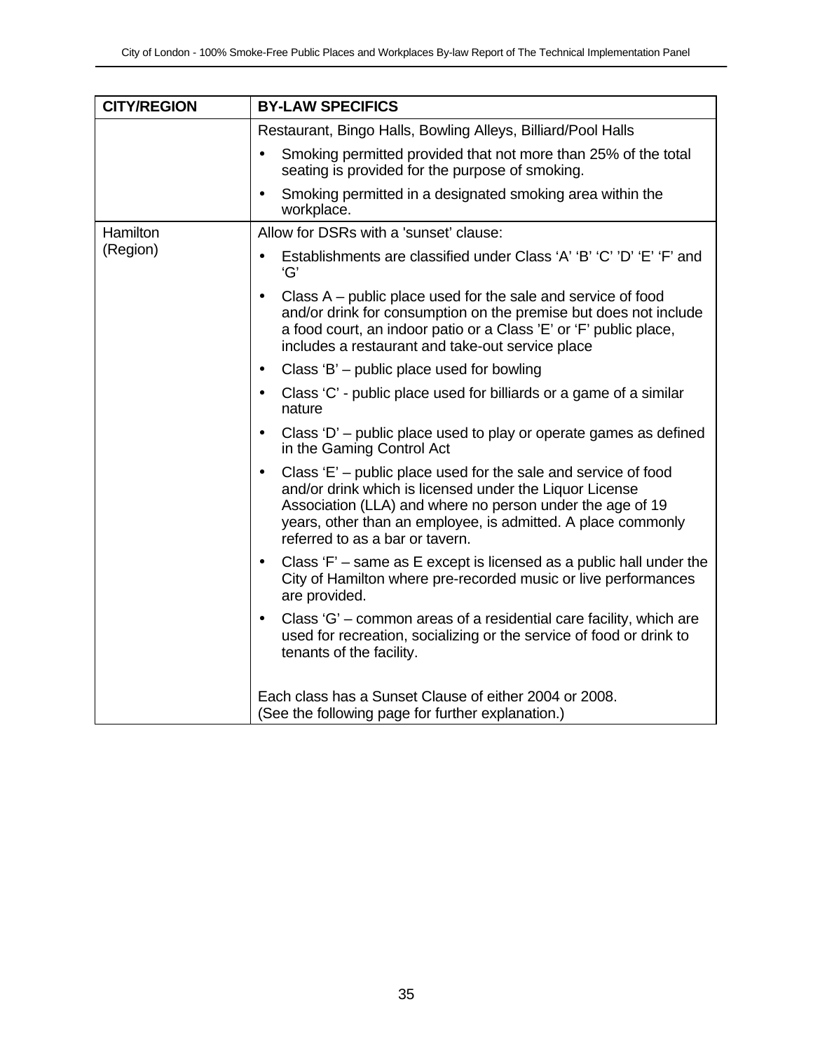| CITY/REGION | BY-LAW SPECIFICS |
|---|---|
| | Restaurant, Bingo Halls, Bowling Alleys, Billiard/Pool Halls<br>• Smoking permitted provided that not more than 25% of the total seating is provided for the purpose of smoking.<br>• Smoking permitted in a designated smoking area within the workplace. |
| Hamilton (Region) | Allow for DSRs with a 'sunset' clause:<br>• Establishments are classified under Class 'A' 'B' 'C' 'D' 'E' 'F' and 'G'<br>• Class A – public place used for the sale and service of food and/or drink for consumption on the premise but does not include a food court, an indoor patio or a Class 'E' or 'F' public place, includes a restaurant and take-out service place<br>• Class 'B' – public place used for bowling<br>• Class 'C' - public place used for billiards or a game of a similar nature<br>• Class 'D' – public place used to play or operate games as defined in the Gaming Control Act<br>• Class 'E' – public place used for the sale and service of food and/or drink which is licensed under the Liquor License Association (LLA) and where no person under the age of 19 years, other than an employee, is admitted. A place commonly referred to as a bar or tavern.<br>• Class 'F' – same as E except is licensed as a public hall under the City of Hamilton where pre-recorded music or live performances are provided.<br>• Class 'G' – common areas of a residential care facility, which are used for recreation, socializing or the service of food or drink to tenants of the facility.<br><br>Each class has a Sunset Clause of either 2004 or 2008. (See the following page for further explanation.) |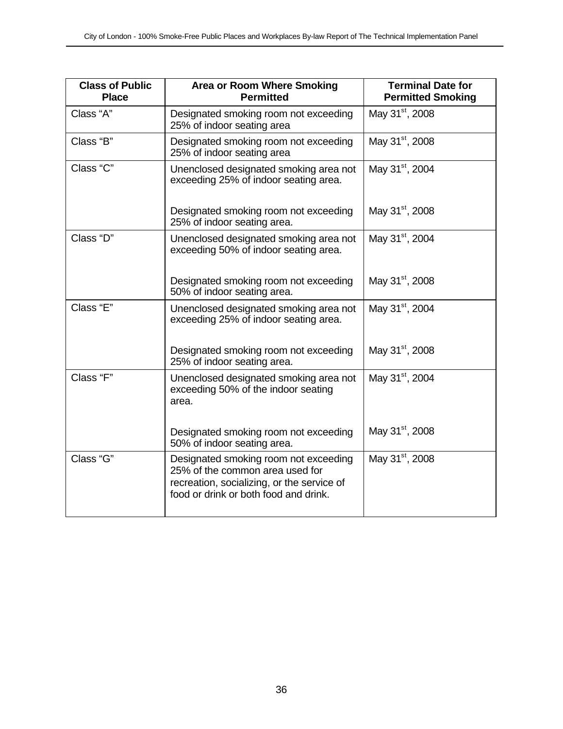| Class of Public Place | Area or Room Where Smoking Permitted | Terminal Date for Permitted Smoking |
|---|---|---|
| Class "A" | Designated smoking room not exceeding 25% of indoor seating area | May 31st, 2008 |
| Class "B" | Designated smoking room not exceeding 25% of indoor seating area | May 31st, 2008 |
| Class "C" | Unenclosed designated smoking area not exceeding 25% of indoor seating area. | May 31st, 2004 |
| | Designated smoking room not exceeding 25% of indoor seating area. | May 31st, 2008 |
| Class "D" | Unenclosed designated smoking area not exceeding 50% of indoor seating area. | May 31st, 2004 |
| | Designated smoking room not exceeding 50% of indoor seating area. | May 31st, 2008 |
| Class "E" | Unenclosed designated smoking area not exceeding 25% of indoor seating area. | May 31st, 2004 |
| | Designated smoking room not exceeding 25% of indoor seating area. | May 31st, 2008 |
| Class "F" | Unenclosed designated smoking area not exceeding 50% of the indoor seating area. | May 31st, 2004 |
| | Designated smoking room not exceeding 50% of indoor seating area. | May 31st, 2008 |
| Class "G" | Designated smoking room not exceeding 25% of the common area used for recreation, socializing, or the service of food or drink or both food and drink. | May 31st, 2008 |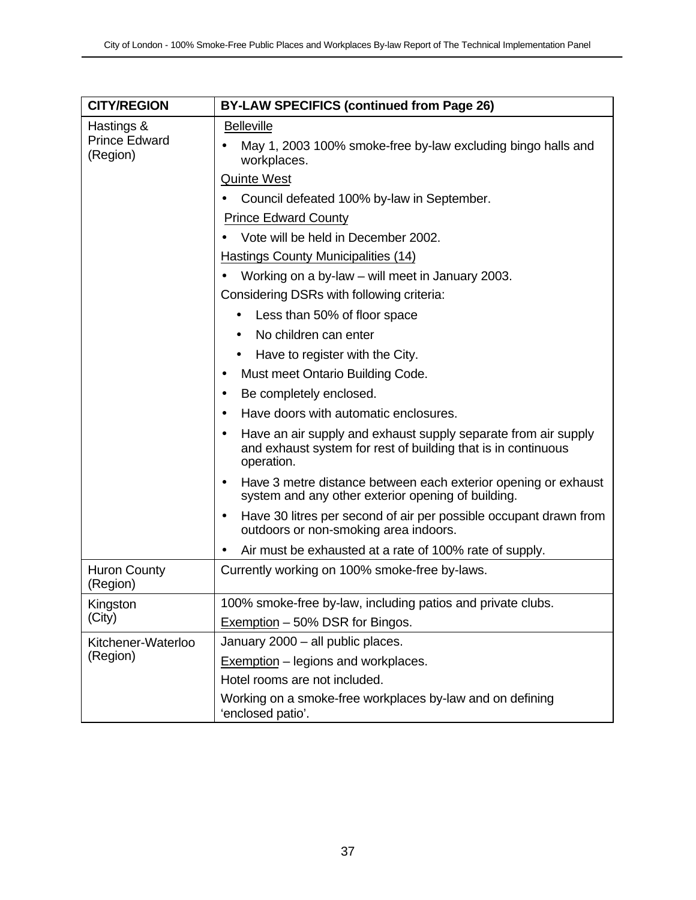| CITY/REGION | BY-LAW SPECIFICS (continued from Page 26) |
|---|---|
| Hastings & Prince Edward (Region) | Belleville<br>• May 1, 2003 100% smoke-free by-law excluding bingo halls and workplaces.<br>Quinte West<br>• Council defeated 100% by-law in September.<br>Prince Edward County<br>• Vote will be held in December 2002.<br>Hastings County Municipalities (14)<br>• Working on a by-law – will meet in January 2003.<br>Considering DSRs with following criteria:<br>• Less than 50% of floor space<br>• No children can enter<br>• Have to register with the City.<br>• Must meet Ontario Building Code.<br>• Be completely enclosed.<br>• Have doors with automatic enclosures.<br>• Have an air supply and exhaust supply separate from air supply and exhaust system for rest of building that is in continuous operation.<br>• Have 3 metre distance between each exterior opening or exhaust system and any other exterior opening of building.<br>• Have 30 litres per second of air per possible occupant drawn from outdoors or non-smoking area indoors.<br>• Air must be exhausted at a rate of 100% rate of supply. |
| Huron County (Region) | Currently working on 100% smoke-free by-laws. |
| Kingston (City) | 100% smoke-free by-law, including patios and private clubs.<br>Exemption – 50% DSR for Bingos. |
| Kitchener-Waterloo (Region) | January 2000 – all public places.<br>Exemption – legions and workplaces.<br>Hotel rooms are not included.<br>Working on a smoke-free workplaces by-law and on defining 'enclosed patio'. |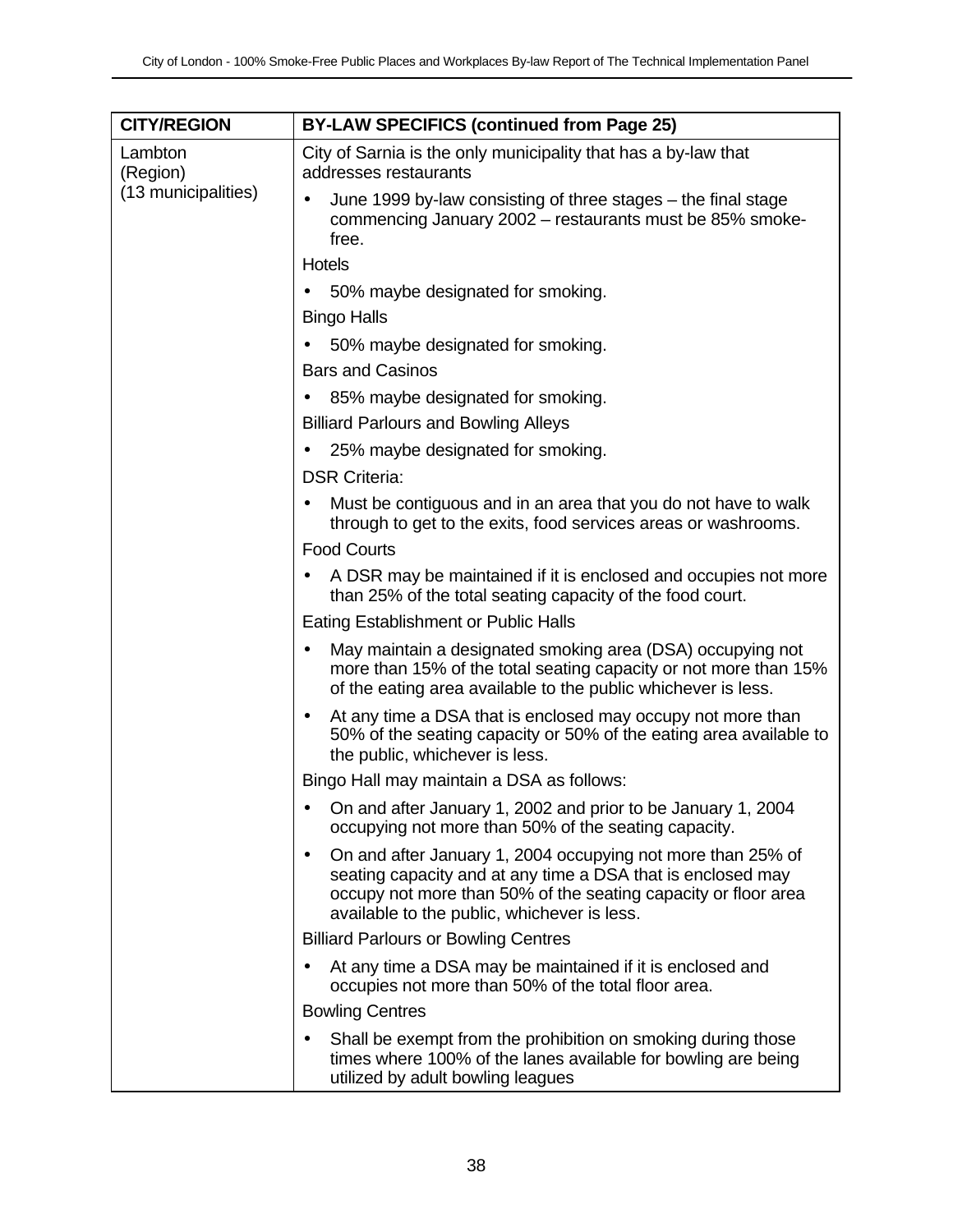| CITY/REGION | BY-LAW SPECIFICS (continued from Page 25) |
|---|---|
| Lambton (Region) (13 municipalities) | City of Sarnia is the only municipality that has a by-law that addresses restaurants<br>• June 1999 by-law consisting of three stages – the final stage commencing January 2002 – restaurants must be 85% smoke-free.<br>Hotels<br>• 50% maybe designated for smoking.<br>Bingo Halls<br>• 50% maybe designated for smoking.<br>Bars and Casinos<br>• 85% maybe designated for smoking.<br>Billiard Parlours and Bowling Alleys<br>• 25% maybe designated for smoking.<br>DSR Criteria:<br>• Must be contiguous and in an area that you do not have to walk through to get to the exits, food services areas or washrooms.<br>Food Courts<br>• A DSR may be maintained if it is enclosed and occupies not more than 25% of the total seating capacity of the food court.<br>Eating Establishment or Public Halls<br>• May maintain a designated smoking area (DSA) occupying not more than 15% of the total seating capacity or not more than 15% of the eating area available to the public whichever is less.<br>• At any time a DSA that is enclosed may occupy not more than 50% of the seating capacity or 50% of the eating area available to the public, whichever is less.<br>Bingo Hall may maintain a DSA as follows:<br>• On and after January 1, 2002 and prior to be January 1, 2004 occupying not more than 50% of the seating capacity.<br>• On and after January 1, 2004 occupying not more than 25% of seating capacity and at any time a DSA that is enclosed may occupy not more than 50% of the seating capacity or floor area available to the public, whichever is less.<br>Billiard Parlours or Bowling Centres<br>• At any time a DSA may be maintained if it is enclosed and occupies not more than 50% of the total floor area.<br>Bowling Centres<br>• Shall be exempt from the prohibition on smoking during those times where 100% of the lanes available for bowling are being utilized by adult bowling leagues |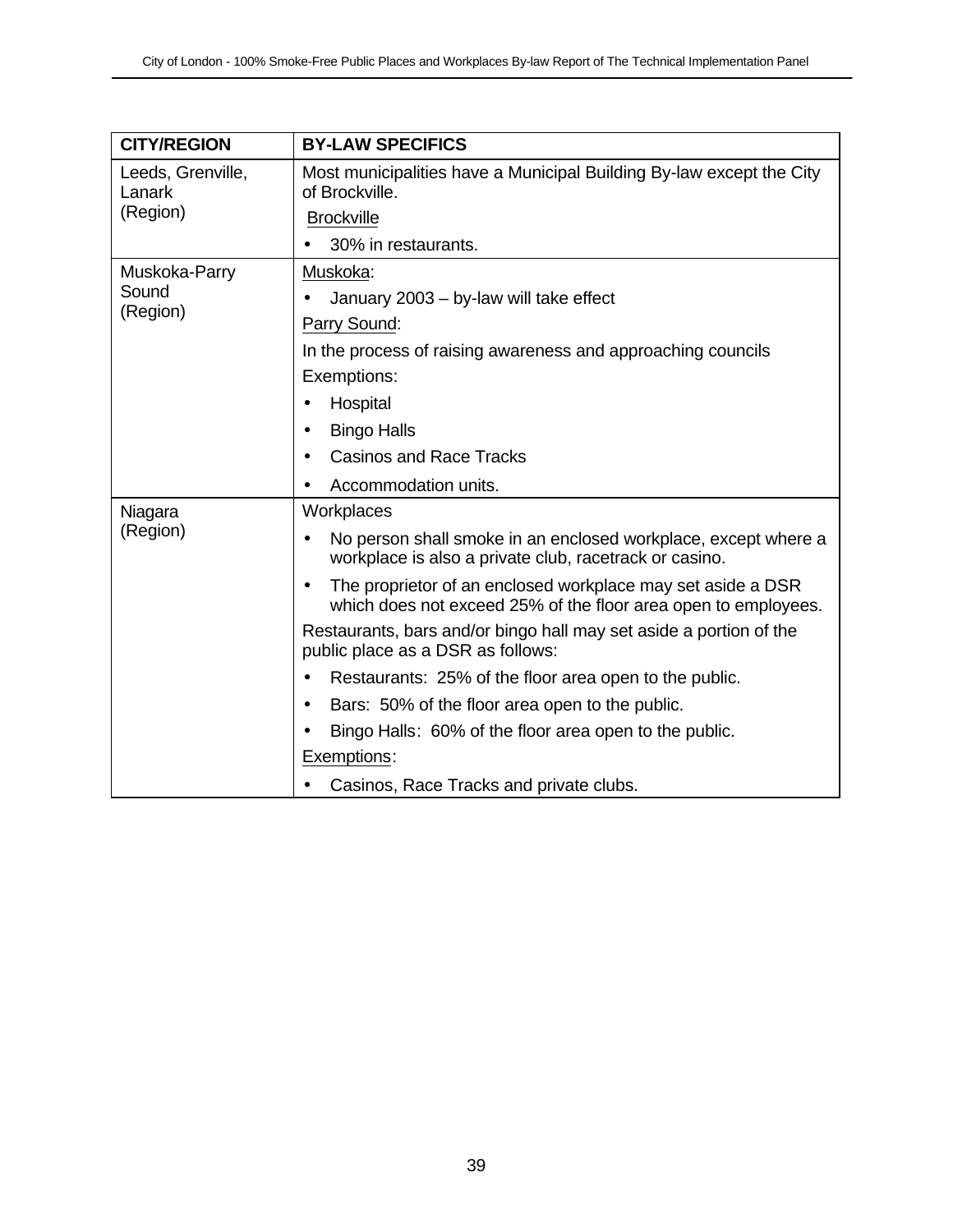| CITY/REGION | BY-LAW SPECIFICS |
|---|---|
| Leeds, Grenville, Lanark (Region) | Most municipalities have a Municipal Building By-law except the City of Brockville.<br><br>Brockville<br><br>• 30% in restaurants. |
| Muskoka-Parry Sound (Region) | Muskoka:<br><br>• January 2003 – by-law will take effect<br><br>Parry Sound:<br><br>In the process of raising awareness and approaching councils<br><br>Exemptions:<br><br>• Hospital<br>• Bingo Halls<br>• Casinos and Race Tracks<br>• Accommodation units. |
| Niagara (Region) | Workplaces<br><br>• No person shall smoke in an enclosed workplace, except where a workplace is also a private club, racetrack or casino.<br>• The proprietor of an enclosed workplace may set aside a DSR which does not exceed 25% of the floor area open to employees.<br><br>Restaurants, bars and/or bingo hall may set aside a portion of the public place as a DSR as follows:<br><br>• Restaurants: 25% of the floor area open to the public.<br>• Bars: 50% of the floor area open to the public.<br>• Bingo Halls: 60% of the floor area open to the public.<br><br>Exemptions:<br><br>• Casinos, Race Tracks and private clubs. |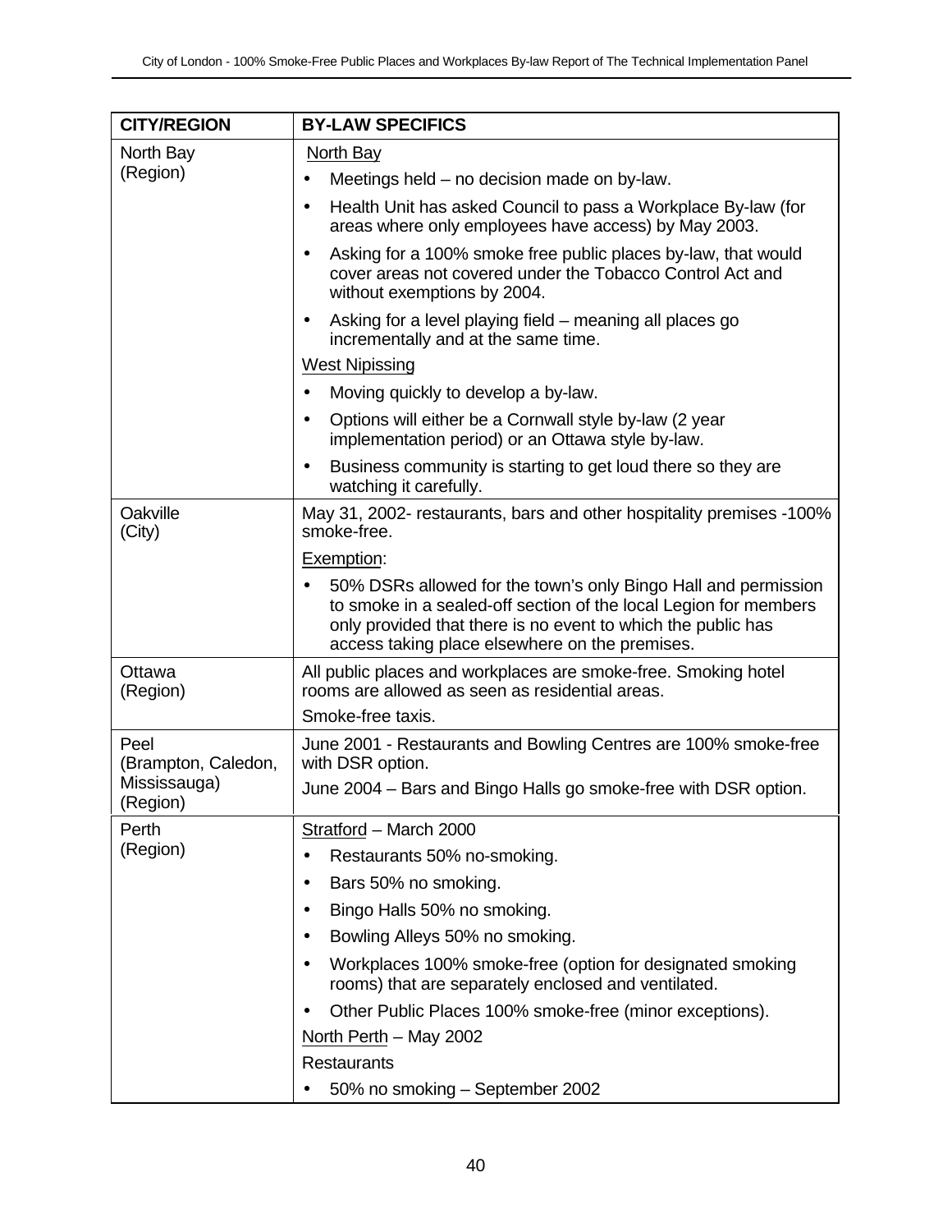| CITY/REGION | BY-LAW SPECIFICS |
|---|---|
| North Bay (Region) | North Bay<br>• Meetings held – no decision made on by-law.<br>• Health Unit has asked Council to pass a Workplace By-law (for areas where only employees have access) by May 2003.<br>• Asking for a 100% smoke free public places by-law, that would cover areas not covered under the Tobacco Control Act and without exemptions by 2004.<br>• Asking for a level playing field – meaning all places go incrementally and at the same time.<br>West Nipissing<br>• Moving quickly to develop a by-law.<br>• Options will either be a Cornwall style by-law (2 year implementation period) or an Ottawa style by-law.<br>• Business community is starting to get loud there so they are watching it carefully. |
| Oakville (City) | May 31, 2002- restaurants, bars and other hospitality premises -100% smoke-free.<br>Exemption:<br>• 50% DSRs allowed for the town's only Bingo Hall and permission to smoke in a sealed-off section of the local Legion for members only provided that there is no event to which the public has access taking place elsewhere on the premises. |
| Ottawa (Region) | All public places and workplaces are smoke-free. Smoking hotel rooms are allowed as seen as residential areas.<br>Smoke-free taxis. |
| Peel (Brampton, Caledon, Mississauga) (Region) | June 2001 - Restaurants and Bowling Centres are 100% smoke-free with DSR option.<br>June 2004 – Bars and Bingo Halls go smoke-free with DSR option. |
| Perth (Region) | Stratford – March 2000<br>• Restaurants 50% no-smoking.<br>• Bars 50% no smoking.<br>• Bingo Halls 50% no smoking.<br>• Bowling Alleys 50% no smoking.<br>• Workplaces 100% smoke-free (option for designated smoking rooms) that are separately enclosed and ventilated.<br>• Other Public Places 100% smoke-free (minor exceptions).<br>North Perth – May 2002<br>Restaurants<br>• 50% no smoking – September 2002 |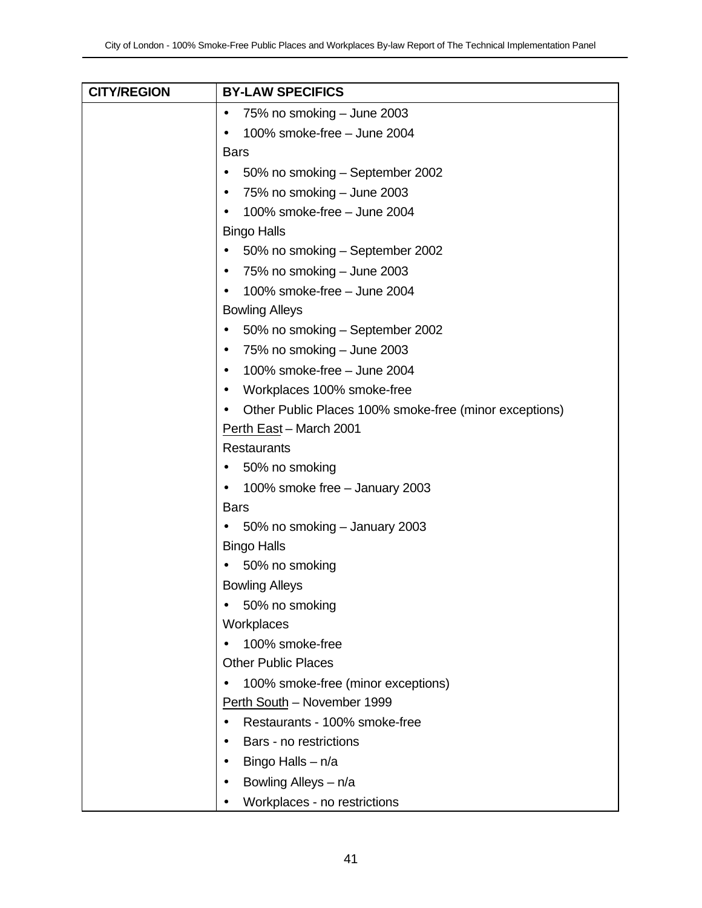| CITY/REGION | BY-LAW SPECIFICS |
| --- | --- |
| | • 75% no smoking – June 2003<br>• 100% smoke-free – June 2004<br>Bars<br>• 50% no smoking – September 2002<br>• 75% no smoking – June 2003<br>• 100% smoke-free – June 2004<br>Bingo Halls<br>• 50% no smoking – September 2002<br>• 75% no smoking – June 2003<br>• 100% smoke-free – June 2004<br>Bowling Alleys<br>• 50% no smoking – September 2002<br>• 75% no smoking – June 2003<br>• 100% smoke-free – June 2004<br>• Workplaces 100% smoke-free<br>• Other Public Places 100% smoke-free (minor exceptions)<br>Perth East – March 2001<br>Restaurants<br>• 50% no smoking<br>• 100% smoke free – January 2003<br>Bars<br>• 50% no smoking – January 2003<br>Bingo Halls<br>• 50% no smoking<br>Bowling Alleys<br>• 50% no smoking<br>Workplaces<br>• 100% smoke-free<br>Other Public Places<br>• 100% smoke-free (minor exceptions)<br>Perth South – November 1999<br>• Restaurants - 100% smoke-free<br>• Bars - no restrictions<br>• Bingo Halls – n/a<br>• Bowling Alleys – n/a<br>• Workplaces - no restrictions |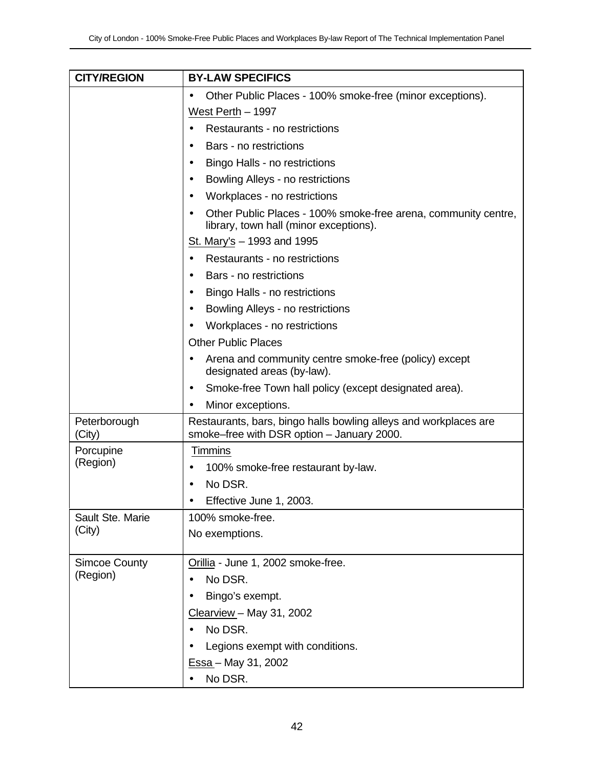| CITY/REGION | BY-LAW SPECIFICS |
| --- | --- |
| | • Other Public Places - 100% smoke-free (minor exceptions).<br>West Perth – 1997<br>• Restaurants - no restrictions<br>• Bars - no restrictions<br>• Bingo Halls - no restrictions<br>• Bowling Alleys - no restrictions<br>• Workplaces - no restrictions<br>• Other Public Places - 100% smoke-free arena, community centre, library, town hall (minor exceptions).<br>St. Mary's – 1993 and 1995<br>• Restaurants - no restrictions<br>• Bars - no restrictions<br>• Bingo Halls - no restrictions<br>• Bowling Alleys - no restrictions<br>• Workplaces - no restrictions<br>Other Public Places<br>• Arena and community centre smoke-free (policy) except designated areas (by-law).<br>• Smoke-free Town hall policy (except designated area).<br>• Minor exceptions. |
| Peterborough (City) | Restaurants, bars, bingo halls bowling alleys and workplaces are smoke–free with DSR option – January 2000. |
| Porcupine (Region) | Timmins<br>• 100% smoke-free restaurant by-law.<br>• No DSR.<br>• Effective June 1, 2003. |
| Sault Ste. Marie (City) | 100% smoke-free.<br>No exemptions. |
| Simcoe County (Region) | Orillia - June 1, 2002 smoke-free.<br>• No DSR.<br>• Bingo's exempt.<br>Clearview – May 31, 2002<br>• No DSR.<br>• Legions exempt with conditions.<br>Essa – May 31, 2002<br>• No DSR. |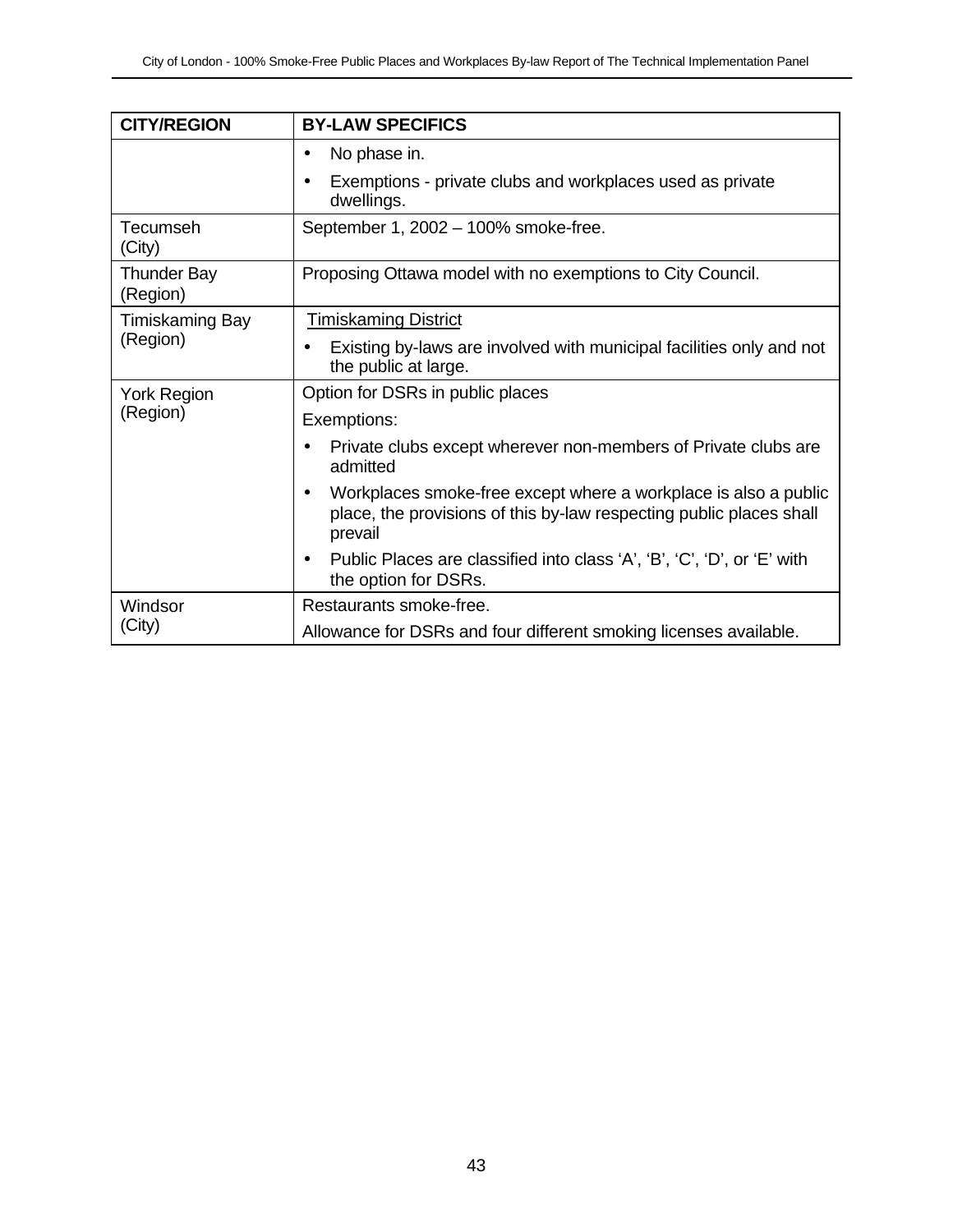| CITY/REGION | BY-LAW SPECIFICS |
|---|---|
| | • No phase in.<br>• Exemptions - private clubs and workplaces used as private dwellings. |
| Tecumseh<br>(City) | September 1, 2002 – 100% smoke-free. |
| Thunder Bay<br>(Region) | Proposing Ottawa model with no exemptions to City Council. |
| Timiskaming Bay<br>(Region) | <u>Timiskaming District</u><br>• Existing by-laws are involved with municipal facilities only and not the public at large. |
| York Region<br>(Region) | Option for DSRs in public places<br>Exemptions:<br>• Private clubs except wherever non-members of Private clubs are admitted<br>• Workplaces smoke-free except where a workplace is also a public place, the provisions of this by-law respecting public places shall prevail<br>• Public Places are classified into class 'A', 'B', 'C', 'D', or 'E' with the option for DSRs. |
| Windsor<br>(City) | Restaurants smoke-free.<br>Allowance for DSRs and four different smoking licenses available. |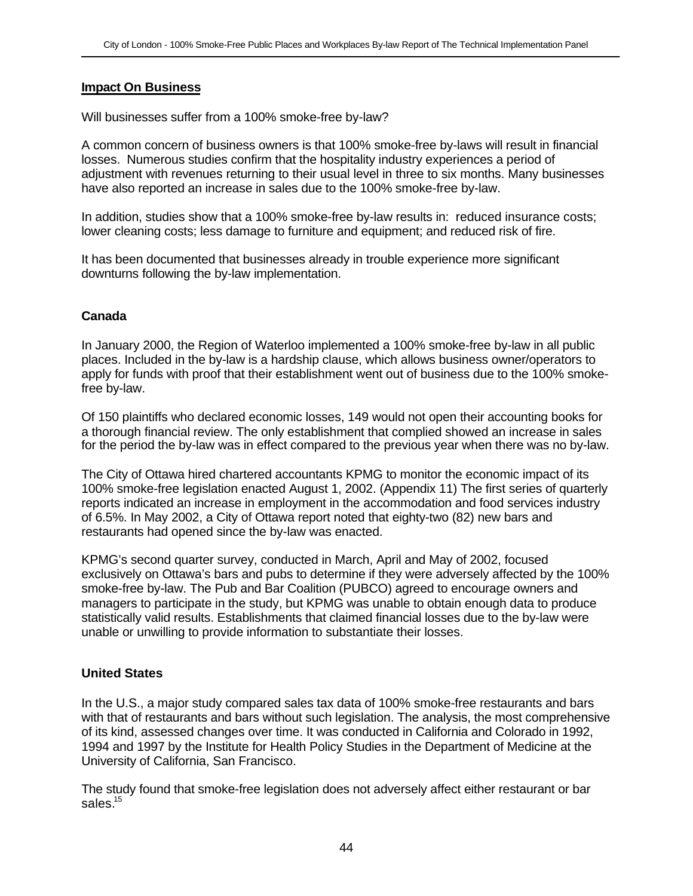**Impact On Business**

Will businesses suffer from a 100% smoke-free by-law?

A common concern of business owners is that 100% smoke-free by-laws will result in financial losses. Numerous studies confirm that the hospitality industry experiences a period of adjustment with revenues returning to their usual level in three to six months. Many businesses have also reported an increase in sales due to the 100% smoke-free by-law.

In addition, studies show that a 100% smoke-free by-law results in: reduced insurance costs; lower cleaning costs; less damage to furniture and equipment; and reduced risk of fire.

It has been documented that businesses already in trouble experience more significant downturns following the by-law implementation.

**Canada**

In January 2000, the Region of Waterloo implemented a 100% smoke-free by-law in all public places. Included in the by-law is a hardship clause, which allows business owner/operators to apply for funds with proof that their establishment went out of business due to the 100% smoke-free by-law.

Of 150 plaintiffs who declared economic losses, 149 would not open their accounting books for a thorough financial review. The only establishment that complied showed an increase in sales for the period the by-law was in effect compared to the previous year when there was no by-law.

The City of Ottawa hired chartered accountants KPMG to monitor the economic impact of its 100% smoke-free legislation enacted August 1, 2002. (Appendix 11) The first series of quarterly reports indicated an increase in employment in the accommodation and food services industry of 6.5%. In May 2002, a City of Ottawa report noted that eighty-two (82) new bars and restaurants had opened since the by-law was enacted.

KPMG's second quarter survey, conducted in March, April and May of 2002, focused exclusively on Ottawa's bars and pubs to determine if they were adversely affected by the 100% smoke-free by-law. The Pub and Bar Coalition (PUBCO) agreed to encourage owners and managers to participate in the study, but KPMG was unable to obtain enough data to produce statistically valid results. Establishments that claimed financial losses due to the by-law were unable or unwilling to provide information to substantiate their losses.

**United States**

In the U.S., a major study compared sales tax data of 100% smoke-free restaurants and bars with that of restaurants and bars without such legislation. The analysis, the most comprehensive of its kind, assessed changes over time. It was conducted in California and Colorado in 1992, 1994 and 1997 by the Institute for Health Policy Studies in the Department of Medicine at the University of California, San Francisco.

The study found that smoke-free legislation does not adversely affect either restaurant or bar sales.[15]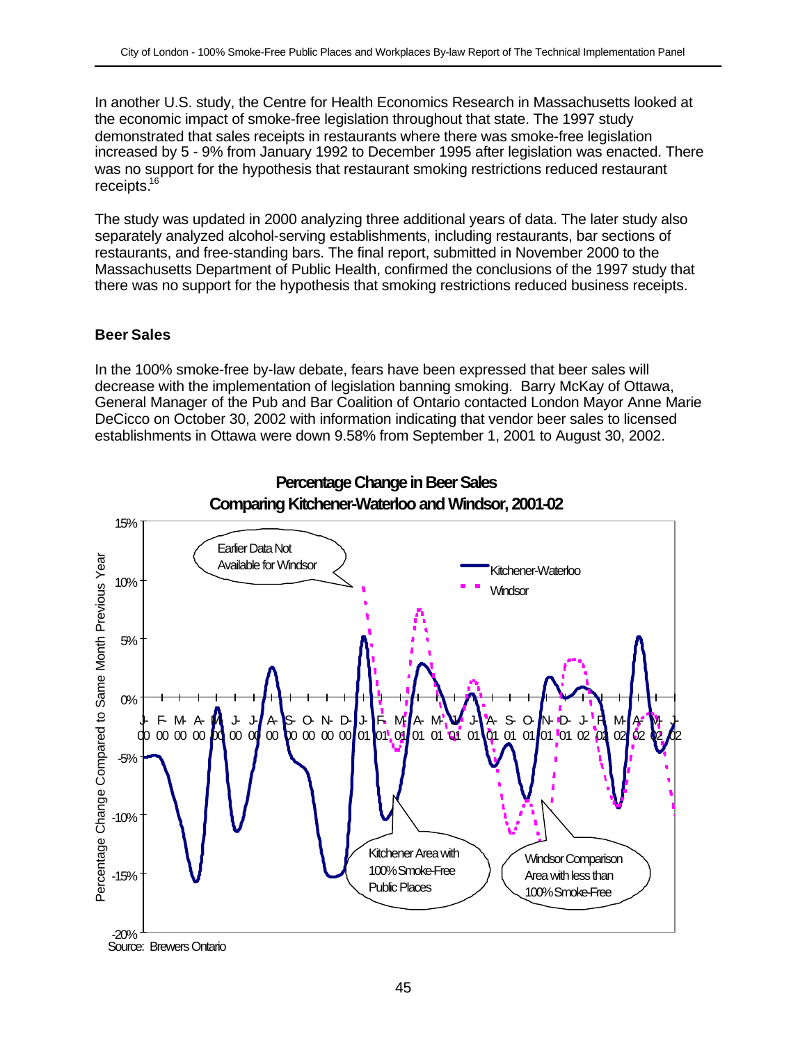In another U.S. study, the Centre for Health Economics Research in Massachusetts looked at the economic impact of smoke-free legislation throughout that state. The 1997 study demonstrated that sales receipts in restaurants where there was smoke-free legislation increased by 5 - 9% from January 1992 to December 1995 after legislation was enacted. There was no support for the hypothesis that restaurant smoking restrictions reduced restaurant receipts.[16]

The study was updated in 2000 analyzing three additional years of data. The later study also separately analyzed alcohol-serving establishments, including restaurants, bar sections of restaurants, and free-standing bars. The final report, submitted in November 2000 to the Massachusetts Department of Public Health, confirmed the conclusions of the 1997 study that there was no support for the hypothesis that smoking restrictions reduced business receipts.

### Beer Sales

In the 100% smoke-free by-law debate, fears have been expressed that beer sales will decrease with the implementation of legislation banning smoking. Barry McKay of Ottawa, General Manager of the Pub and Bar Coalition of Ontario contacted London Mayor Anne Marie DeCicco on October 30, 2002 with information indicating that vendor beer sales to licensed establishments in Ottawa were down 9.58% from September 1, 2001 to August 30, 2002.

**Percentage Change in Beer Sales Comparing Kitchener-Waterloo and Windsor, 2001-02**

Source: Brewers Ontario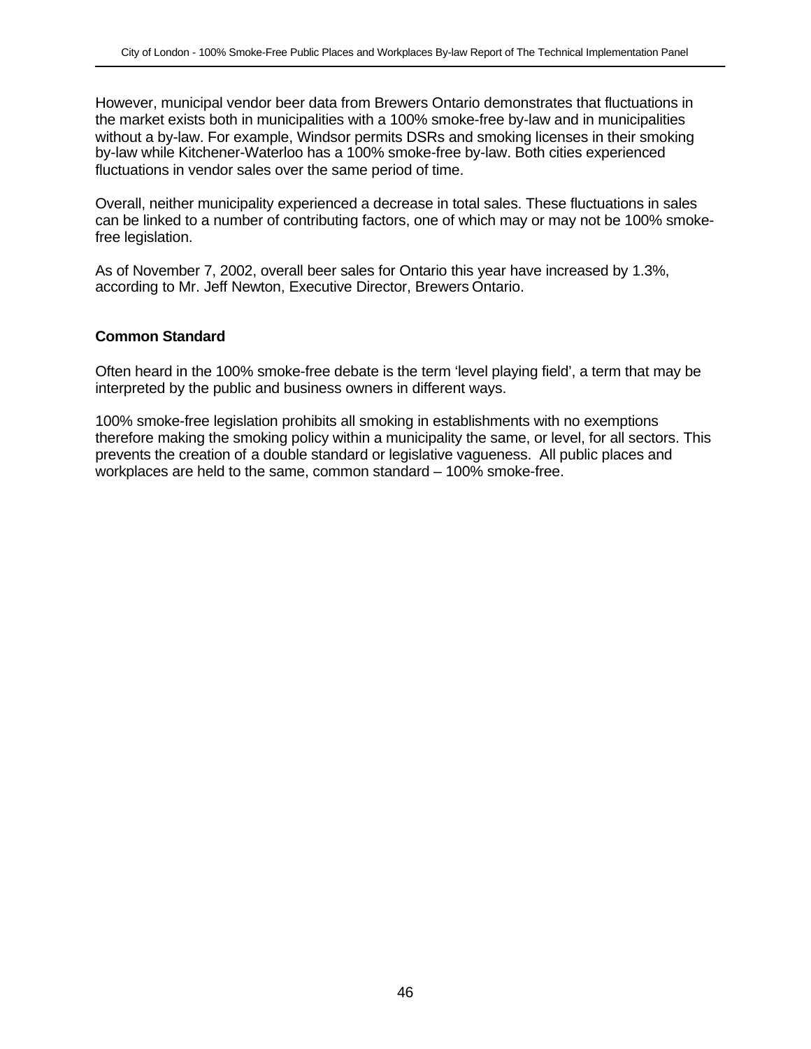However, municipal vendor beer data from Brewers Ontario demonstrates that fluctuations in the market exists both in municipalities with a 100% smoke-free by-law and in municipalities without a by-law. For example, Windsor permits DSRs and smoking licenses in their smoking by-law while Kitchener-Waterloo has a 100% smoke-free by-law. Both cities experienced fluctuations in vendor sales over the same period of time.

Overall, neither municipality experienced a decrease in total sales. These fluctuations in sales can be linked to a number of contributing factors, one of which may or may not be 100% smoke-free legislation.

As of November 7, 2002, overall beer sales for Ontario this year have increased by 1.3%, according to Mr. Jeff Newton, Executive Director, Brewers Ontario.

### Common Standard

Often heard in the 100% smoke-free debate is the term 'level playing field', a term that may be interpreted by the public and business owners in different ways.

100% smoke-free legislation prohibits all smoking in establishments with no exemptions therefore making the smoking policy within a municipality the same, or level, for all sectors. This prevents the creation of a double standard or legislative vagueness. All public places and workplaces are held to the same, common standard – 100% smoke-free.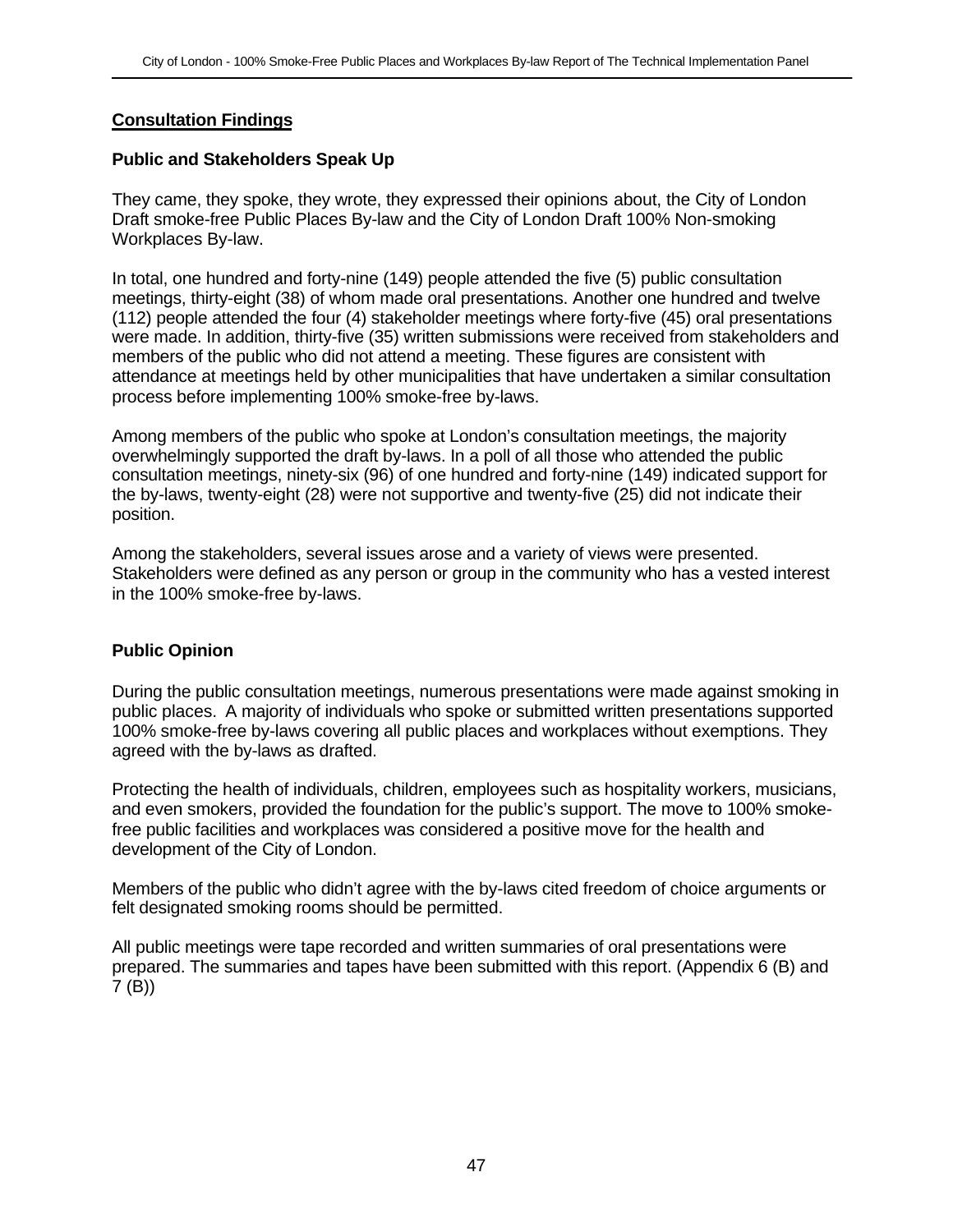## Consultation Findings

### Public and Stakeholders Speak Up

They came, they spoke, they wrote, they expressed their opinions about, the City of London Draft smoke-free Public Places By-law and the City of London Draft 100% Non-smoking Workplaces By-law.

In total, one hundred and forty-nine (149) people attended the five (5) public consultation meetings, thirty-eight (38) of whom made oral presentations. Another one hundred and twelve (112) people attended the four (4) stakeholder meetings where forty-five (45) oral presentations were made. In addition, thirty-five (35) written submissions were received from stakeholders and members of the public who did not attend a meeting. These figures are consistent with attendance at meetings held by other municipalities that have undertaken a similar consultation process before implementing 100% smoke-free by-laws.

Among members of the public who spoke at London's consultation meetings, the majority overwhelmingly supported the draft by-laws. In a poll of all those who attended the public consultation meetings, ninety-six (96) of one hundred and forty-nine (149) indicated support for the by-laws, twenty-eight (28) were not supportive and twenty-five (25) did not indicate their position.

Among the stakeholders, several issues arose and a variety of views were presented. Stakeholders were defined as any person or group in the community who has a vested interest in the 100% smoke-free by-laws.

### Public Opinion

During the public consultation meetings, numerous presentations were made against smoking in public places. A majority of individuals who spoke or submitted written presentations supported 100% smoke-free by-laws covering all public places and workplaces without exemptions. They agreed with the by-laws as drafted.

Protecting the health of individuals, children, employees such as hospitality workers, musicians, and even smokers, provided the foundation for the public's support. The move to 100% smoke-free public facilities and workplaces was considered a positive move for the health and development of the City of London.

Members of the public who didn't agree with the by-laws cited freedom of choice arguments or felt designated smoking rooms should be permitted.

All public meetings were tape recorded and written summaries of oral presentations were prepared. The summaries and tapes have been submitted with this report. (Appendix 6 (B) and 7 (B))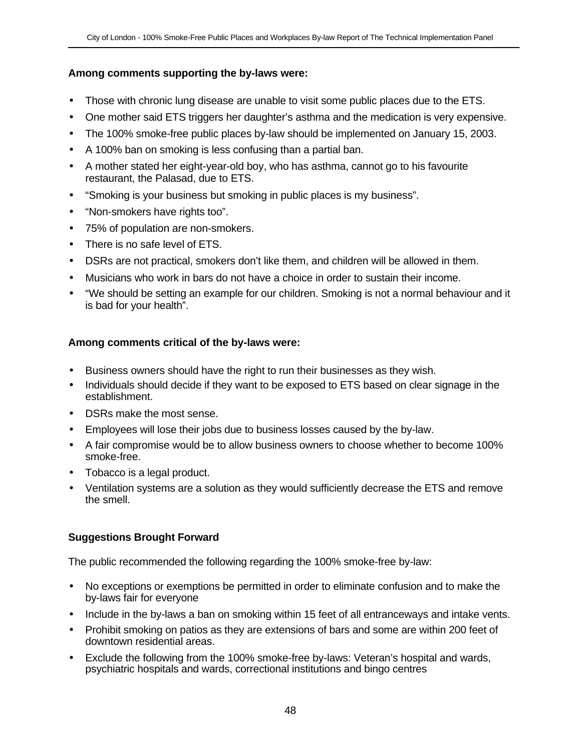**Among comments supporting the by-laws were:**

- Those with chronic lung disease are unable to visit some public places due to the ETS.
- One mother said ETS triggers her daughter's asthma and the medication is very expensive.
- The 100% smoke-free public places by-law should be implemented on January 15, 2003.
- A 100% ban on smoking is less confusing than a partial ban.
- A mother stated her eight-year-old boy, who has asthma, cannot go to his favourite restaurant, the Palasad, due to ETS.
- "Smoking is your business but smoking in public places is my business".
- "Non-smokers have rights too".
- 75% of population are non-smokers.
- There is no safe level of ETS.
- DSRs are not practical, smokers don't like them, and children will be allowed in them.
- Musicians who work in bars do not have a choice in order to sustain their income.
- "We should be setting an example for our children. Smoking is not a normal behaviour and it is bad for your health".

**Among comments critical of the by-laws were:**

- Business owners should have the right to run their businesses as they wish.
- Individuals should decide if they want to be exposed to ETS based on clear signage in the establishment.
- DSRs make the most sense.
- Employees will lose their jobs due to business losses caused by the by-law.
- A fair compromise would be to allow business owners to choose whether to become 100% smoke-free.
- Tobacco is a legal product.
- Ventilation systems are a solution as they would sufficiently decrease the ETS and remove the smell.

**Suggestions Brought Forward**

The public recommended the following regarding the 100% smoke-free by-law:

- No exceptions or exemptions be permitted in order to eliminate confusion and to make the by-laws fair for everyone
- Include in the by-laws a ban on smoking within 15 feet of all entranceways and intake vents.
- Prohibit smoking on patios as they are extensions of bars and some are within 200 feet of downtown residential areas.
- Exclude the following from the 100% smoke-free by-laws: Veteran's hospital and wards, psychiatric hospitals and wards, correctional institutions and bingo centres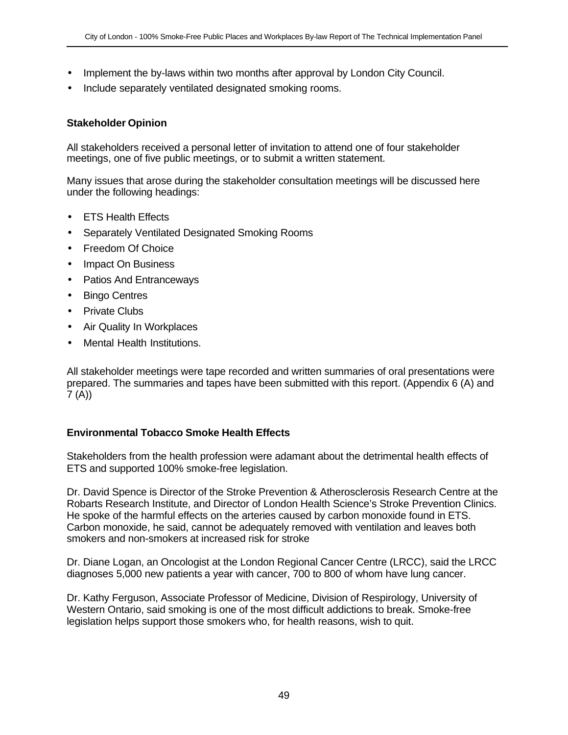- Implement the by-laws within two months after approval by London City Council.
- Include separately ventilated designated smoking rooms.

**Stakeholder Opinion**

All stakeholders received a personal letter of invitation to attend one of four stakeholder meetings, one of five public meetings, or to submit a written statement.

Many issues that arose during the stakeholder consultation meetings will be discussed here under the following headings:

- ETS Health Effects
- Separately Ventilated Designated Smoking Rooms
- Freedom Of Choice
- Impact On Business
- Patios And Entranceways
- Bingo Centres
- Private Clubs
- Air Quality In Workplaces
- Mental Health Institutions.

All stakeholder meetings were tape recorded and written summaries of oral presentations were prepared. The summaries and tapes have been submitted with this report. (Appendix 6 (A) and 7 (A))

**Environmental Tobacco Smoke Health Effects**

Stakeholders from the health profession were adamant about the detrimental health effects of ETS and supported 100% smoke-free legislation.

Dr. David Spence is Director of the Stroke Prevention & Atherosclerosis Research Centre at the Robarts Research Institute, and Director of London Health Science's Stroke Prevention Clinics. He spoke of the harmful effects on the arteries caused by carbon monoxide found in ETS. Carbon monoxide, he said, cannot be adequately removed with ventilation and leaves both smokers and non-smokers at increased risk for stroke

Dr. Diane Logan, an Oncologist at the London Regional Cancer Centre (LRCC), said the LRCC diagnoses 5,000 new patients a year with cancer, 700 to 800 of whom have lung cancer.

Dr. Kathy Ferguson, Associate Professor of Medicine, Division of Respirology, University of Western Ontario, said smoking is one of the most difficult addictions to break. Smoke-free legislation helps support those smokers who, for health reasons, wish to quit.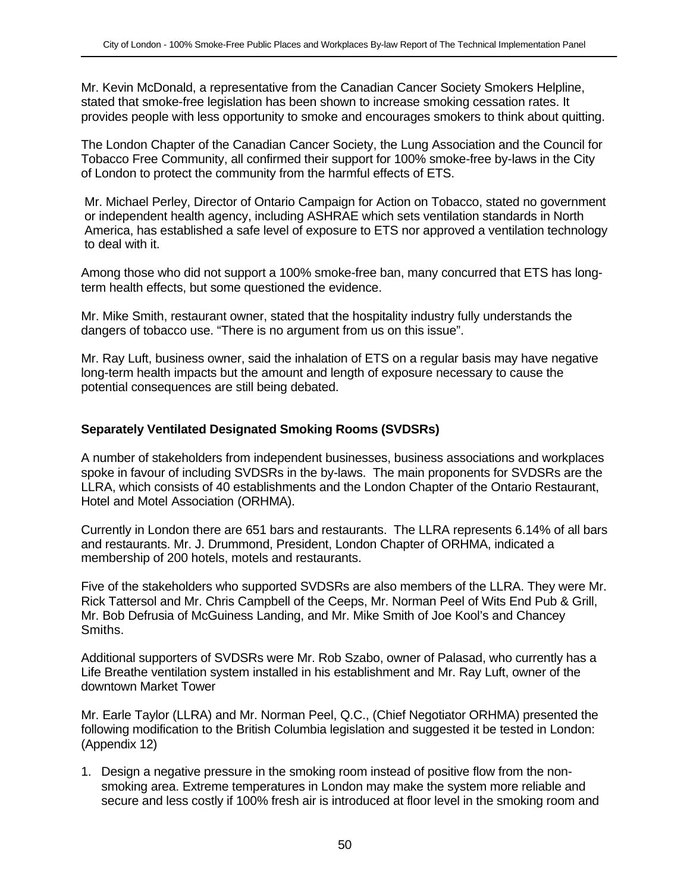Mr. Kevin McDonald, a representative from the Canadian Cancer Society Smokers Helpline, stated that smoke-free legislation has been shown to increase smoking cessation rates. It provides people with less opportunity to smoke and encourages smokers to think about quitting.

The London Chapter of the Canadian Cancer Society, the Lung Association and the Council for Tobacco Free Community, all confirmed their support for 100% smoke-free by-laws in the City of London to protect the community from the harmful effects of ETS.

Mr. Michael Perley, Director of Ontario Campaign for Action on Tobacco, stated no government or independent health agency, including ASHRAE which sets ventilation standards in North America, has established a safe level of exposure to ETS nor approved a ventilation technology to deal with it.

Among those who did not support a 100% smoke-free ban, many concurred that ETS has long-term health effects, but some questioned the evidence.

Mr. Mike Smith, restaurant owner, stated that the hospitality industry fully understands the dangers of tobacco use. "There is no argument from us on this issue".

Mr. Ray Luft, business owner, said the inhalation of ETS on a regular basis may have negative long-term health impacts but the amount and length of exposure necessary to cause the potential consequences are still being debated.

**Separately Ventilated Designated Smoking Rooms (SVDSRs)**

A number of stakeholders from independent businesses, business associations and workplaces spoke in favour of including SVDSRs in the by-laws. The main proponents for SVDSRs are the LLRA, which consists of 40 establishments and the London Chapter of the Ontario Restaurant, Hotel and Motel Association (ORHMA).

Currently in London there are 651 bars and restaurants. The LLRA represents 6.14% of all bars and restaurants. Mr. J. Drummond, President, London Chapter of ORHMA, indicated a membership of 200 hotels, motels and restaurants.

Five of the stakeholders who supported SVDSRs are also members of the LLRA. They were Mr. Rick Tattersol and Mr. Chris Campbell of the Ceeps, Mr. Norman Peel of Wits End Pub & Grill, Mr. Bob Defrusia of McGuiness Landing, and Mr. Mike Smith of Joe Kool's and Chancey Smiths.

Additional supporters of SVDSRs were Mr. Rob Szabo, owner of Palasad, who currently has a Life Breathe ventilation system installed in his establishment and Mr. Ray Luft, owner of the downtown Market Tower

Mr. Earle Taylor (LLRA) and Mr. Norman Peel, Q.C., (Chief Negotiator ORHMA) presented the following modification to the British Columbia legislation and suggested it be tested in London: (Appendix 12)

1. Design a negative pressure in the smoking room instead of positive flow from the non-smoking area. Extreme temperatures in London may make the system more reliable and secure and less costly if 100% fresh air is introduced at floor level in the smoking room and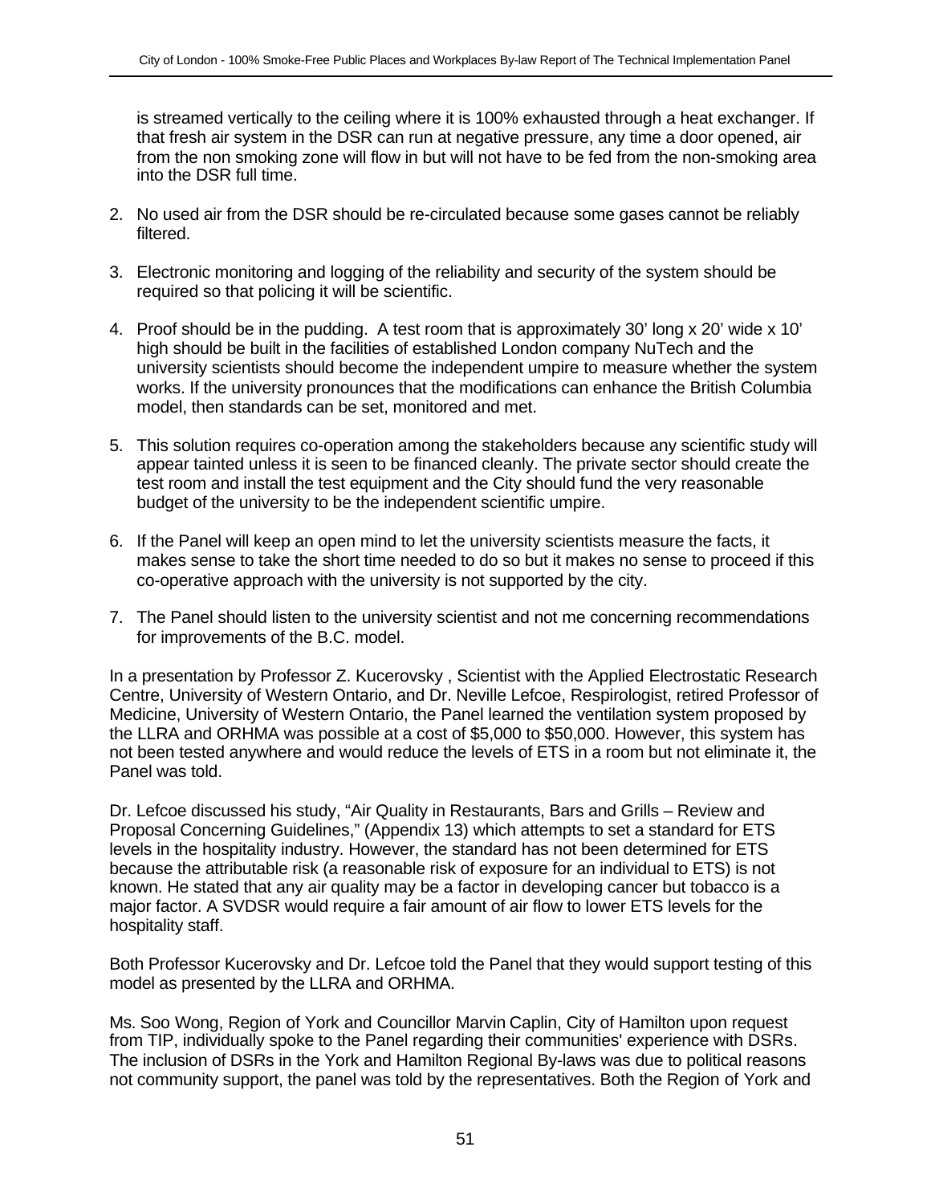is streamed vertically to the ceiling where it is 100% exhausted through a heat exchanger. If that fresh air system in the DSR can run at negative pressure, any time a door opened, air from the non smoking zone will flow in but will not have to be fed from the non-smoking area into the DSR full time.

2. No used air from the DSR should be re-circulated because some gases cannot be reliably filtered.

3. Electronic monitoring and logging of the reliability and security of the system should be required so that policing it will be scientific.

4. Proof should be in the pudding. A test room that is approximately 30' long x 20' wide x 10' high should be built in the facilities of established London company NuTech and the university scientists should become the independent umpire to measure whether the system works. If the university pronounces that the modifications can enhance the British Columbia model, then standards can be set, monitored and met.

5. This solution requires co-operation among the stakeholders because any scientific study will appear tainted unless it is seen to be financed cleanly. The private sector should create the test room and install the test equipment and the City should fund the very reasonable budget of the university to be the independent scientific umpire.

6. If the Panel will keep an open mind to let the university scientists measure the facts, it makes sense to take the short time needed to do so but it makes no sense to proceed if this co-operative approach with the university is not supported by the city.

7. The Panel should listen to the university scientist and not me concerning recommendations for improvements of the B.C. model.

In a presentation by Professor Z. Kucerovsky , Scientist with the Applied Electrostatic Research Centre, University of Western Ontario, and Dr. Neville Lefcoe, Respirologist, retired Professor of Medicine, University of Western Ontario, the Panel learned the ventilation system proposed by the LLRA and ORHMA was possible at a cost of $5,000 to $50,000. However, this system has not been tested anywhere and would reduce the levels of ETS in a room but not eliminate it, the Panel was told.

Dr. Lefcoe discussed his study, "Air Quality in Restaurants, Bars and Grills – Review and Proposal Concerning Guidelines," (Appendix 13) which attempts to set a standard for ETS levels in the hospitality industry. However, the standard has not been determined for ETS because the attributable risk (a reasonable risk of exposure for an individual to ETS) is not known. He stated that any air quality may be a factor in developing cancer but tobacco is a major factor. A SVDSR would require a fair amount of air flow to lower ETS levels for the hospitality staff.

Both Professor Kucerovsky and Dr. Lefcoe told the Panel that they would support testing of this model as presented by the LLRA and ORHMA.

Ms. Soo Wong, Region of York and Councillor Marvin Caplin, City of Hamilton upon request from TIP, individually spoke to the Panel regarding their communities' experience with DSRs. The inclusion of DSRs in the York and Hamilton Regional By-laws was due to political reasons not community support, the panel was told by the representatives. Both the Region of York and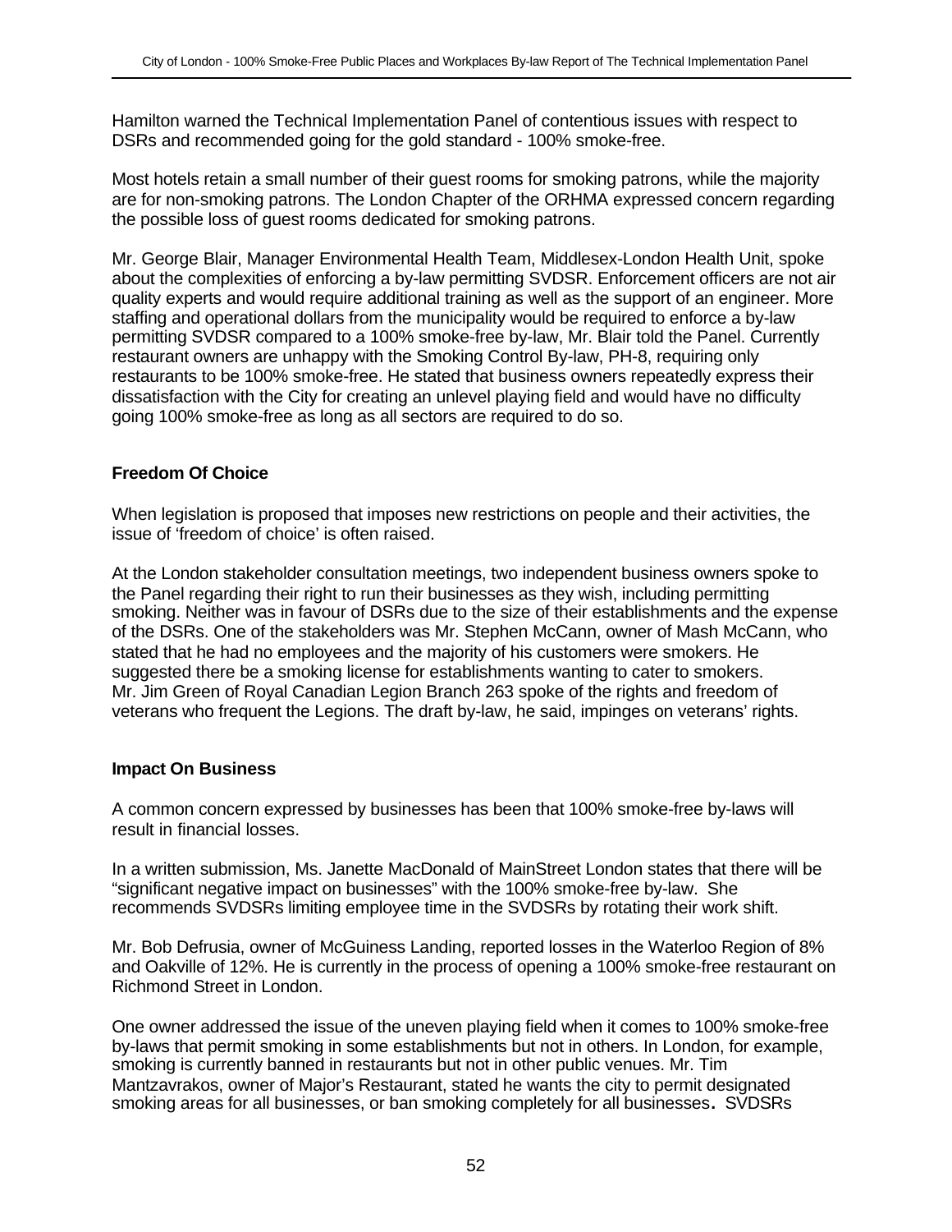Hamilton warned the Technical Implementation Panel of contentious issues with respect to DSRs and recommended going for the gold standard - 100% smoke-free.

Most hotels retain a small number of their guest rooms for smoking patrons, while the majority are for non-smoking patrons. The London Chapter of the ORHMA expressed concern regarding the possible loss of guest rooms dedicated for smoking patrons.

Mr. George Blair, Manager Environmental Health Team, Middlesex-London Health Unit, spoke about the complexities of enforcing a by-law permitting SVDSR. Enforcement officers are not air quality experts and would require additional training as well as the support of an engineer. More staffing and operational dollars from the municipality would be required to enforce a by-law permitting SVDSR compared to a 100% smoke-free by-law, Mr. Blair told the Panel. Currently restaurant owners are unhappy with the Smoking Control By-law, PH-8, requiring only restaurants to be 100% smoke-free. He stated that business owners repeatedly express their dissatisfaction with the City for creating an unlevel playing field and would have no difficulty going 100% smoke-free as long as all sectors are required to do so.

### Freedom Of Choice

When legislation is proposed that imposes new restrictions on people and their activities, the issue of 'freedom of choice' is often raised.

At the London stakeholder consultation meetings, two independent business owners spoke to the Panel regarding their right to run their businesses as they wish, including permitting smoking. Neither was in favour of DSRs due to the size of their establishments and the expense of the DSRs. One of the stakeholders was Mr. Stephen McCann, owner of Mash McCann, who stated that he had no employees and the majority of his customers were smokers. He suggested there be a smoking license for establishments wanting to cater to smokers. Mr. Jim Green of Royal Canadian Legion Branch 263 spoke of the rights and freedom of veterans who frequent the Legions. The draft by-law, he said, impinges on veterans' rights.

### Impact On Business

A common concern expressed by businesses has been that 100% smoke-free by-laws will result in financial losses.

In a written submission, Ms. Janette MacDonald of MainStreet London states that there will be "significant negative impact on businesses" with the 100% smoke-free by-law. She recommends SVDSRs limiting employee time in the SVDSRs by rotating their work shift.

Mr. Bob Defrusia, owner of McGuiness Landing, reported losses in the Waterloo Region of 8% and Oakville of 12%. He is currently in the process of opening a 100% smoke-free restaurant on Richmond Street in London.

One owner addressed the issue of the uneven playing field when it comes to 100% smoke-free by-laws that permit smoking in some establishments but not in others. In London, for example, smoking is currently banned in restaurants but not in other public venues. Mr. Tim Mantzavrakos, owner of Major's Restaurant, stated he wants the city to permit designated smoking areas for all businesses, or ban smoking completely for all businesses**.** SVDSRs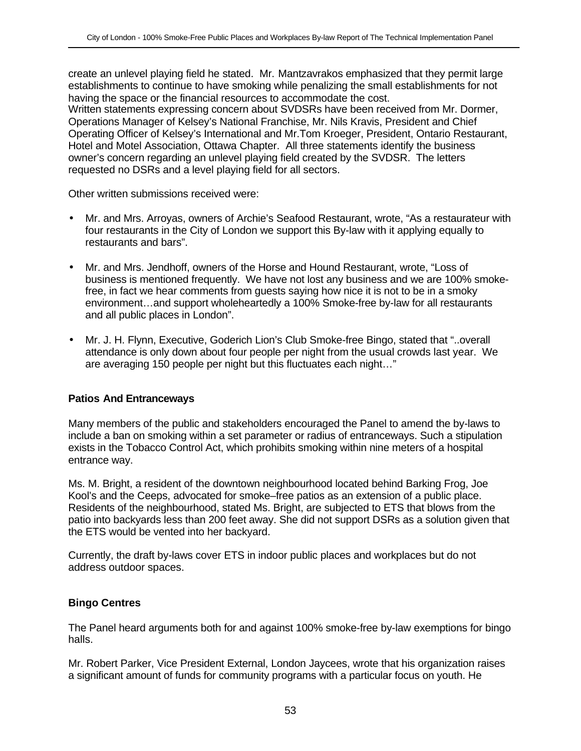create an unlevel playing field he stated. Mr. Mantzavrakos emphasized that they permit large establishments to continue to have smoking while penalizing the small establishments for not having the space or the financial resources to accommodate the cost.
Written statements expressing concern about SVDSRs have been received from Mr. Dormer, Operations Manager of Kelsey's National Franchise, Mr. Nils Kravis, President and Chief Operating Officer of Kelsey's International and Mr.Tom Kroeger, President, Ontario Restaurant, Hotel and Motel Association, Ottawa Chapter. All three statements identify the business owner's concern regarding an unlevel playing field created by the SVDSR. The letters requested no DSRs and a level playing field for all sectors.

Other written submissions received were:

- Mr. and Mrs. Arroyas, owners of Archie's Seafood Restaurant, wrote, "As a restaurateur with four restaurants in the City of London we support this By-law with it applying equally to restaurants and bars".

- Mr. and Mrs. Jendhoff, owners of the Horse and Hound Restaurant, wrote, "Loss of business is mentioned frequently. We have not lost any business and we are 100% smoke-free, in fact we hear comments from guests saying how nice it is not to be in a smoky environment…and support wholeheartedly a 100% Smoke-free by-law for all restaurants and all public places in London".

- Mr. J. H. Flynn, Executive, Goderich Lion's Club Smoke-free Bingo, stated that "..overall attendance is only down about four people per night from the usual crowds last year. We are averaging 150 people per night but this fluctuates each night…"

**Patios And Entranceways**

Many members of the public and stakeholders encouraged the Panel to amend the by-laws to include a ban on smoking within a set parameter or radius of entranceways. Such a stipulation exists in the Tobacco Control Act, which prohibits smoking within nine meters of a hospital entrance way.

Ms. M. Bright, a resident of the downtown neighbourhood located behind Barking Frog, Joe Kool's and the Ceeps, advocated for smoke–free patios as an extension of a public place. Residents of the neighbourhood, stated Ms. Bright, are subjected to ETS that blows from the patio into backyards less than 200 feet away. She did not support DSRs as a solution given that the ETS would be vented into her backyard.

Currently, the draft by-laws cover ETS in indoor public places and workplaces but do not address outdoor spaces.

**Bingo Centres**

The Panel heard arguments both for and against 100% smoke-free by-law exemptions for bingo halls.

Mr. Robert Parker, Vice President External, London Jaycees, wrote that his organization raises a significant amount of funds for community programs with a particular focus on youth. He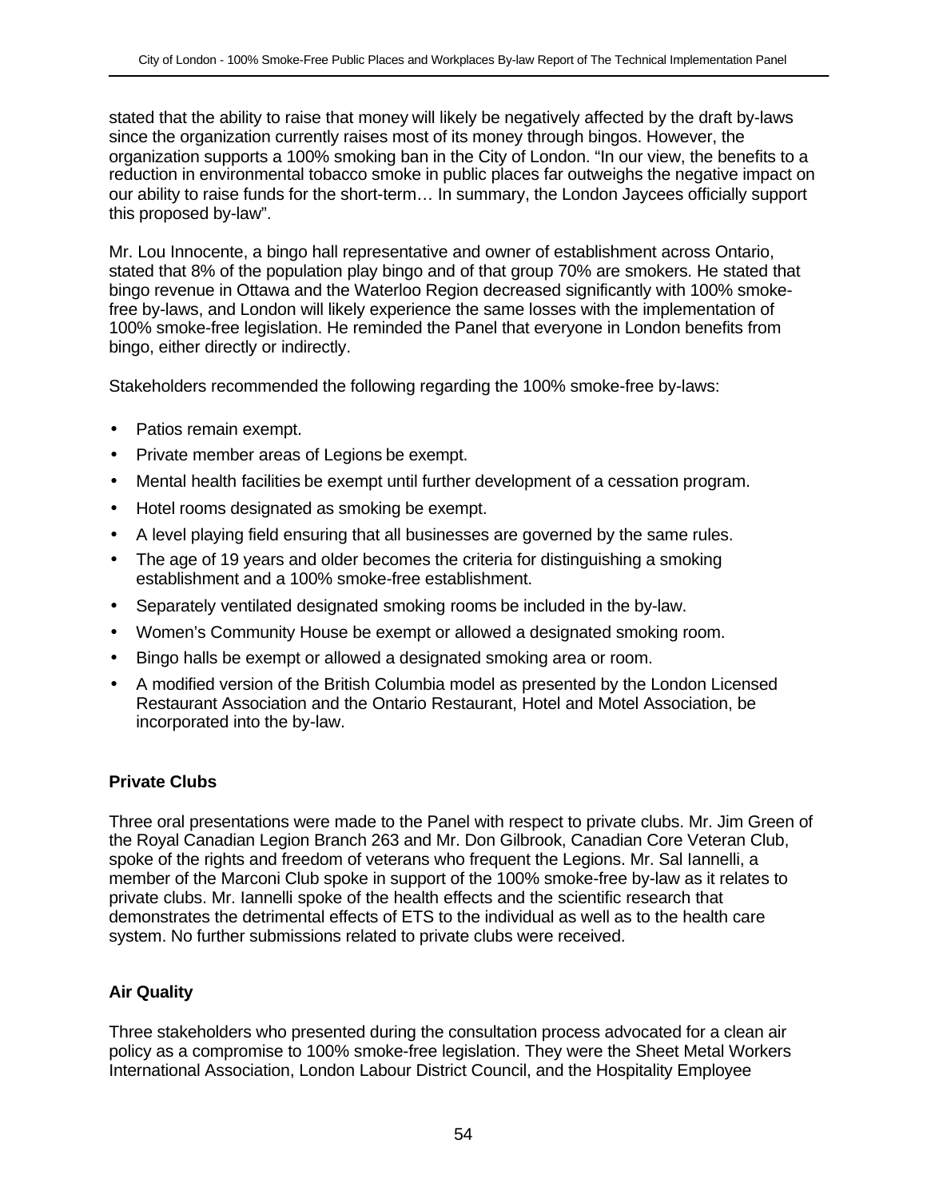stated that the ability to raise that money will likely be negatively affected by the draft by-laws since the organization currently raises most of its money through bingos. However, the organization supports a 100% smoking ban in the City of London. "In our view, the benefits to a reduction in environmental tobacco smoke in public places far outweighs the negative impact on our ability to raise funds for the short-term… In summary, the London Jaycees officially support this proposed by-law".

Mr. Lou Innocente, a bingo hall representative and owner of establishment across Ontario, stated that 8% of the population play bingo and of that group 70% are smokers. He stated that bingo revenue in Ottawa and the Waterloo Region decreased significantly with 100% smoke-free by-laws, and London will likely experience the same losses with the implementation of 100% smoke-free legislation. He reminded the Panel that everyone in London benefits from bingo, either directly or indirectly.

Stakeholders recommended the following regarding the 100% smoke-free by-laws:

- Patios remain exempt.
- Private member areas of Legions be exempt.
- Mental health facilities be exempt until further development of a cessation program.
- Hotel rooms designated as smoking be exempt.
- A level playing field ensuring that all businesses are governed by the same rules.
- The age of 19 years and older becomes the criteria for distinguishing a smoking establishment and a 100% smoke-free establishment.
- Separately ventilated designated smoking rooms be included in the by-law.
- Women's Community House be exempt or allowed a designated smoking room.
- Bingo halls be exempt or allowed a designated smoking area or room.
- A modified version of the British Columbia model as presented by the London Licensed Restaurant Association and the Ontario Restaurant, Hotel and Motel Association, be incorporated into the by-law.

**Private Clubs**

Three oral presentations were made to the Panel with respect to private clubs. Mr. Jim Green of the Royal Canadian Legion Branch 263 and Mr. Don Gilbrook, Canadian Core Veteran Club, spoke of the rights and freedom of veterans who frequent the Legions. Mr. Sal Iannelli, a member of the Marconi Club spoke in support of the 100% smoke-free by-law as it relates to private clubs. Mr. Iannelli spoke of the health effects and the scientific research that demonstrates the detrimental effects of ETS to the individual as well as to the health care system. No further submissions related to private clubs were received.

**Air Quality**

Three stakeholders who presented during the consultation process advocated for a clean air policy as a compromise to 100% smoke-free legislation. They were the Sheet Metal Workers International Association, London Labour District Council, and the Hospitality Employee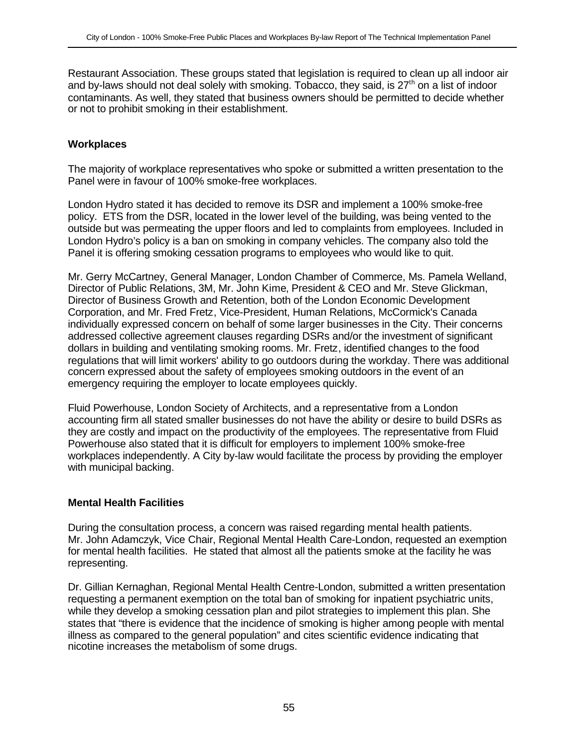Restaurant Association. These groups stated that legislation is required to clean up all indoor air and by-laws should not deal solely with smoking. Tobacco, they said, is 27th on a list of indoor contaminants. As well, they stated that business owners should be permitted to decide whether or not to prohibit smoking in their establishment.

**Workplaces**

The majority of workplace representatives who spoke or submitted a written presentation to the Panel were in favour of 100% smoke-free workplaces.

London Hydro stated it has decided to remove its DSR and implement a 100% smoke-free policy. ETS from the DSR, located in the lower level of the building, was being vented to the outside but was permeating the upper floors and led to complaints from employees. Included in London Hydro's policy is a ban on smoking in company vehicles. The company also told the Panel it is offering smoking cessation programs to employees who would like to quit.

Mr. Gerry McCartney, General Manager, London Chamber of Commerce, Ms. Pamela Welland, Director of Public Relations, 3M, Mr. John Kime, President & CEO and Mr. Steve Glickman, Director of Business Growth and Retention, both of the London Economic Development Corporation, and Mr. Fred Fretz, Vice-President, Human Relations, McCormick's Canada individually expressed concern on behalf of some larger businesses in the City. Their concerns addressed collective agreement clauses regarding DSRs and/or the investment of significant dollars in building and ventilating smoking rooms. Mr. Fretz, identified changes to the food regulations that will limit workers' ability to go outdoors during the workday. There was additional concern expressed about the safety of employees smoking outdoors in the event of an emergency requiring the employer to locate employees quickly.

Fluid Powerhouse, London Society of Architects, and a representative from a London accounting firm all stated smaller businesses do not have the ability or desire to build DSRs as they are costly and impact on the productivity of the employees. The representative from Fluid Powerhouse also stated that it is difficult for employers to implement 100% smoke-free workplaces independently. A City by-law would facilitate the process by providing the employer with municipal backing.

**Mental Health Facilities**

During the consultation process, a concern was raised regarding mental health patients. Mr. John Adamczyk, Vice Chair, Regional Mental Health Care-London, requested an exemption for mental health facilities. He stated that almost all the patients smoke at the facility he was representing.

Dr. Gillian Kernaghan, Regional Mental Health Centre-London, submitted a written presentation requesting a permanent exemption on the total ban of smoking for inpatient psychiatric units, while they develop a smoking cessation plan and pilot strategies to implement this plan. She states that "there is evidence that the incidence of smoking is higher among people with mental illness as compared to the general population" and cites scientific evidence indicating that nicotine increases the metabolism of some drugs.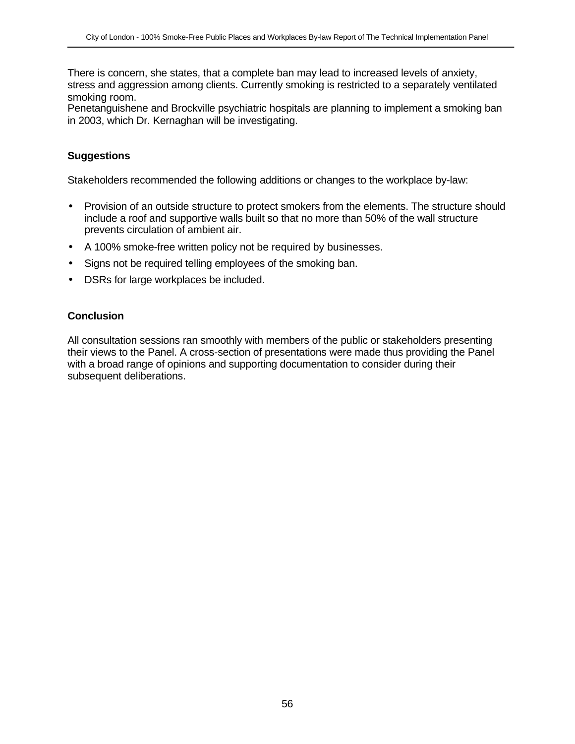There is concern, she states, that a complete ban may lead to increased levels of anxiety, stress and aggression among clients. Currently smoking is restricted to a separately ventilated smoking room.
Penetanguishene and Brockville psychiatric hospitals are planning to implement a smoking ban in 2003, which Dr. Kernaghan will be investigating.

### Suggestions

Stakeholders recommended the following additions or changes to the workplace by-law:

- Provision of an outside structure to protect smokers from the elements. The structure should include a roof and supportive walls built so that no more than 50% of the wall structure prevents circulation of ambient air.
- A 100% smoke-free written policy not be required by businesses.
- Signs not be required telling employees of the smoking ban.
- DSRs for large workplaces be included.

### Conclusion

All consultation sessions ran smoothly with members of the public or stakeholders presenting their views to the Panel. A cross-section of presentations were made thus providing the Panel with a broad range of opinions and supporting documentation to consider during their subsequent deliberations.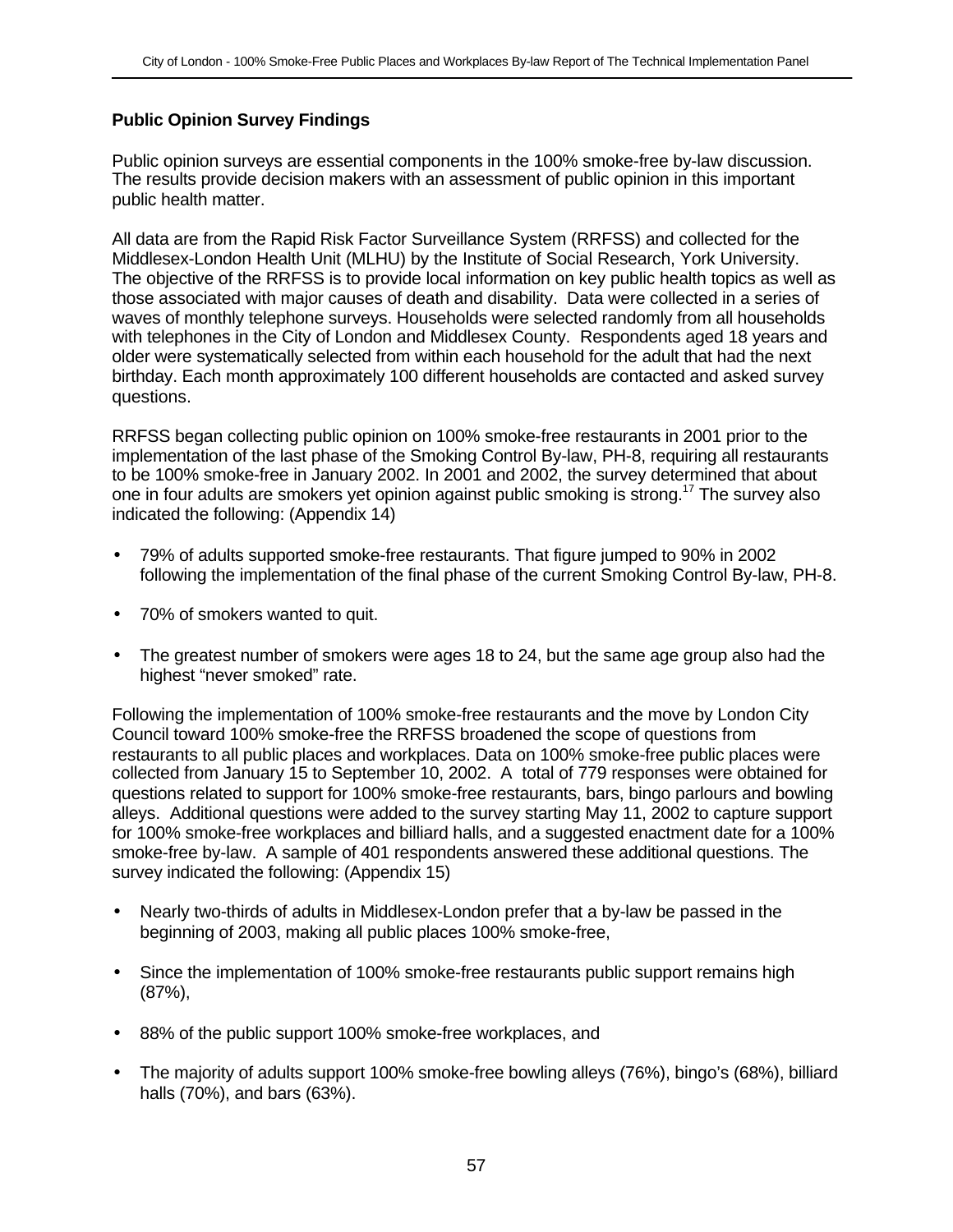## Public Opinion Survey Findings

Public opinion surveys are essential components in the 100% smoke-free by-law discussion. The results provide decision makers with an assessment of public opinion in this important public health matter.

All data are from the Rapid Risk Factor Surveillance System (RRFSS) and collected for the Middlesex-London Health Unit (MLHU) by the Institute of Social Research, York University. The objective of the RRFSS is to provide local information on key public health topics as well as those associated with major causes of death and disability. Data were collected in a series of waves of monthly telephone surveys. Households were selected randomly from all households with telephones in the City of London and Middlesex County. Respondents aged 18 years and older were systematically selected from within each household for the adult that had the next birthday. Each month approximately 100 different households are contacted and asked survey questions.

RRFSS began collecting public opinion on 100% smoke-free restaurants in 2001 prior to the implementation of the last phase of the Smoking Control By-law, PH-8, requiring all restaurants to be 100% smoke-free in January 2002. In 2001 and 2002, the survey determined that about one in four adults are smokers yet opinion against public smoking is strong.[17] The survey also indicated the following: (Appendix 14)

- 79% of adults supported smoke-free restaurants. That figure jumped to 90% in 2002 following the implementation of the final phase of the current Smoking Control By-law, PH-8.
- 70% of smokers wanted to quit.
- The greatest number of smokers were ages 18 to 24, but the same age group also had the highest "never smoked" rate.

Following the implementation of 100% smoke-free restaurants and the move by London City Council toward 100% smoke-free the RRFSS broadened the scope of questions from restaurants to all public places and workplaces. Data on 100% smoke-free public places were collected from January 15 to September 10, 2002. A total of 779 responses were obtained for questions related to support for 100% smoke-free restaurants, bars, bingo parlours and bowling alleys. Additional questions were added to the survey starting May 11, 2002 to capture support for 100% smoke-free workplaces and billiard halls, and a suggested enactment date for a 100% smoke-free by-law. A sample of 401 respondents answered these additional questions. The survey indicated the following: (Appendix 15)

- Nearly two-thirds of adults in Middlesex-London prefer that a by-law be passed in the beginning of 2003, making all public places 100% smoke-free,
- Since the implementation of 100% smoke-free restaurants public support remains high (87%),
- 88% of the public support 100% smoke-free workplaces, and
- The majority of adults support 100% smoke-free bowling alleys (76%), bingo's (68%), billiard halls (70%), and bars (63%).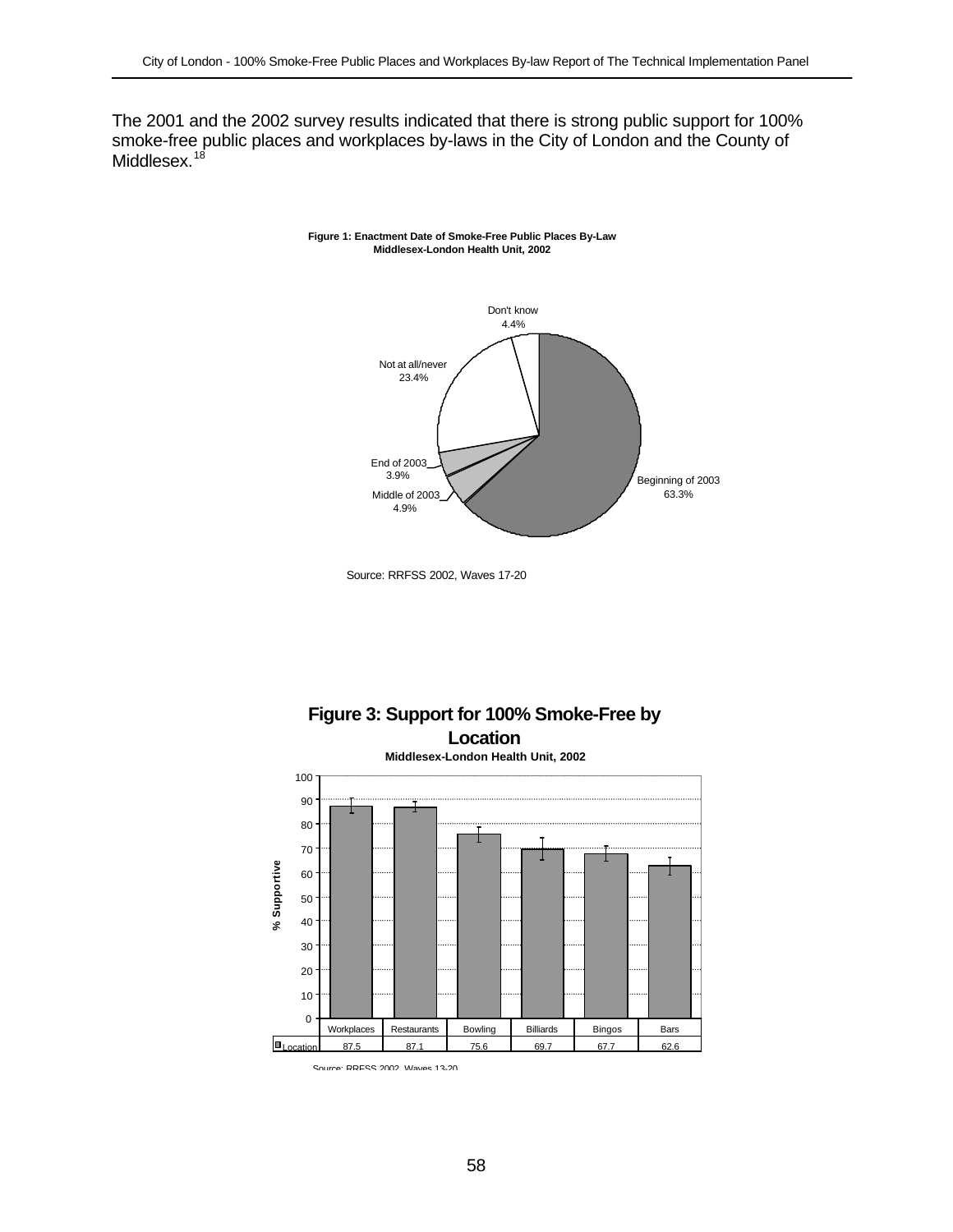The 2001 and the 2002 survey results indicated that there is strong public support for 100% smoke-free public places and workplaces by-laws in the City of London and the County of Middlesex.[18]

**Figure 1: Enactment Date of Smoke-Free Public Places By-Law**
**Middlesex-London Health Unit, 2002**

| Enactment Date | % |
|---|---|
| Beginning of 2003 | 63.3% |
| Middle of 2003 | 4.9% |
| End of 2003 | 3.9% |
| Not at all/never | 23.4% |
| Don't know | 4.4% |

Source: RRFSS 2002, Waves 17-20

**Figure 3: Support for 100% Smoke-Free by Location**
**Middlesex-London Health Unit, 2002**

| | Workplaces | Restaurants | Bowling | Billiards | Bingos | Bars |
|---|---|---|---|---|---|---|
| Location (% Supportive) | 87.5 | 87.1 | 75.6 | 69.7 | 67.7 | 62.6 |

Source: RRFSS 2002, Waves 13-20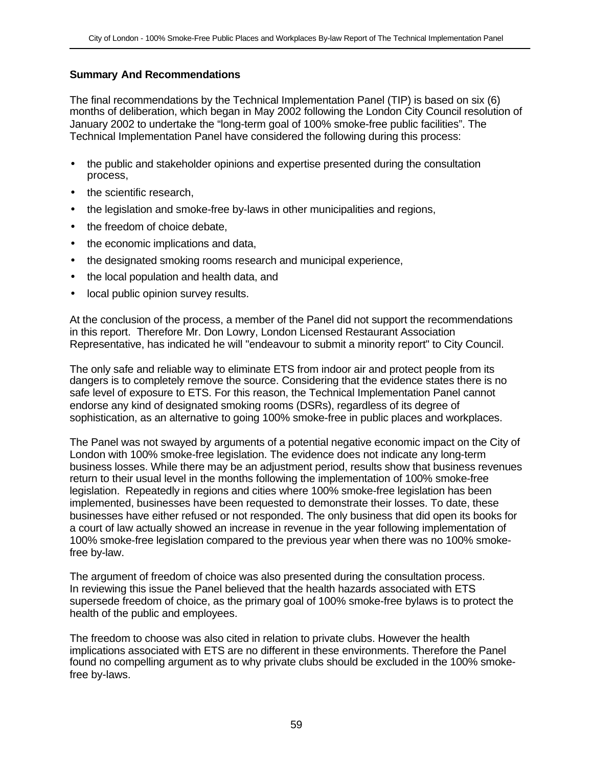## Summary And Recommendations

The final recommendations by the Technical Implementation Panel (TIP) is based on six (6) months of deliberation, which began in May 2002 following the London City Council resolution of January 2002 to undertake the "long-term goal of 100% smoke-free public facilities". The Technical Implementation Panel have considered the following during this process:

- the public and stakeholder opinions and expertise presented during the consultation process,
- the scientific research,
- the legislation and smoke-free by-laws in other municipalities and regions,
- the freedom of choice debate,
- the economic implications and data,
- the designated smoking rooms research and municipal experience,
- the local population and health data, and
- local public opinion survey results.

At the conclusion of the process, a member of the Panel did not support the recommendations in this report. Therefore Mr. Don Lowry, London Licensed Restaurant Association Representative, has indicated he will "endeavour to submit a minority report" to City Council.

The only safe and reliable way to eliminate ETS from indoor air and protect people from its dangers is to completely remove the source. Considering that the evidence states there is no safe level of exposure to ETS. For this reason, the Technical Implementation Panel cannot endorse any kind of designated smoking rooms (DSRs), regardless of its degree of sophistication, as an alternative to going 100% smoke-free in public places and workplaces.

The Panel was not swayed by arguments of a potential negative economic impact on the City of London with 100% smoke-free legislation. The evidence does not indicate any long-term business losses. While there may be an adjustment period, results show that business revenues return to their usual level in the months following the implementation of 100% smoke-free legislation. Repeatedly in regions and cities where 100% smoke-free legislation has been implemented, businesses have been requested to demonstrate their losses. To date, these businesses have either refused or not responded. The only business that did open its books for a court of law actually showed an increase in revenue in the year following implementation of 100% smoke-free legislation compared to the previous year when there was no 100% smoke-free by-law.

The argument of freedom of choice was also presented during the consultation process. In reviewing this issue the Panel believed that the health hazards associated with ETS supersede freedom of choice, as the primary goal of 100% smoke-free bylaws is to protect the health of the public and employees.

The freedom to choose was also cited in relation to private clubs. However the health implications associated with ETS are no different in these environments. Therefore the Panel found no compelling argument as to why private clubs should be excluded in the 100% smoke-free by-laws.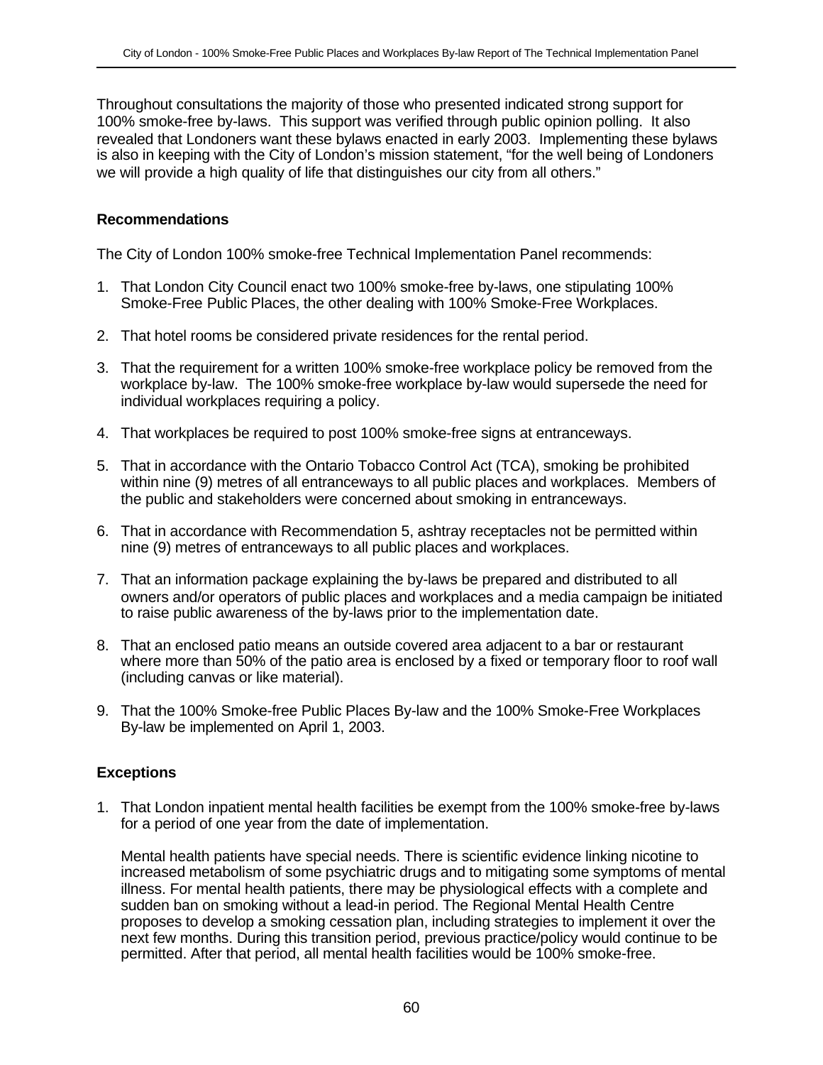Throughout consultations the majority of those who presented indicated strong support for 100% smoke-free by-laws. This support was verified through public opinion polling. It also revealed that Londoners want these bylaws enacted in early 2003. Implementing these bylaws is also in keeping with the City of London's mission statement, "for the well being of Londoners we will provide a high quality of life that distinguishes our city from all others."

### Recommendations

The City of London 100% smoke-free Technical Implementation Panel recommends:

1. That London City Council enact two 100% smoke-free by-laws, one stipulating 100% Smoke-Free Public Places, the other dealing with 100% Smoke-Free Workplaces.

2. That hotel rooms be considered private residences for the rental period.

3. That the requirement for a written 100% smoke-free workplace policy be removed from the workplace by-law. The 100% smoke-free workplace by-law would supersede the need for individual workplaces requiring a policy.

4. That workplaces be required to post 100% smoke-free signs at entranceways.

5. That in accordance with the Ontario Tobacco Control Act (TCA), smoking be prohibited within nine (9) metres of all entranceways to all public places and workplaces. Members of the public and stakeholders were concerned about smoking in entranceways.

6. That in accordance with Recommendation 5, ashtray receptacles not be permitted within nine (9) metres of entranceways to all public places and workplaces.

7. That an information package explaining the by-laws be prepared and distributed to all owners and/or operators of public places and workplaces and a media campaign be initiated to raise public awareness of the by-laws prior to the implementation date.

8. That an enclosed patio means an outside covered area adjacent to a bar or restaurant where more than 50% of the patio area is enclosed by a fixed or temporary floor to roof wall (including canvas or like material).

9. That the 100% Smoke-free Public Places By-law and the 100% Smoke-Free Workplaces By-law be implemented on April 1, 2003.

### Exceptions

1. That London inpatient mental health facilities be exempt from the 100% smoke-free by-laws for a period of one year from the date of implementation.

   Mental health patients have special needs. There is scientific evidence linking nicotine to increased metabolism of some psychiatric drugs and to mitigating some symptoms of mental illness. For mental health patients, there may be physiological effects with a complete and sudden ban on smoking without a lead-in period. The Regional Mental Health Centre proposes to develop a smoking cessation plan, including strategies to implement it over the next few months. During this transition period, previous practice/policy would continue to be permitted. After that period, all mental health facilities would be 100% smoke-free.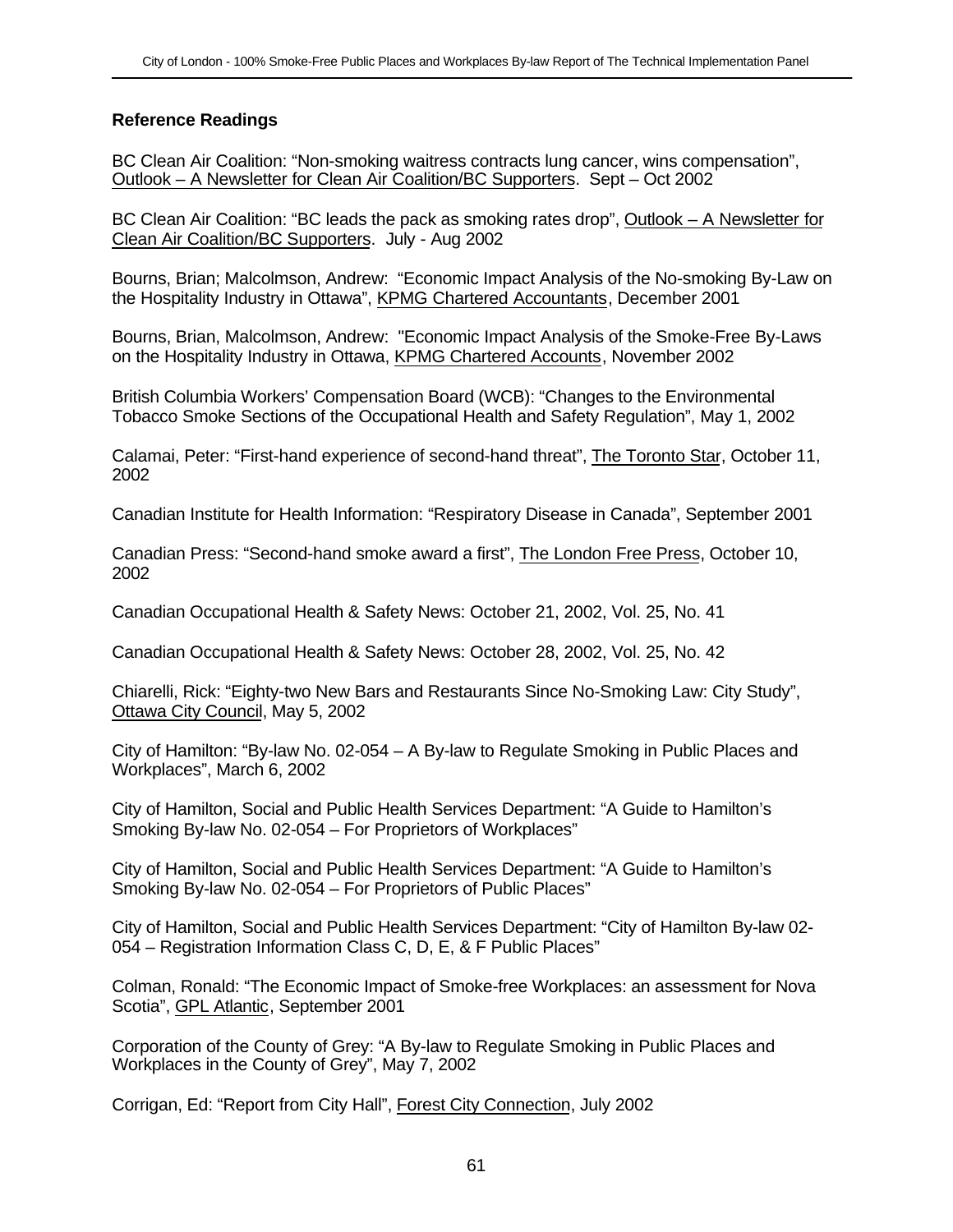### Reference Readings

BC Clean Air Coalition: "Non-smoking waitress contracts lung cancer, wins compensation", Outlook – A Newsletter for Clean Air Coalition/BC Supporters. Sept – Oct 2002

BC Clean Air Coalition: "BC leads the pack as smoking rates drop", Outlook – A Newsletter for Clean Air Coalition/BC Supporters. July - Aug 2002

Bourns, Brian; Malcolmson, Andrew: "Economic Impact Analysis of the No-smoking By-Law on the Hospitality Industry in Ottawa", KPMG Chartered Accountants, December 2001

Bourns, Brian, Malcolmson, Andrew: "Economic Impact Analysis of the Smoke-Free By-Laws on the Hospitality Industry in Ottawa, KPMG Chartered Accounts, November 2002

British Columbia Workers' Compensation Board (WCB): "Changes to the Environmental Tobacco Smoke Sections of the Occupational Health and Safety Regulation", May 1, 2002

Calamai, Peter: "First-hand experience of second-hand threat", The Toronto Star, October 11, 2002

Canadian Institute for Health Information: "Respiratory Disease in Canada", September 2001

Canadian Press: "Second-hand smoke award a first", The London Free Press, October 10, 2002

Canadian Occupational Health & Safety News: October 21, 2002, Vol. 25, No. 41

Canadian Occupational Health & Safety News: October 28, 2002, Vol. 25, No. 42

Chiarelli, Rick: "Eighty-two New Bars and Restaurants Since No-Smoking Law: City Study", Ottawa City Council, May 5, 2002

City of Hamilton: "By-law No. 02-054 – A By-law to Regulate Smoking in Public Places and Workplaces", March 6, 2002

City of Hamilton, Social and Public Health Services Department: "A Guide to Hamilton's Smoking By-law No. 02-054 – For Proprietors of Workplaces"

City of Hamilton, Social and Public Health Services Department: "A Guide to Hamilton's Smoking By-law No. 02-054 – For Proprietors of Public Places"

City of Hamilton, Social and Public Health Services Department: "City of Hamilton By-law 02-054 – Registration Information Class C, D, E, & F Public Places"

Colman, Ronald: "The Economic Impact of Smoke-free Workplaces: an assessment for Nova Scotia", GPL Atlantic, September 2001

Corporation of the County of Grey: "A By-law to Regulate Smoking in Public Places and Workplaces in the County of Grey", May 7, 2002

Corrigan, Ed: "Report from City Hall", Forest City Connection, July 2002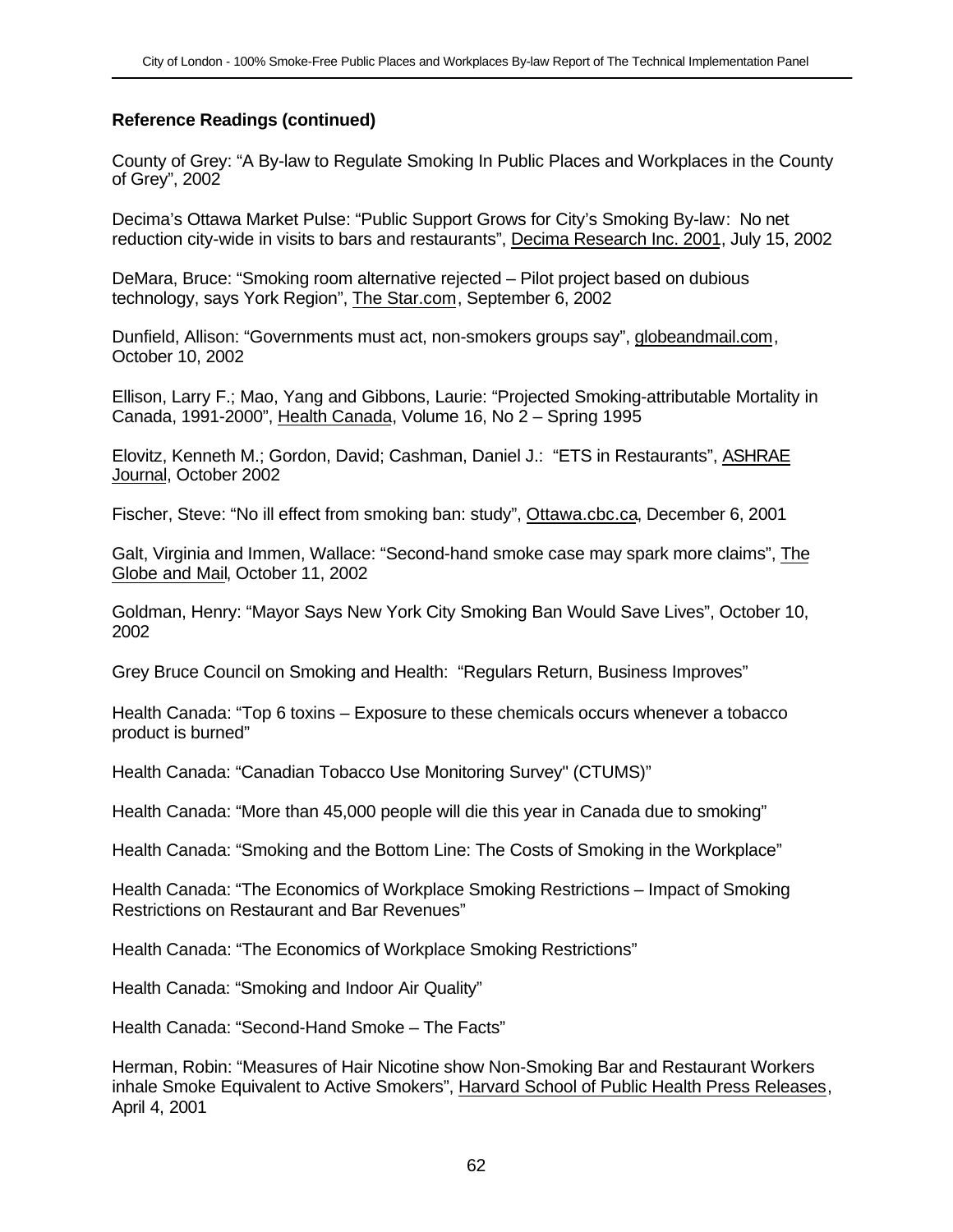**Reference Readings (continued)**

County of Grey: "A By-law to Regulate Smoking In Public Places and Workplaces in the County of Grey", 2002

Decima's Ottawa Market Pulse: "Public Support Grows for City's Smoking By-law: No net reduction city-wide in visits to bars and restaurants", Decima Research Inc. 2001, July 15, 2002

DeMara, Bruce: "Smoking room alternative rejected – Pilot project based on dubious technology, says York Region", The Star.com, September 6, 2002

Dunfield, Allison: "Governments must act, non-smokers groups say", globeandmail.com, October 10, 2002

Ellison, Larry F.; Mao, Yang and Gibbons, Laurie: "Projected Smoking-attributable Mortality in Canada, 1991-2000", Health Canada, Volume 16, No 2 – Spring 1995

Elovitz, Kenneth M.; Gordon, David; Cashman, Daniel J.: "ETS in Restaurants", ASHRAE Journal, October 2002

Fischer, Steve: "No ill effect from smoking ban: study", Ottawa.cbc.ca, December 6, 2001

Galt, Virginia and Immen, Wallace: "Second-hand smoke case may spark more claims", The Globe and Mail, October 11, 2002

Goldman, Henry: "Mayor Says New York City Smoking Ban Would Save Lives", October 10, 2002

Grey Bruce Council on Smoking and Health: "Regulars Return, Business Improves"

Health Canada: "Top 6 toxins – Exposure to these chemicals occurs whenever a tobacco product is burned"

Health Canada: "Canadian Tobacco Use Monitoring Survey" (CTUMS)"

Health Canada: "More than 45,000 people will die this year in Canada due to smoking"

Health Canada: "Smoking and the Bottom Line: The Costs of Smoking in the Workplace"

Health Canada: "The Economics of Workplace Smoking Restrictions – Impact of Smoking Restrictions on Restaurant and Bar Revenues"

Health Canada: "The Economics of Workplace Smoking Restrictions"

Health Canada: "Smoking and Indoor Air Quality"

Health Canada: "Second-Hand Smoke – The Facts"

Herman, Robin: "Measures of Hair Nicotine show Non-Smoking Bar and Restaurant Workers inhale Smoke Equivalent to Active Smokers", Harvard School of Public Health Press Releases, April 4, 2001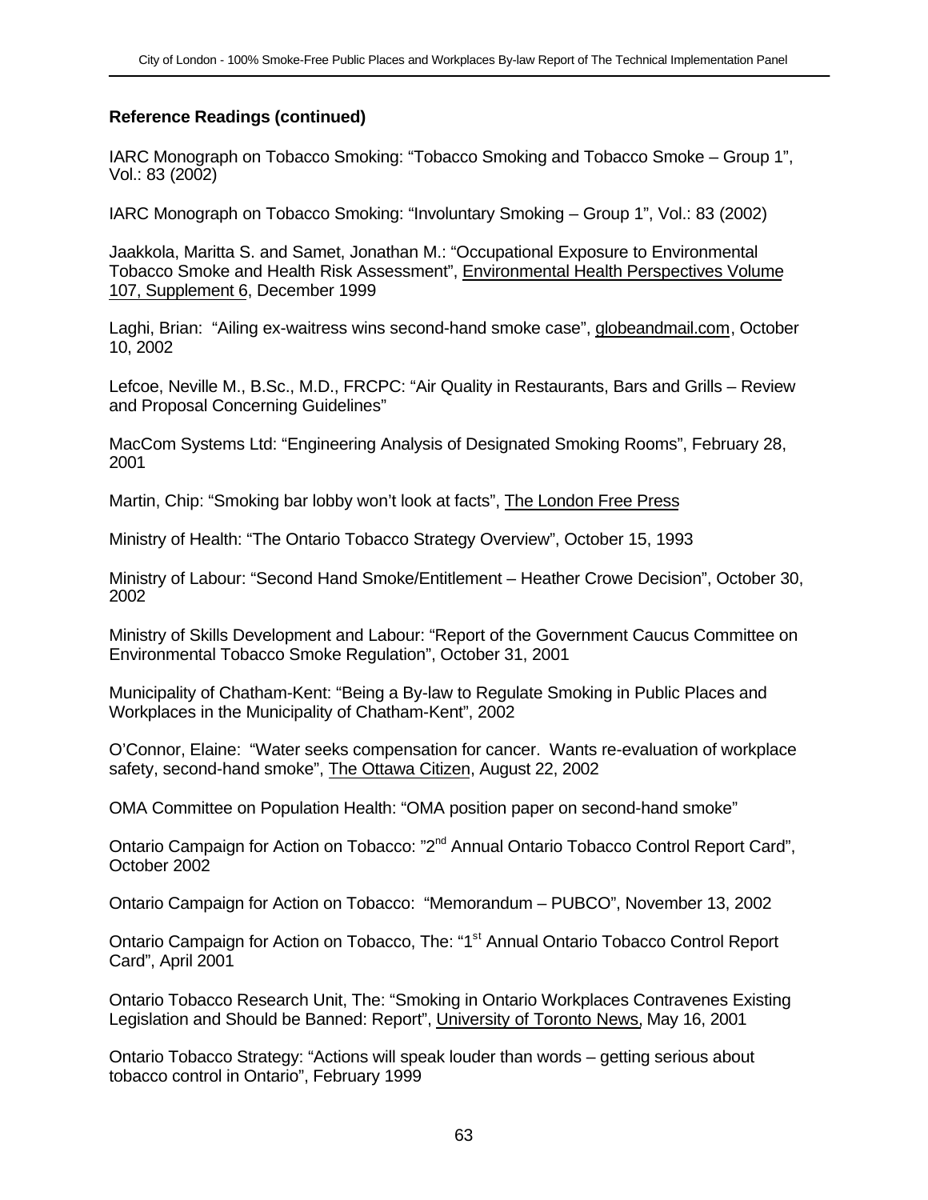**Reference Readings (continued)**

IARC Monograph on Tobacco Smoking: "Tobacco Smoking and Tobacco Smoke – Group 1", Vol.: 83 (2002)

IARC Monograph on Tobacco Smoking: "Involuntary Smoking – Group 1", Vol.: 83 (2002)

Jaakkola, Maritta S. and Samet, Jonathan M.: "Occupational Exposure to Environmental Tobacco Smoke and Health Risk Assessment", Environmental Health Perspectives Volume 107, Supplement 6, December 1999

Laghi, Brian: "Ailing ex-waitress wins second-hand smoke case", globeandmail.com, October 10, 2002

Lefcoe, Neville M., B.Sc., M.D., FRCPC: "Air Quality in Restaurants, Bars and Grills – Review and Proposal Concerning Guidelines"

MacCom Systems Ltd: "Engineering Analysis of Designated Smoking Rooms", February 28, 2001

Martin, Chip: "Smoking bar lobby won't look at facts", The London Free Press

Ministry of Health: "The Ontario Tobacco Strategy Overview", October 15, 1993

Ministry of Labour: "Second Hand Smoke/Entitlement – Heather Crowe Decision", October 30, 2002

Ministry of Skills Development and Labour: "Report of the Government Caucus Committee on Environmental Tobacco Smoke Regulation", October 31, 2001

Municipality of Chatham-Kent: "Being a By-law to Regulate Smoking in Public Places and Workplaces in the Municipality of Chatham-Kent", 2002

O'Connor, Elaine: "Water seeks compensation for cancer. Wants re-evaluation of workplace safety, second-hand smoke", The Ottawa Citizen, August 22, 2002

OMA Committee on Population Health: "OMA position paper on second-hand smoke"

Ontario Campaign for Action on Tobacco: "2nd Annual Ontario Tobacco Control Report Card", October 2002

Ontario Campaign for Action on Tobacco: "Memorandum – PUBCO", November 13, 2002

Ontario Campaign for Action on Tobacco, The: "1st Annual Ontario Tobacco Control Report Card", April 2001

Ontario Tobacco Research Unit, The: "Smoking in Ontario Workplaces Contravenes Existing Legislation and Should be Banned: Report", University of Toronto News, May 16, 2001

Ontario Tobacco Strategy: "Actions will speak louder than words – getting serious about tobacco control in Ontario", February 1999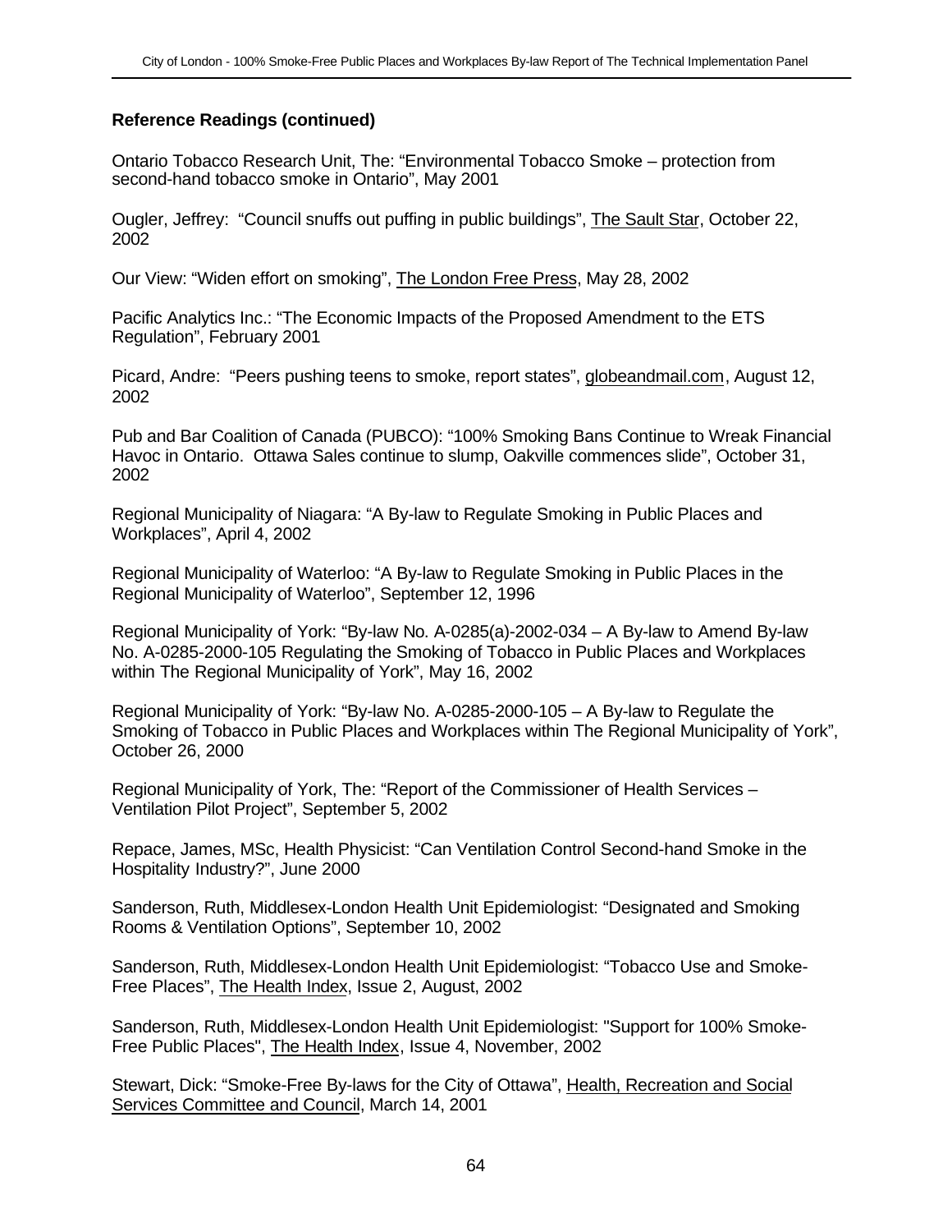**Reference Readings (continued)**

Ontario Tobacco Research Unit, The: "Environmental Tobacco Smoke – protection from second-hand tobacco smoke in Ontario", May 2001

Ougler, Jeffrey: "Council snuffs out puffing in public buildings", The Sault Star, October 22, 2002

Our View: "Widen effort on smoking", The London Free Press, May 28, 2002

Pacific Analytics Inc.: "The Economic Impacts of the Proposed Amendment to the ETS Regulation", February 2001

Picard, Andre: "Peers pushing teens to smoke, report states", globeandmail.com, August 12, 2002

Pub and Bar Coalition of Canada (PUBCO): "100% Smoking Bans Continue to Wreak Financial Havoc in Ontario. Ottawa Sales continue to slump, Oakville commences slide", October 31, 2002

Regional Municipality of Niagara: "A By-law to Regulate Smoking in Public Places and Workplaces", April 4, 2002

Regional Municipality of Waterloo: "A By-law to Regulate Smoking in Public Places in the Regional Municipality of Waterloo", September 12, 1996

Regional Municipality of York: "By-law No. A-0285(a)-2002-034 – A By-law to Amend By-law No. A-0285-2000-105 Regulating the Smoking of Tobacco in Public Places and Workplaces within The Regional Municipality of York", May 16, 2002

Regional Municipality of York: "By-law No. A-0285-2000-105 – A By-law to Regulate the Smoking of Tobacco in Public Places and Workplaces within The Regional Municipality of York", October 26, 2000

Regional Municipality of York, The: "Report of the Commissioner of Health Services – Ventilation Pilot Project", September 5, 2002

Repace, James, MSc, Health Physicist: "Can Ventilation Control Second-hand Smoke in the Hospitality Industry?", June 2000

Sanderson, Ruth, Middlesex-London Health Unit Epidemiologist: "Designated and Smoking Rooms & Ventilation Options", September 10, 2002

Sanderson, Ruth, Middlesex-London Health Unit Epidemiologist: "Tobacco Use and Smoke-Free Places", The Health Index, Issue 2, August, 2002

Sanderson, Ruth, Middlesex-London Health Unit Epidemiologist: "Support for 100% Smoke-Free Public Places", The Health Index, Issue 4, November, 2002

Stewart, Dick: "Smoke-Free By-laws for the City of Ottawa", Health, Recreation and Social Services Committee and Council, March 14, 2001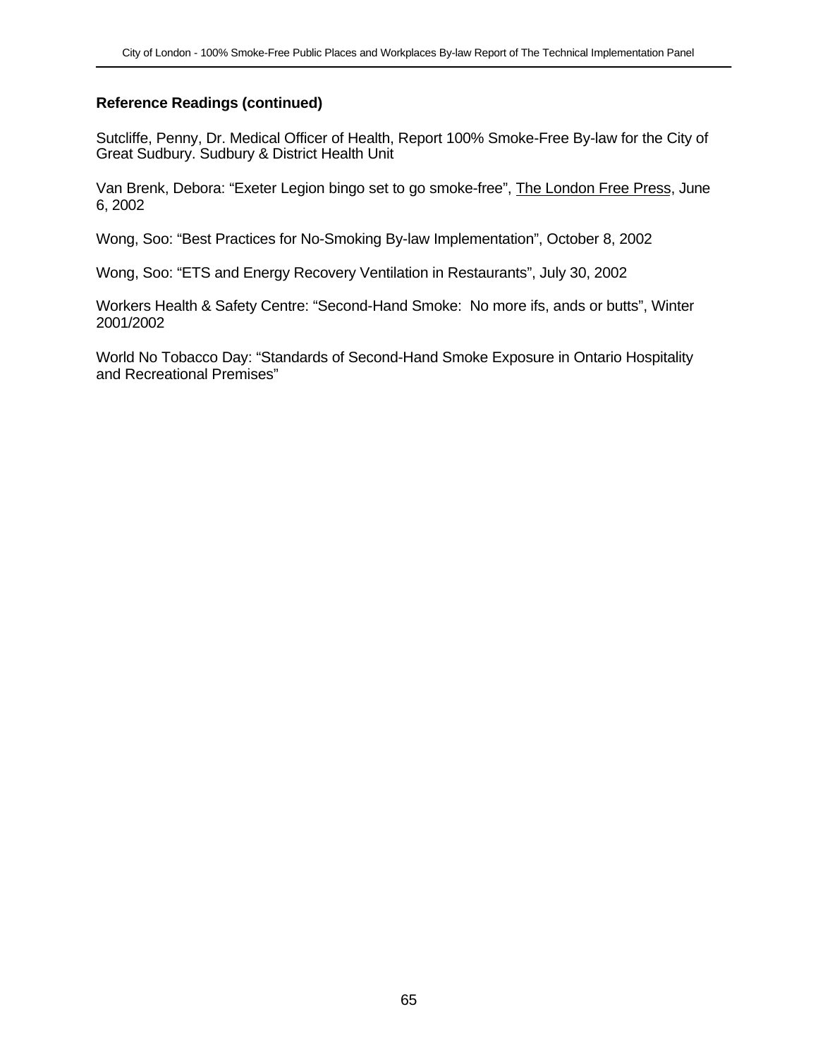**Reference Readings (continued)**

Sutcliffe, Penny, Dr. Medical Officer of Health, Report 100% Smoke-Free By-law for the City of Great Sudbury. Sudbury & District Health Unit

Van Brenk, Debora: "Exeter Legion bingo set to go smoke-free", The London Free Press, June 6, 2002

Wong, Soo: "Best Practices for No-Smoking By-law Implementation", October 8, 2002

Wong, Soo: "ETS and Energy Recovery Ventilation in Restaurants", July 30, 2002

Workers Health & Safety Centre: "Second-Hand Smoke: No more ifs, ands or butts", Winter 2001/2002

World No Tobacco Day: "Standards of Second-Hand Smoke Exposure in Ontario Hospitality and Recreational Premises"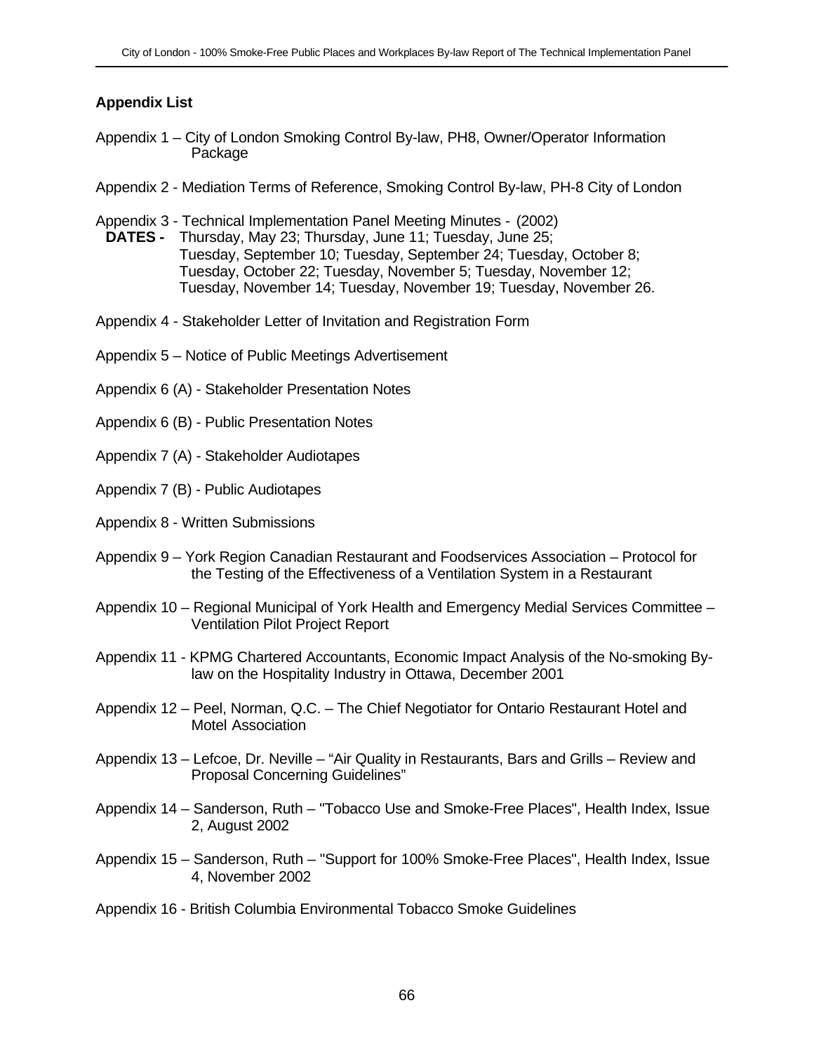**Appendix List**

Appendix 1 – City of London Smoking Control By-law, PH8, Owner/Operator Information Package

Appendix 2 - Mediation Terms of Reference, Smoking Control By-law, PH-8 City of London

Appendix 3 - Technical Implementation Panel Meeting Minutes - (2002)
**DATES -** Thursday, May 23; Thursday, June 11; Tuesday, June 25; Tuesday, September 10; Tuesday, September 24; Tuesday, October 8; Tuesday, October 22; Tuesday, November 5; Tuesday, November 12; Tuesday, November 14; Tuesday, November 19; Tuesday, November 26.

Appendix 4 - Stakeholder Letter of Invitation and Registration Form

Appendix 5 – Notice of Public Meetings Advertisement

Appendix 6 (A) - Stakeholder Presentation Notes

Appendix 6 (B) - Public Presentation Notes

Appendix 7 (A) - Stakeholder Audiotapes

Appendix 7 (B) - Public Audiotapes

Appendix 8 - Written Submissions

Appendix 9 – York Region Canadian Restaurant and Foodservices Association – Protocol for the Testing of the Effectiveness of a Ventilation System in a Restaurant

Appendix 10 – Regional Municipal of York Health and Emergency Medial Services Committee – Ventilation Pilot Project Report

Appendix 11 - KPMG Chartered Accountants, Economic Impact Analysis of the No-smoking By-law on the Hospitality Industry in Ottawa, December 2001

Appendix 12 – Peel, Norman, Q.C. – The Chief Negotiator for Ontario Restaurant Hotel and Motel Association

Appendix 13 – Lefcoe, Dr. Neville – “Air Quality in Restaurants, Bars and Grills – Review and Proposal Concerning Guidelines”

Appendix 14 – Sanderson, Ruth – "Tobacco Use and Smoke-Free Places", Health Index, Issue 2, August 2002

Appendix 15 – Sanderson, Ruth – "Support for 100% Smoke-Free Places", Health Index, Issue 4, November 2002

Appendix 16 - British Columbia Environmental Tobacco Smoke Guidelines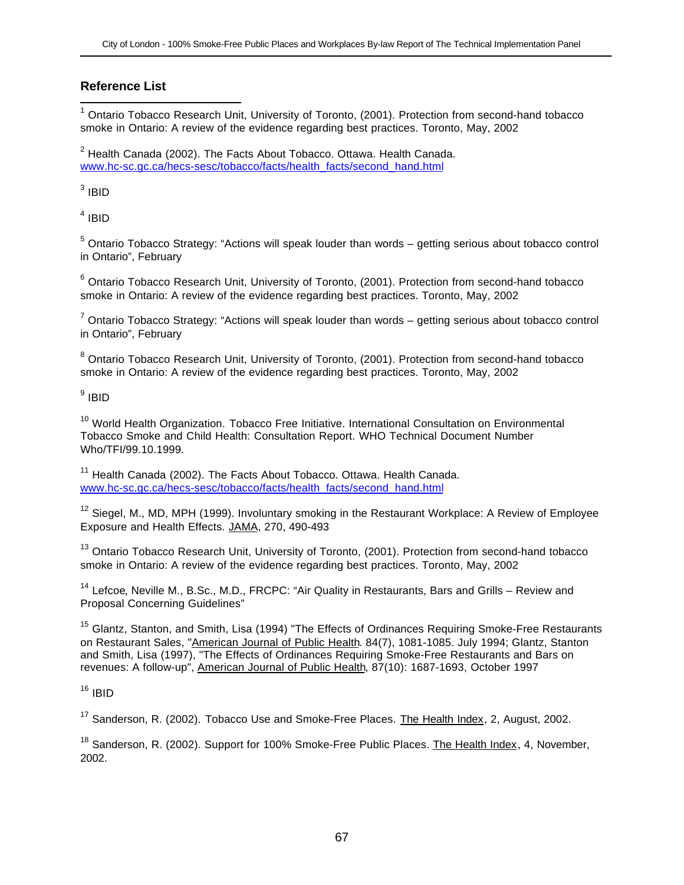## Reference List

[1] Ontario Tobacco Research Unit, University of Toronto, (2001). Protection from second-hand tobacco smoke in Ontario: A review of the evidence regarding best practices. Toronto, May, 2002

[2] Health Canada (2002). The Facts About Tobacco. Ottawa. Health Canada. www.hc-sc.gc.ca/hecs-sesc/tobacco/facts/health_facts/second_hand.html

[3] IBID

[4] IBID

[5] Ontario Tobacco Strategy: "Actions will speak louder than words – getting serious about tobacco control in Ontario", February

[6] Ontario Tobacco Research Unit, University of Toronto, (2001). Protection from second-hand tobacco smoke in Ontario: A review of the evidence regarding best practices. Toronto, May, 2002

[7] Ontario Tobacco Strategy: "Actions will speak louder than words – getting serious about tobacco control in Ontario", February

[8] Ontario Tobacco Research Unit, University of Toronto, (2001). Protection from second-hand tobacco smoke in Ontario: A review of the evidence regarding best practices. Toronto, May, 2002

[9] IBID

[10] World Health Organization. Tobacco Free Initiative. International Consultation on Environmental Tobacco Smoke and Child Health: Consultation Report. WHO Technical Document Number Who/TFI/99.10.1999.

[11] Health Canada (2002). The Facts About Tobacco. Ottawa. Health Canada. www.hc-sc.gc.ca/hecs-sesc/tobacco/facts/health_facts/second_hand.html

[12] Siegel, M., MD, MPH (1999). Involuntary smoking in the Restaurant Workplace: A Review of Employee Exposure and Health Effects. JAMA, 270, 490-493

[13] Ontario Tobacco Research Unit, University of Toronto, (2001). Protection from second-hand tobacco smoke in Ontario: A review of the evidence regarding best practices. Toronto, May, 2002

[14] Lefcoe, Neville M., B.Sc., M.D., FRCPC: "Air Quality in Restaurants, Bars and Grills – Review and Proposal Concerning Guidelines"

[15] Glantz, Stanton, and Smith, Lisa (1994) "The Effects of Ordinances Requiring Smoke-Free Restaurants on Restaurant Sales, "American Journal of Public Health. 84(7), 1081-1085. July 1994; Glantz, Stanton and Smith, Lisa (1997), "The Effects of Ordinances Requiring Smoke-Free Restaurants and Bars on revenues: A follow-up", American Journal of Public Health, 87(10): 1687-1693, October 1997

[16] IBID

[17] Sanderson, R. (2002). Tobacco Use and Smoke-Free Places. The Health Index, 2, August, 2002.

[18] Sanderson, R. (2002). Support for 100% Smoke-Free Public Places. The Health Index, 4, November, 2002.